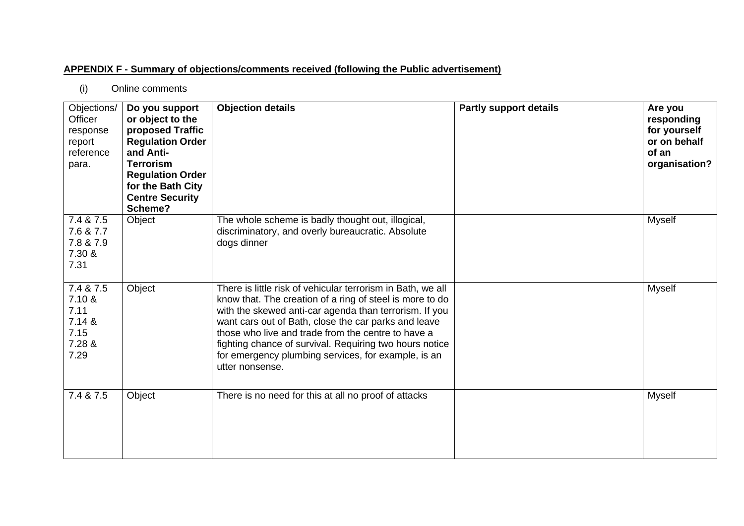**APPENDIX F - Summary of objections/comments received (following the Public advertisement)**

(i) Online comments

| Objections/ Officer response report reference para. | **Do you support or object to the proposed Traffic Regulation Order and Anti-Terrorism Regulation Order for the Bath City Centre Security Scheme?** | **Objection details** | **Partly support details** | **Are you responding for yourself or on behalf of an organisation?** |
|---|---|---|---|---|
| 7.4 & 7.5 7.6 & 7.7 7.8 & 7.9 7.30 & 7.31 | Object | The whole scheme is badly thought out, illogical, discriminatory, and overly bureaucratic. Absolute dogs dinner | | Myself |
| 7.4 & 7.5 7.10 & 7.11 7.14 & 7.15 7.28 & 7.29 | Object | There is little risk of vehicular terrorism in Bath, we all know that. The creation of a ring of steel is more to do with the skewed anti-car agenda than terrorism. If you want cars out of Bath, close the car parks and leave those who live and trade from the centre to have a fighting chance of survival. Requiring two hours notice for emergency plumbing services, for example, is an utter nonsense. | | Myself |
| 7.4 & 7.5 | Object | There is no need for this at all no proof of attacks | | Myself |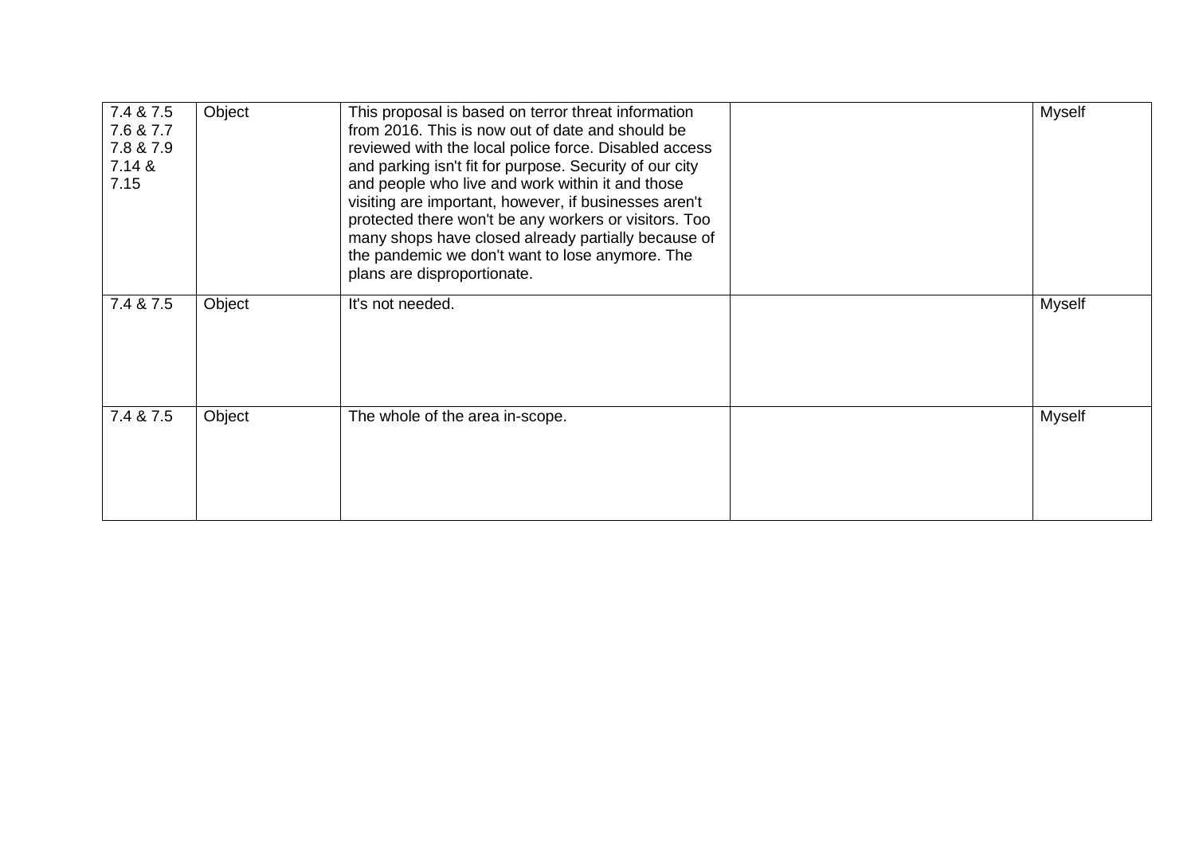| | | | | |
|---|---|---|---|---|
| 7.4 & 7.5 7.6 & 7.7 7.8 & 7.9 7.14 & 7.15 | Object | This proposal is based on terror threat information from 2016. This is now out of date and should be reviewed with the local police force. Disabled access and parking isn't fit for purpose. Security of our city and people who live and work within it and those visiting are important, however, if businesses aren't protected there won't be any workers or visitors. Too many shops have closed already partially because of the pandemic we don't want to lose anymore. The plans are disproportionate. | | Myself |
| 7.4 & 7.5 | Object | It's not needed. | | Myself |
| 7.4 & 7.5 | Object | The whole of the area in-scope. | | Myself |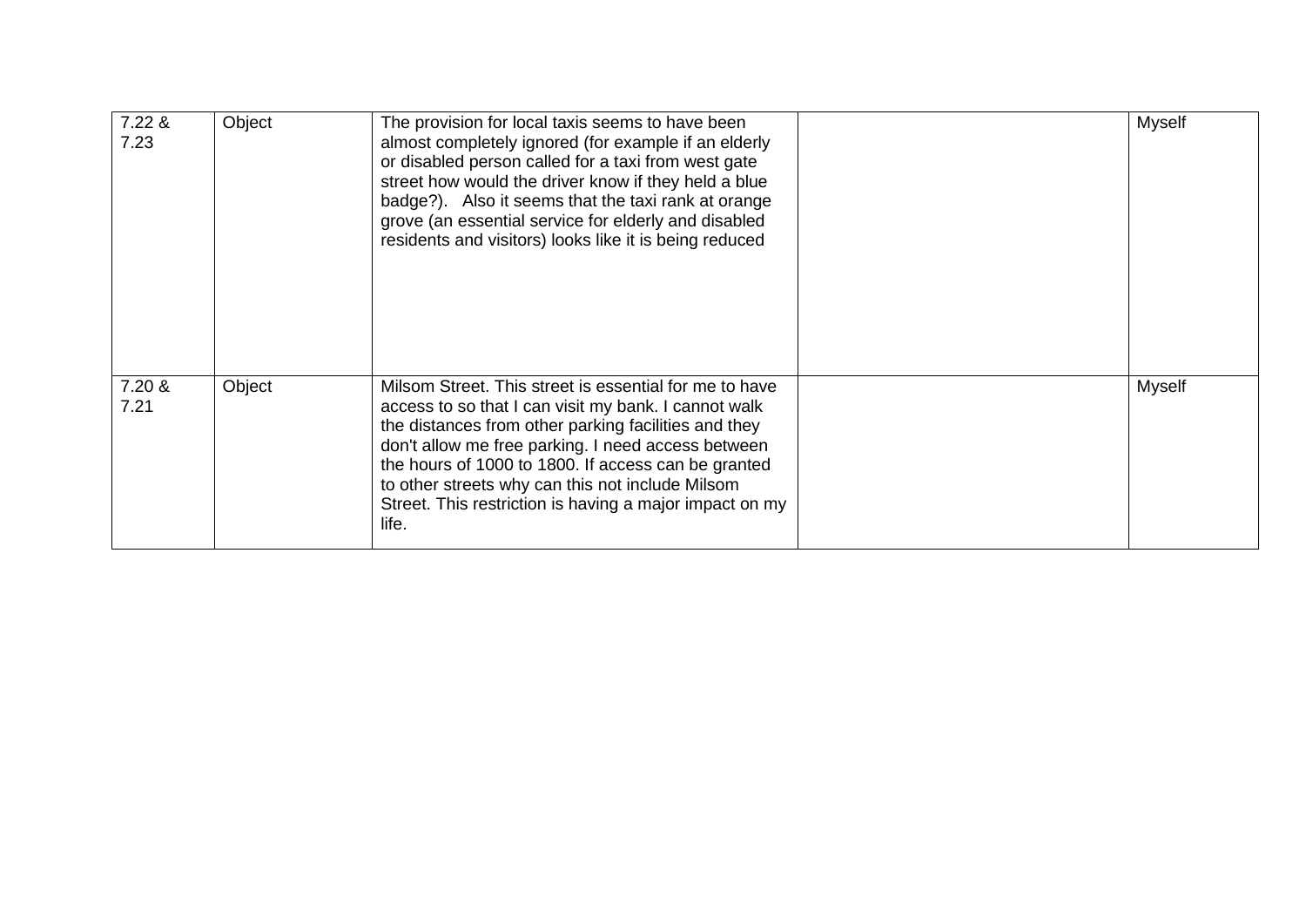| | | | | |
|---|---|---|---|---|
| 7.22 & 7.23 | Object | The provision for local taxis seems to have been almost completely ignored (for example if an elderly or disabled person called for a taxi from west gate street how would the driver know if they held a blue badge?). Also it seems that the taxi rank at orange grove (an essential service for elderly and disabled residents and visitors) looks like it is being reduced | | Myself |
| 7.20 & 7.21 | Object | Milsom Street. This street is essential for me to have access to so that I can visit my bank. I cannot walk the distances from other parking facilities and they don't allow me free parking. I need access between the hours of 1000 to 1800. If access can be granted to other streets why can this not include Milsom Street. This restriction is having a major impact on my life. | | Myself |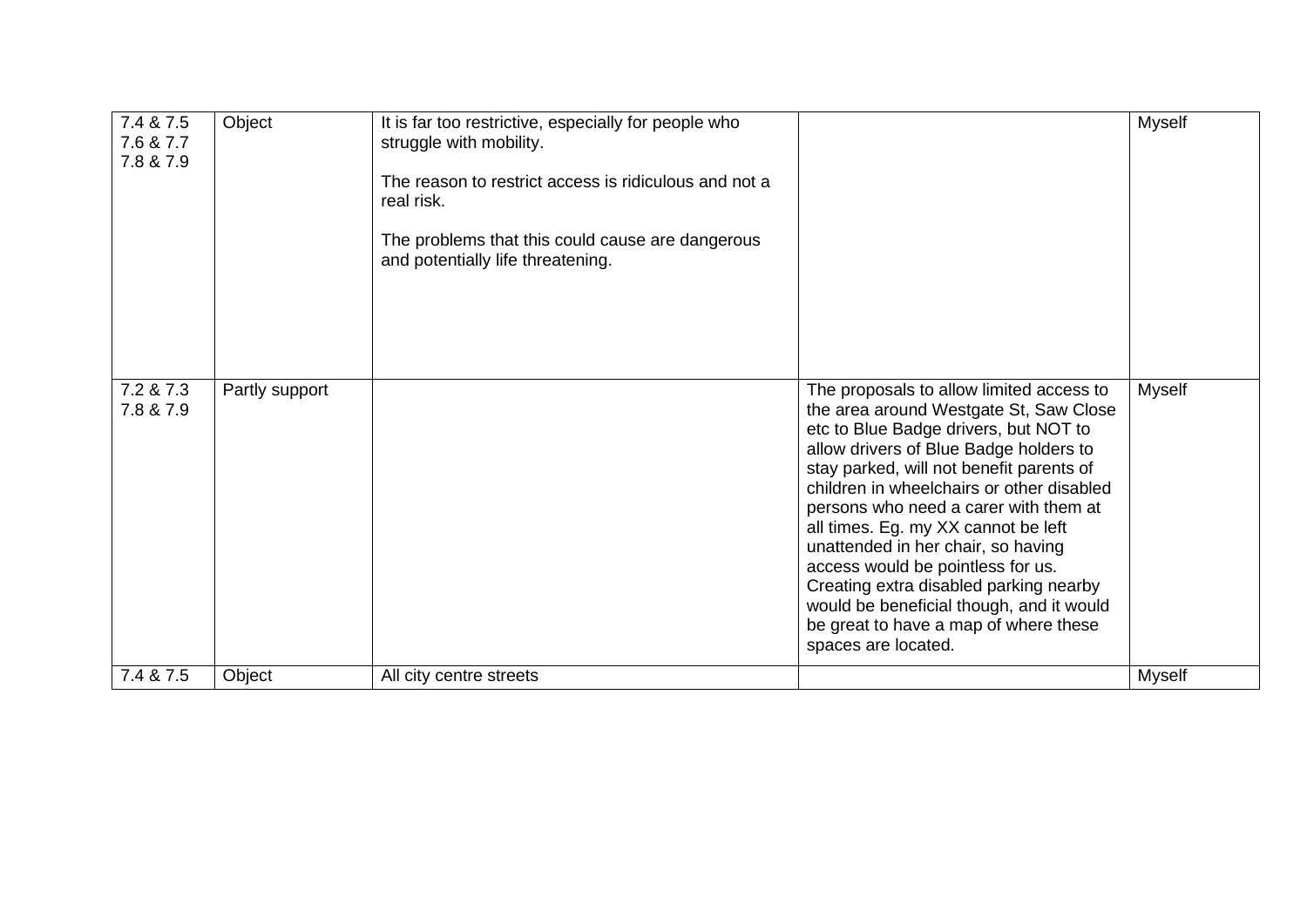| | | | | |
|---|---|---|---|---|
| 7.4 & 7.5<br>7.6 & 7.7<br>7.8 & 7.9 | Object | It is far too restrictive, especially for people who struggle with mobility.<br><br>The reason to restrict access is ridiculous and not a real risk.<br><br>The problems that this could cause are dangerous and potentially life threatening. | | Myself |
| 7.2 & 7.3<br>7.8 & 7.9 | Partly support | | The proposals to allow limited access to the area around Westgate St, Saw Close etc to Blue Badge drivers, but NOT to allow drivers of Blue Badge holders to stay parked, will not benefit parents of children in wheelchairs or other disabled persons who need a carer with them at all times. Eg. my XX cannot be left unattended in her chair, so having access would be pointless for us. Creating extra disabled parking nearby would be beneficial though, and it would be great to have a map of where these spaces are located. | Myself |
| 7.4 & 7.5 | Object | All city centre streets | | Myself |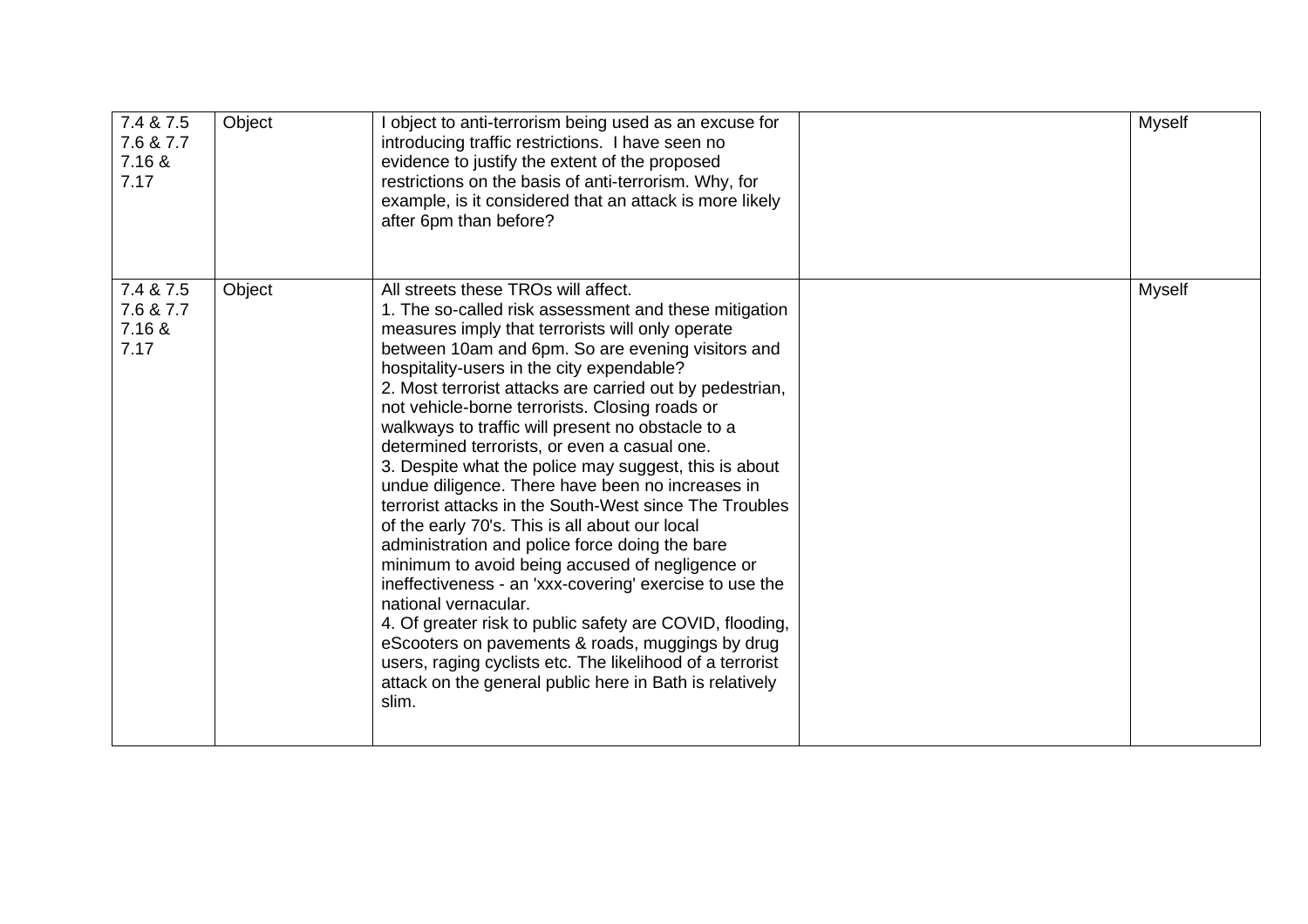| | | | | |
|---|---|---|---|---|
| 7.4 & 7.5 7.6 & 7.7 7.16 & 7.17 | Object | I object to anti-terrorism being used as an excuse for introducing traffic restrictions. I have seen no evidence to justify the extent of the proposed restrictions on the basis of anti-terrorism. Why, for example, is it considered that an attack is more likely after 6pm than before? | | Myself |
| 7.4 & 7.5 7.6 & 7.7 7.16 & 7.17 | Object | All streets these TROs will affect.<br>1. The so-called risk assessment and these mitigation measures imply that terrorists will only operate between 10am and 6pm. So are evening visitors and hospitality-users in the city expendable?<br>2. Most terrorist attacks are carried out by pedestrian, not vehicle-borne terrorists. Closing roads or walkways to traffic will present no obstacle to a determined terrorists, or even a casual one.<br>3. Despite what the police may suggest, this is about undue diligence. There have been no increases in terrorist attacks in the South-West since The Troubles of the early 70's. This is all about our local administration and police force doing the bare minimum to avoid being accused of negligence or ineffectiveness - an 'xxx-covering' exercise to use the national vernacular.<br>4. Of greater risk to public safety are COVID, flooding, eScooters on pavements & roads, muggings by drug users, raging cyclists etc. The likelihood of a terrorist attack on the general public here in Bath is relatively slim. | | Myself |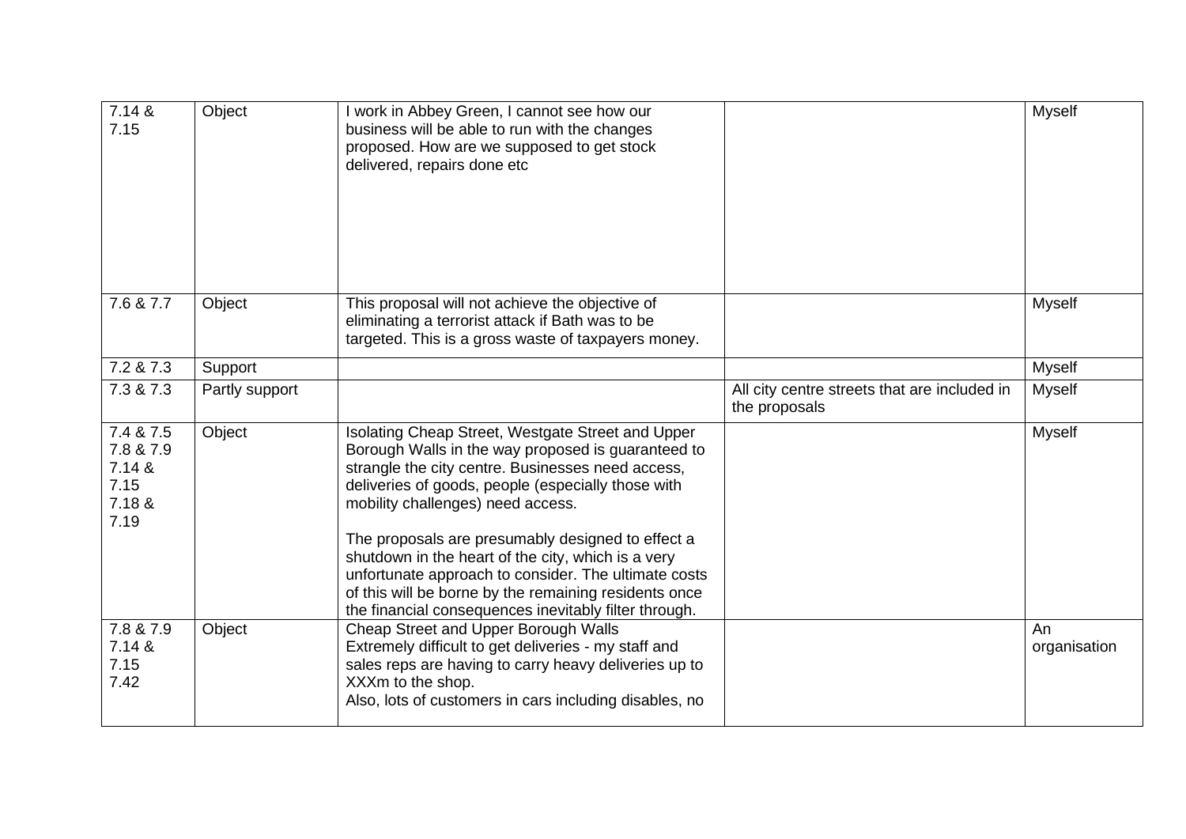| | | | | |
|---|---|---|---|---|
| 7.14 & 7.15 | Object | I work in Abbey Green, I cannot see how our business will be able to run with the changes proposed. How are we supposed to get stock delivered, repairs done etc | | Myself |
| 7.6 & 7.7 | Object | This proposal will not achieve the objective of eliminating a terrorist attack if Bath was to be targeted. This is a gross waste of taxpayers money. | | Myself |
| 7.2 & 7.3 | Support | | | Myself |
| 7.3 & 7.3 | Partly support | | All city centre streets that are included in the proposals | Myself |
| 7.4 & 7.5<br>7.8 & 7.9<br>7.14 & 7.15<br>7.18 & 7.19 | Object | Isolating Cheap Street, Westgate Street and Upper Borough Walls in the way proposed is guaranteed to strangle the city centre. Businesses need access, deliveries of goods, people (especially those with mobility challenges) need access.<br><br>The proposals are presumably designed to effect a shutdown in the heart of the city, which is a very unfortunate approach to consider. The ultimate costs of this will be borne by the remaining residents once the financial consequences inevitably filter through. | | Myself |
| 7.8 & 7.9<br>7.14 & 7.15<br>7.42 | Object | Cheap Street and Upper Borough Walls<br>Extremely difficult to get deliveries - my staff and sales reps are having to carry heavy deliveries up to XXXm to the shop.<br>Also, lots of customers in cars including disables, no | | An organisation |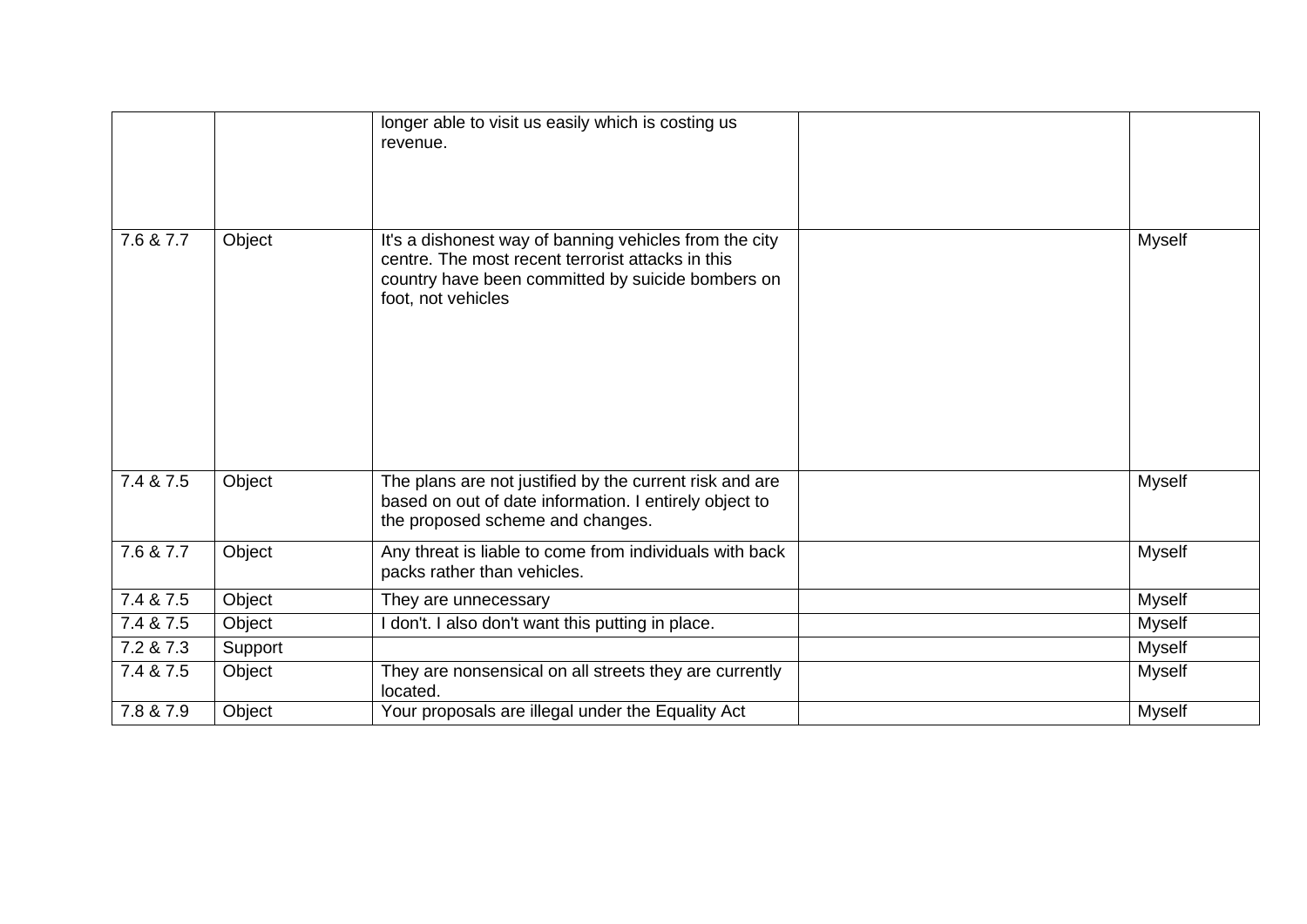|  |  |  |  |  |
|---|---|---|---|---|
|  |  | longer able to visit us easily which is costing us revenue. |  |  |
| 7.6 & 7.7 | Object | It's a dishonest way of banning vehicles from the city centre. The most recent terrorist attacks in this country have been committed by suicide bombers on foot, not vehicles |  | Myself |
| 7.4 & 7.5 | Object | The plans are not justified by the current risk and are based on out of date information. I entirely object to the proposed scheme and changes. |  | Myself |
| 7.6 & 7.7 | Object | Any threat is liable to come from individuals with back packs rather than vehicles. |  | Myself |
| 7.4 & 7.5 | Object | They are unnecessary |  | Myself |
| 7.4 & 7.5 | Object | I don't. I also don't want this putting in place. |  | Myself |
| 7.2 & 7.3 | Support |  |  | Myself |
| 7.4 & 7.5 | Object | They are nonsensical on all streets they are currently located. |  | Myself |
| 7.8 & 7.9 | Object | Your proposals are illegal under the Equality Act |  | Myself |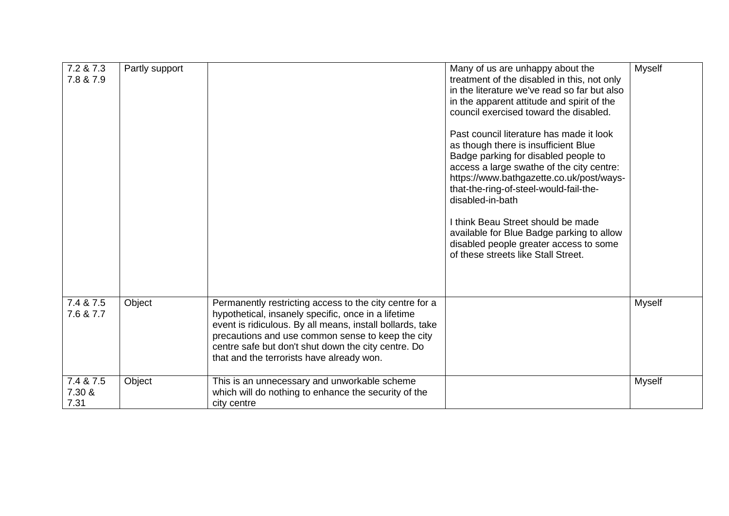| | | | | |
|---|---|---|---|---|
| 7.2 & 7.3 7.8 & 7.9 | Partly support | | Many of us are unhappy about the treatment of the disabled in this, not only in the literature we've read so far but also in the apparent attitude and spirit of the council exercised toward the disabled.<br><br>Past council literature has made it look as though there is insufficient Blue Badge parking for disabled people to access a large swathe of the city centre: https://www.bathgazette.co.uk/post/ways-that-the-ring-of-steel-would-fail-the-disabled-in-bath<br><br>I think Beau Street should be made available for Blue Badge parking to allow disabled people greater access to some of these streets like Stall Street. | Myself |
| 7.4 & 7.5 7.6 & 7.7 | Object | Permanently restricting access to the city centre for a hypothetical, insanely specific, once in a lifetime event is ridiculous. By all means, install bollards, take precautions and use common sense to keep the city centre safe but don't shut down the city centre. Do that and the terrorists have already won. | | Myself |
| 7.4 & 7.5 7.30 & 7.31 | Object | This is an unnecessary and unworkable scheme which will do nothing to enhance the security of the city centre | | Myself |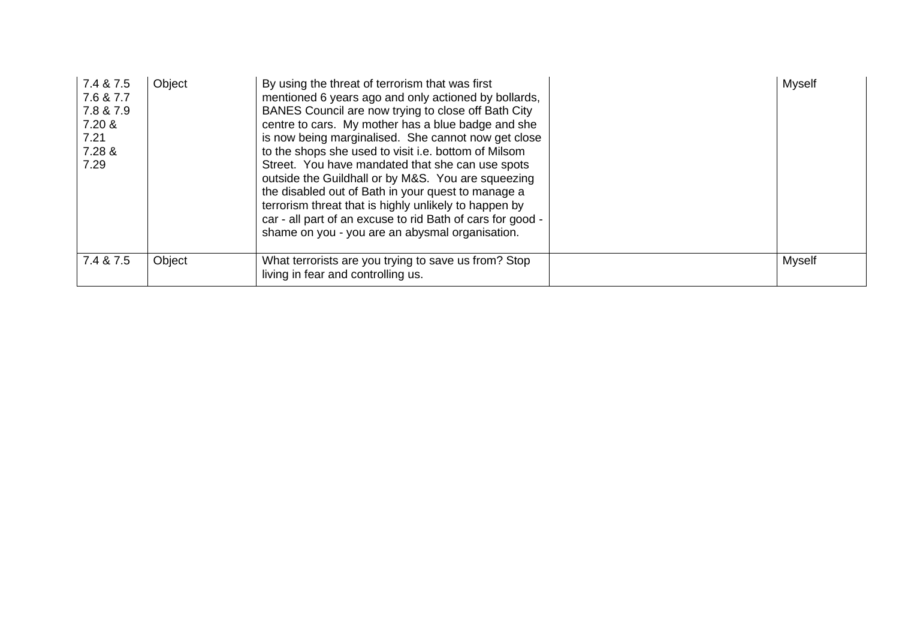| | | | | |
|---|---|---|---|---|
| 7.4 & 7.5<br>7.6 & 7.7<br>7.8 & 7.9<br>7.20 &<br>7.21<br>7.28 &<br>7.29 | Object | By using the threat of terrorism that was first mentioned 6 years ago and only actioned by bollards, BANES Council are now trying to close off Bath City centre to cars. My mother has a blue badge and she is now being marginalised. She cannot now get close to the shops she used to visit i.e. bottom of Milsom Street. You have mandated that she can use spots outside the Guildhall or by M&S. You are squeezing the disabled out of Bath in your quest to manage a terrorism threat that is highly unlikely to happen by car - all part of an excuse to rid Bath of cars for good - shame on you - you are an abysmal organisation. | | Myself |
| 7.4 & 7.5 | Object | What terrorists are you trying to save us from? Stop living in fear and controlling us. | | Myself |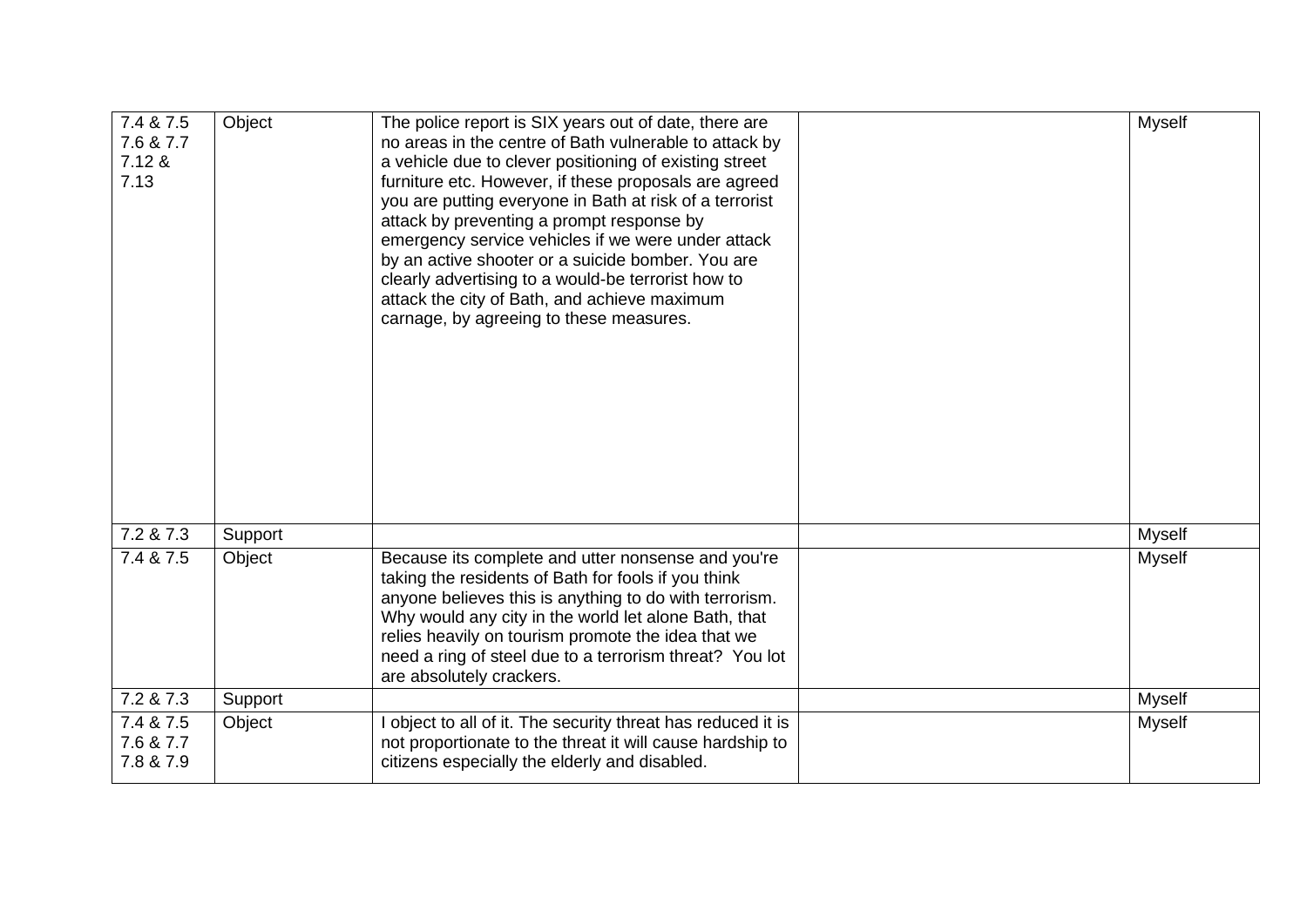| 7.4 & 7.5 7.6 & 7.7 7.12 & 7.13 | Object | The police report is SIX years out of date, there are no areas in the centre of Bath vulnerable to attack by a vehicle due to clever positioning of existing street furniture etc. However, if these proposals are agreed you are putting everyone in Bath at risk of a terrorist attack by preventing a prompt response by emergency service vehicles if we were under attack by an active shooter or a suicide bomber. You are clearly advertising to a would-be terrorist how to attack the city of Bath, and achieve maximum carnage, by agreeing to these measures. | | Myself |
|---|---|---|---|---|
| 7.2 & 7.3 | Support | | | Myself |
| 7.4 & 7.5 | Object | Because its complete and utter nonsense and you're taking the residents of Bath for fools if you think anyone believes this is anything to do with terrorism. Why would any city in the world let alone Bath, that relies heavily on tourism promote the idea that we need a ring of steel due to a terrorism threat? You lot are absolutely crackers. | | Myself |
| 7.2 & 7.3 | Support | | | Myself |
| 7.4 & 7.5 7.6 & 7.7 7.8 & 7.9 | Object | I object to all of it. The security threat has reduced it is not proportionate to the threat it will cause hardship to citizens especially the elderly and disabled. | | Myself |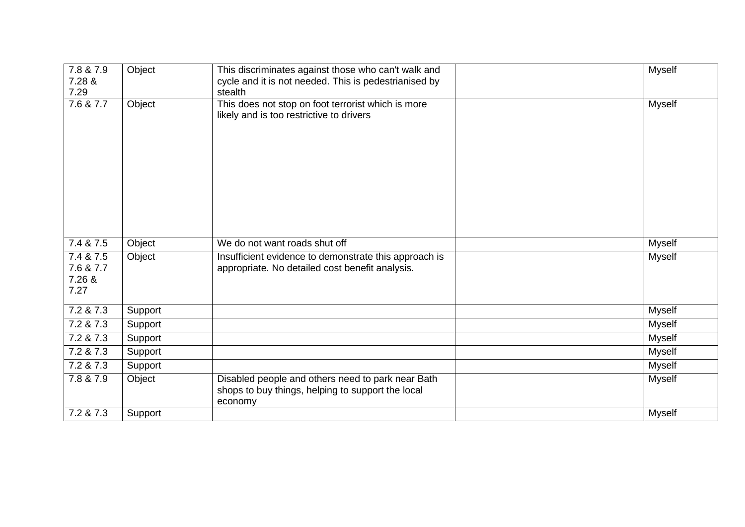| | | | | |
|---|---|---|---|---|
| 7.8 & 7.9 7.28 & 7.29 | Object | This discriminates against those who can't walk and cycle and it is not needed. This is pedestrianised by stealth | | Myself |
| 7.6 & 7.7 | Object | This does not stop on foot terrorist which is more likely and is too restrictive to drivers | | Myself |
| 7.4 & 7.5 | Object | We do not want roads shut off | | Myself |
| 7.4 & 7.5 7.6 & 7.7 7.26 & 7.27 | Object | Insufficient evidence to demonstrate this approach is appropriate. No detailed cost benefit analysis. | | Myself |
| 7.2 & 7.3 | Support | | | Myself |
| 7.2 & 7.3 | Support | | | Myself |
| 7.2 & 7.3 | Support | | | Myself |
| 7.2 & 7.3 | Support | | | Myself |
| 7.2 & 7.3 | Support | | | Myself |
| 7.8 & 7.9 | Object | Disabled people and others need to park near Bath shops to buy things, helping to support the local economy | | Myself |
| 7.2 & 7.3 | Support | | | Myself |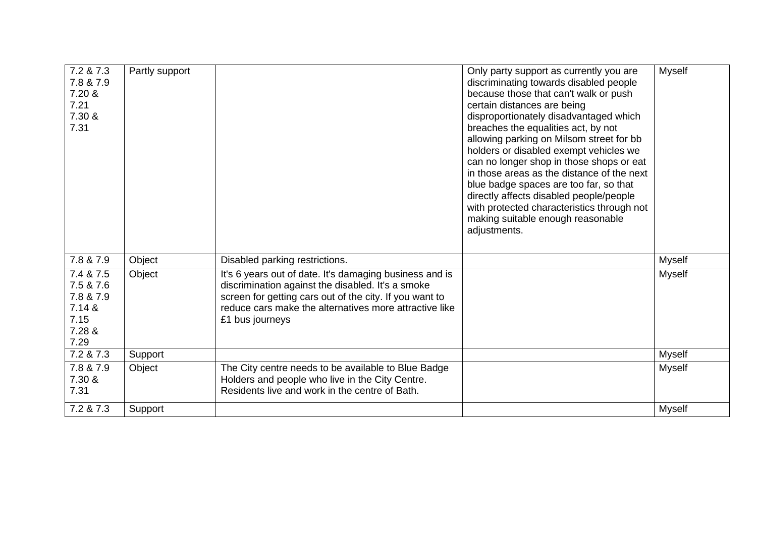| | | | | |
|---|---|---|---|---|
| 7.2 & 7.3<br>7.8 & 7.9<br>7.20 &<br>7.21<br>7.30 &<br>7.31 | Partly support | | Only party support as currently you are discriminating towards disabled people because those that can't walk or push certain distances are being disproportionately disadvantaged which breaches the equalities act, by not allowing parking on Milsom street for bb holders or disabled exempt vehicles we can no longer shop in those shops or eat in those areas as the distance of the next blue badge spaces are too far, so that directly affects disabled people/people with protected characteristics through not making suitable enough reasonable adjustments. | Myself |
| 7.8 & 7.9 | Object | Disabled parking restrictions. | | Myself |
| 7.4 & 7.5<br>7.5 & 7.6<br>7.8 & 7.9<br>7.14 &<br>7.15<br>7.28 &<br>7.29 | Object | It's 6 years out of date. It's damaging business and is discrimination against the disabled. It's a smoke screen for getting cars out of the city. If you want to reduce cars make the alternatives more attractive like £1 bus journeys | | Myself |
| 7.2 & 7.3 | Support | | | Myself |
| 7.8 & 7.9<br>7.30 &<br>7.31 | Object | The City centre needs to be available to Blue Badge Holders and people who live in the City Centre. Residents live and work in the centre of Bath. | | Myself |
| 7.2 & 7.3 | Support | | | Myself |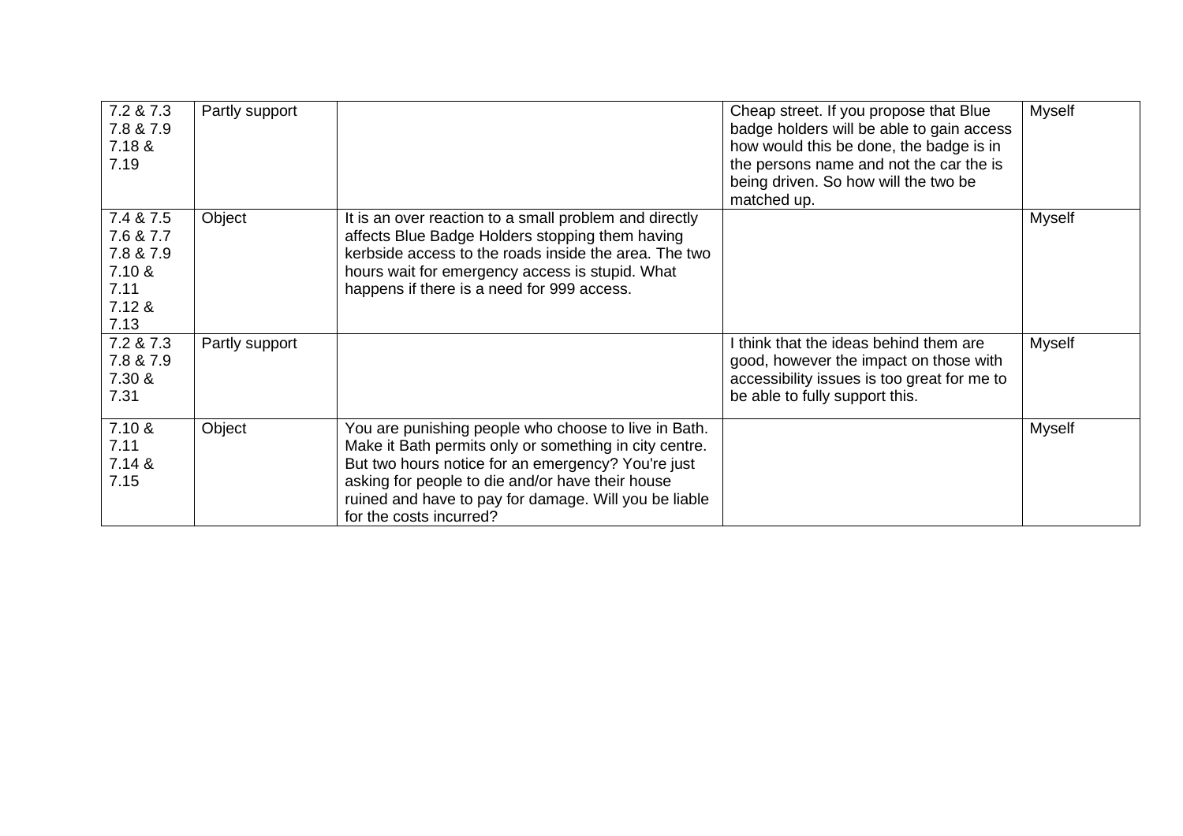| | | | | |
|---|---|---|---|---|
| 7.2 & 7.3<br>7.8 & 7.9<br>7.18 &<br>7.19 | Partly support | | Cheap street. If you propose that Blue badge holders will be able to gain access how would this be done, the badge is in the persons name and not the car the is being driven. So how will the two be matched up. | Myself |
| 7.4 & 7.5<br>7.6 & 7.7<br>7.8 & 7.9<br>7.10 &<br>7.11<br>7.12 &<br>7.13 | Object | It is an over reaction to a small problem and directly affects Blue Badge Holders stopping them having kerbside access to the roads inside the area. The two hours wait for emergency access is stupid. What happens if there is a need for 999 access. | | Myself |
| 7.2 & 7.3<br>7.8 & 7.9<br>7.30 &<br>7.31 | Partly support | | I think that the ideas behind them are good, however the impact on those with accessibility issues is too great for me to be able to fully support this. | Myself |
| 7.10 &<br>7.11<br>7.14 &<br>7.15 | Object | You are punishing people who choose to live in Bath. Make it Bath permits only or something in city centre. But two hours notice for an emergency? You're just asking for people to die and/or have their house ruined and have to pay for damage. Will you be liable for the costs incurred? | | Myself |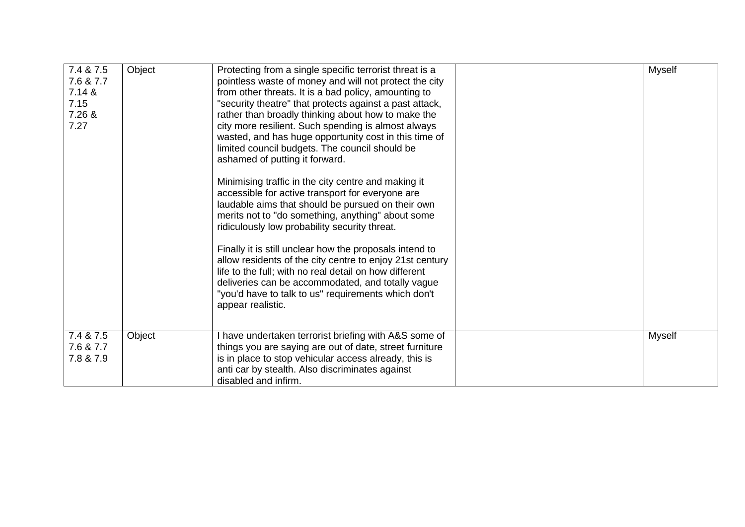| | | | | |
|---|---|---|---|---|
| 7.4 & 7.5<br>7.6 & 7.7<br>7.14 &<br>7.15<br>7.26 &<br>7.27 | Object | Protecting from a single specific terrorist threat is a pointless waste of money and will not protect the city from other threats. It is a bad policy, amounting to "security theatre" that protects against a past attack, rather than broadly thinking about how to make the city more resilient. Such spending is almost always wasted, and has huge opportunity cost in this time of limited council budgets. The council should be ashamed of putting it forward.<br><br>Minimising traffic in the city centre and making it accessible for active transport for everyone are laudable aims that should be pursued on their own merits not to "do something, anything" about some ridiculously low probability security threat.<br><br>Finally it is still unclear how the proposals intend to allow residents of the city centre to enjoy 21st century life to the full; with no real detail on how different deliveries can be accommodated, and totally vague "you'd have to talk to us" requirements which don't appear realistic. | | Myself |
| 7.4 & 7.5<br>7.6 & 7.7<br>7.8 & 7.9 | Object | I have undertaken terrorist briefing with A&S some of things you are saying are out of date, street furniture is in place to stop vehicular access already, this is anti car by stealth. Also discriminates against disabled and infirm. | | Myself |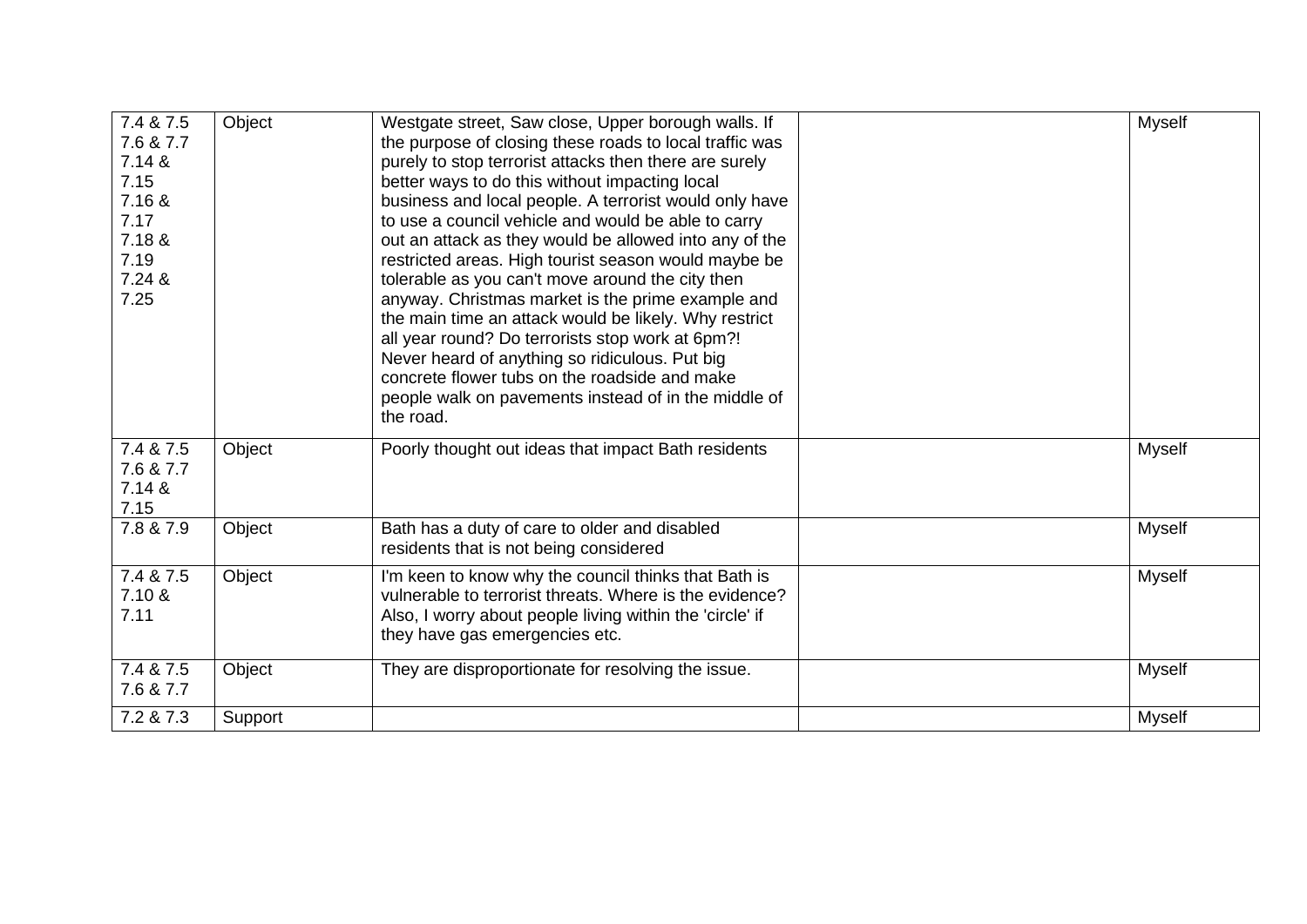| | | | | |
|---|---|---|---|---|
| 7.4 & 7.5 7.6 & 7.7 7.14 & 7.15 7.16 & 7.17 7.18 & 7.19 7.24 & 7.25 | Object | Westgate street, Saw close, Upper borough walls. If the purpose of closing these roads to local traffic was purely to stop terrorist attacks then there are surely better ways to do this without impacting local business and local people. A terrorist would only have to use a council vehicle and would be able to carry out an attack as they would be allowed into any of the restricted areas. High tourist season would maybe be tolerable as you can't move around the city then anyway. Christmas market is the prime example and the main time an attack would be likely. Why restrict all year round? Do terrorists stop work at 6pm?! Never heard of anything so ridiculous. Put big concrete flower tubs on the roadside and make people walk on pavements instead of in the middle of the road. | | Myself |
| 7.4 & 7.5 7.6 & 7.7 7.14 & 7.15 | Object | Poorly thought out ideas that impact Bath residents | | Myself |
| 7.8 & 7.9 | Object | Bath has a duty of care to older and disabled residents that is not being considered | | Myself |
| 7.4 & 7.5 7.10 & 7.11 | Object | I'm keen to know why the council thinks that Bath is vulnerable to terrorist threats. Where is the evidence? Also, I worry about people living within the 'circle' if they have gas emergencies etc. | | Myself |
| 7.4 & 7.5 7.6 & 7.7 | Object | They are disproportionate for resolving the issue. | | Myself |
| 7.2 & 7.3 | Support | | | Myself |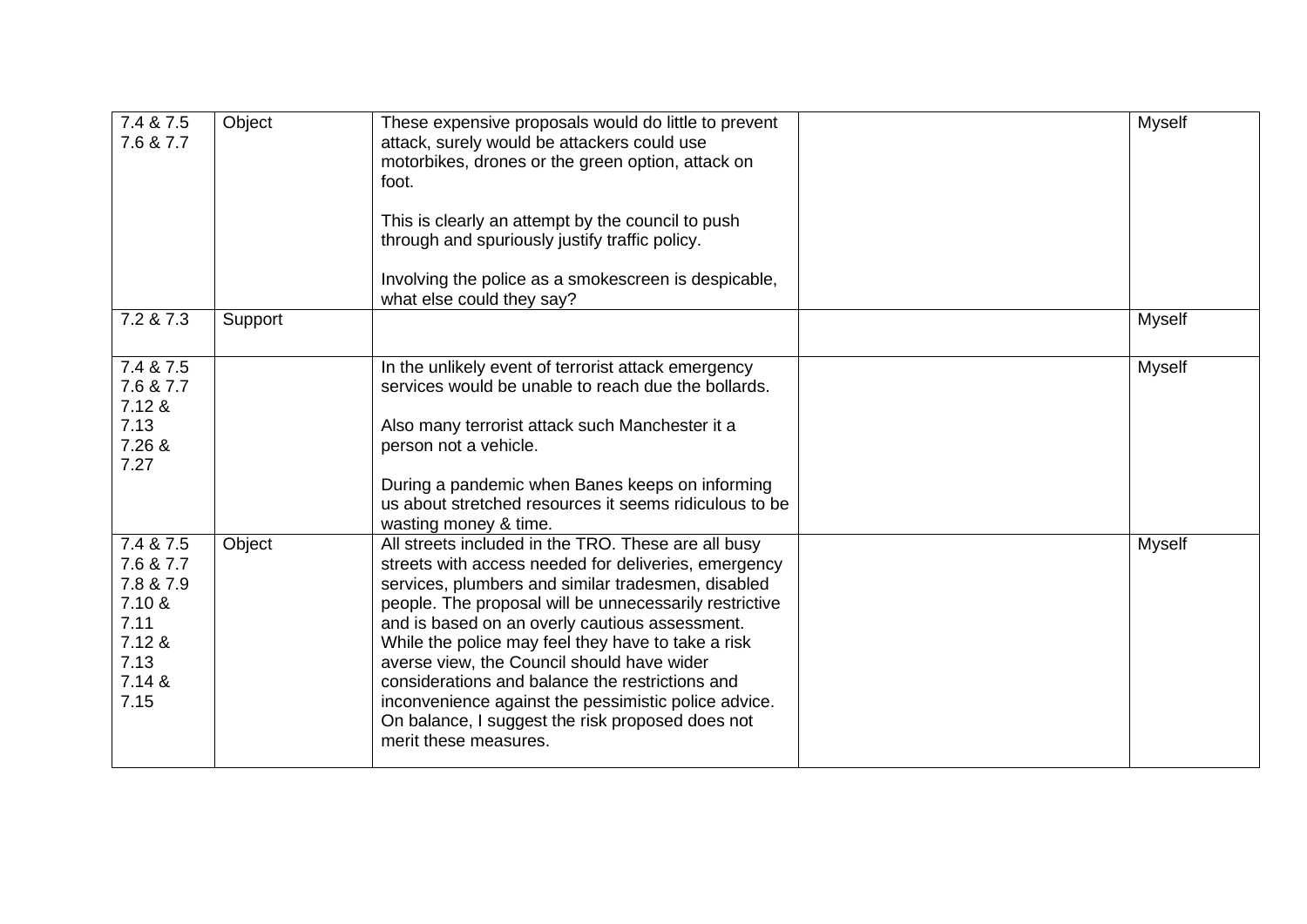| | | | | |
|---|---|---|---|---|
| 7.4 & 7.5 7.6 & 7.7 | Object | These expensive proposals would do little to prevent attack, surely would be attackers could use motorbikes, drones or the green option, attack on foot.<br><br>This is clearly an attempt by the council to push through and spuriously justify traffic policy.<br><br>Involving the police as a smokescreen is despicable, what else could they say? | | Myself |
| 7.2 & 7.3 | Support | | | Myself |
| 7.4 & 7.5 7.6 & 7.7 7.12 & 7.13 7.26 & 7.27 | | In the unlikely event of terrorist attack emergency services would be unable to reach due the bollards.<br><br>Also many terrorist attack such Manchester it a person not a vehicle.<br><br>During a pandemic when Banes keeps on informing us about stretched resources it seems ridiculous to be wasting money & time. | | Myself |
| 7.4 & 7.5 7.6 & 7.7 7.8 & 7.9 7.10 & 7.11 7.12 & 7.13 7.14 & 7.15 | Object | All streets included in the TRO. These are all busy streets with access needed for deliveries, emergency services, plumbers and similar tradesmen, disabled people. The proposal will be unnecessarily restrictive and is based on an overly cautious assessment. While the police may feel they have to take a risk averse view, the Council should have wider considerations and balance the restrictions and inconvenience against the pessimistic police advice. On balance, I suggest the risk proposed does not merit these measures. | | Myself |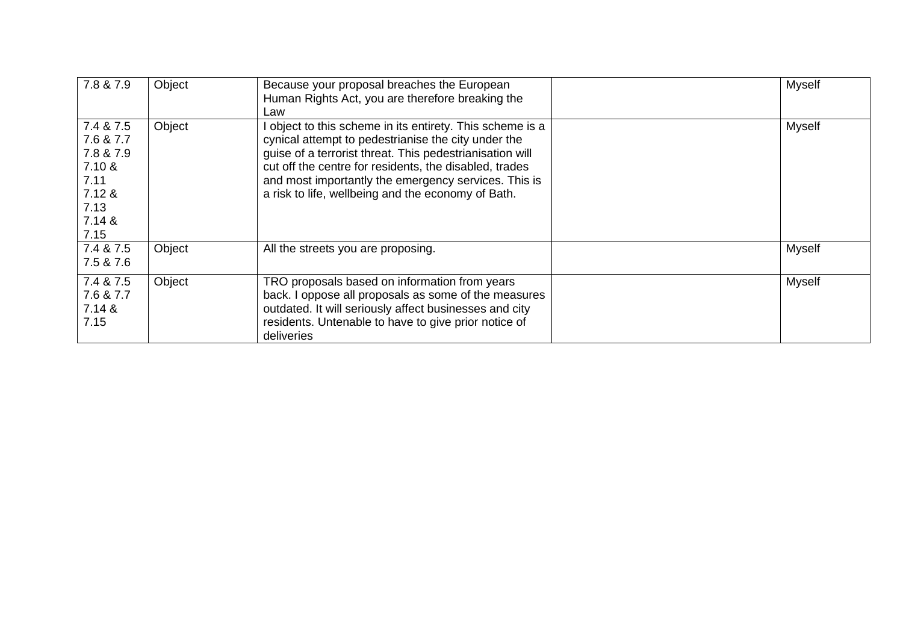| | | | | |
|---|---|---|---|---|
| 7.8 & 7.9 | Object | Because your proposal breaches the European Human Rights Act, you are therefore breaking the Law | | Myself |
| 7.4 & 7.5 7.6 & 7.7 7.8 & 7.9 7.10 & 7.11 7.12 & 7.13 7.14 & 7.15 | Object | I object to this scheme in its entirety. This scheme is a cynical attempt to pedestrianise the city under the guise of a terrorist threat. This pedestrianisation will cut off the centre for residents, the disabled, trades and most importantly the emergency services. This is a risk to life, wellbeing and the economy of Bath. | | Myself |
| 7.4 & 7.5 7.5 & 7.6 | Object | All the streets you are proposing. | | Myself |
| 7.4 & 7.5 7.6 & 7.7 7.14 & 7.15 | Object | TRO proposals based on information from years back. I oppose all proposals as some of the measures outdated. It will seriously affect businesses and city residents. Untenable to have to give prior notice of deliveries | | Myself |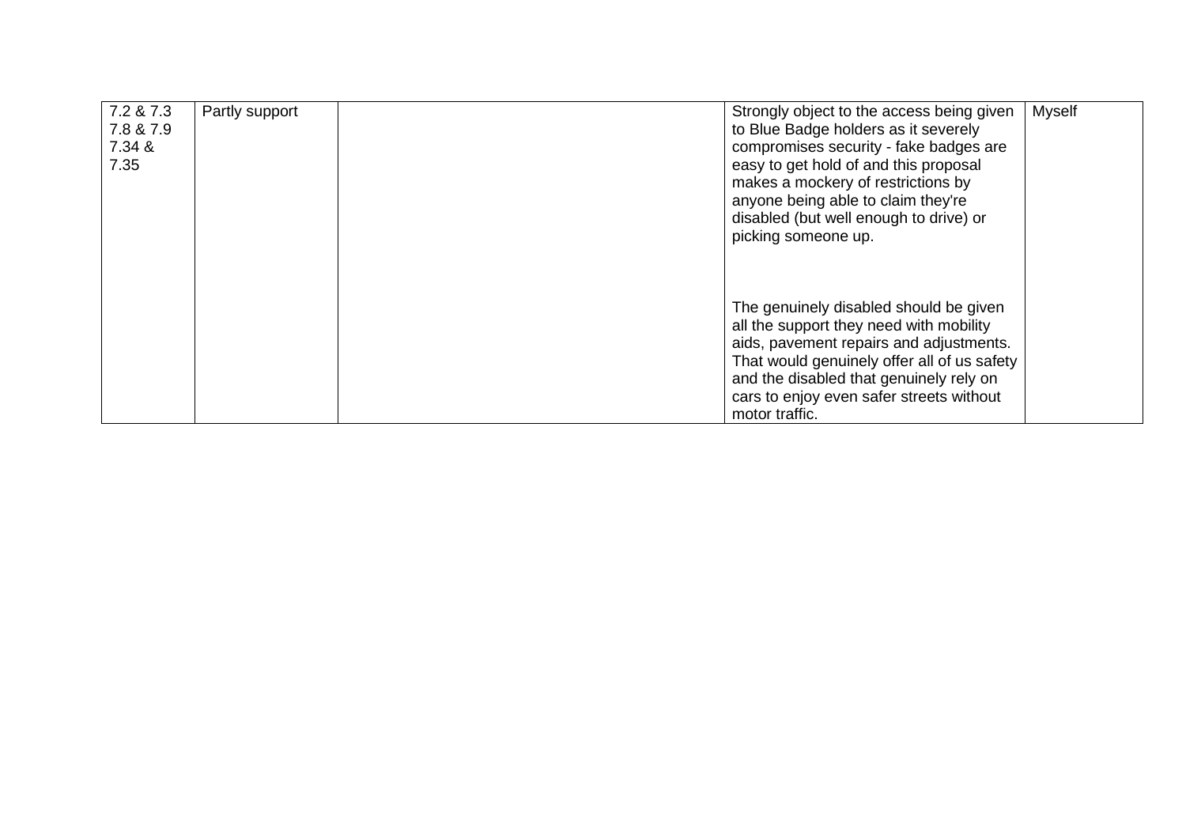| 7.2 & 7.3<br>7.8 & 7.9<br>7.34 &<br>7.35 | Partly support | | Strongly object to the access being given to Blue Badge holders as it severely compromises security - fake badges are easy to get hold of and this proposal makes a mockery of restrictions by anyone being able to claim they're disabled (but well enough to drive) or picking someone up.<br><br>The genuinely disabled should be given all the support they need with mobility aids, pavement repairs and adjustments. That would genuinely offer all of us safety and the disabled that genuinely rely on cars to enjoy even safer streets without motor traffic. | Myself |
|---|---|---|---|---|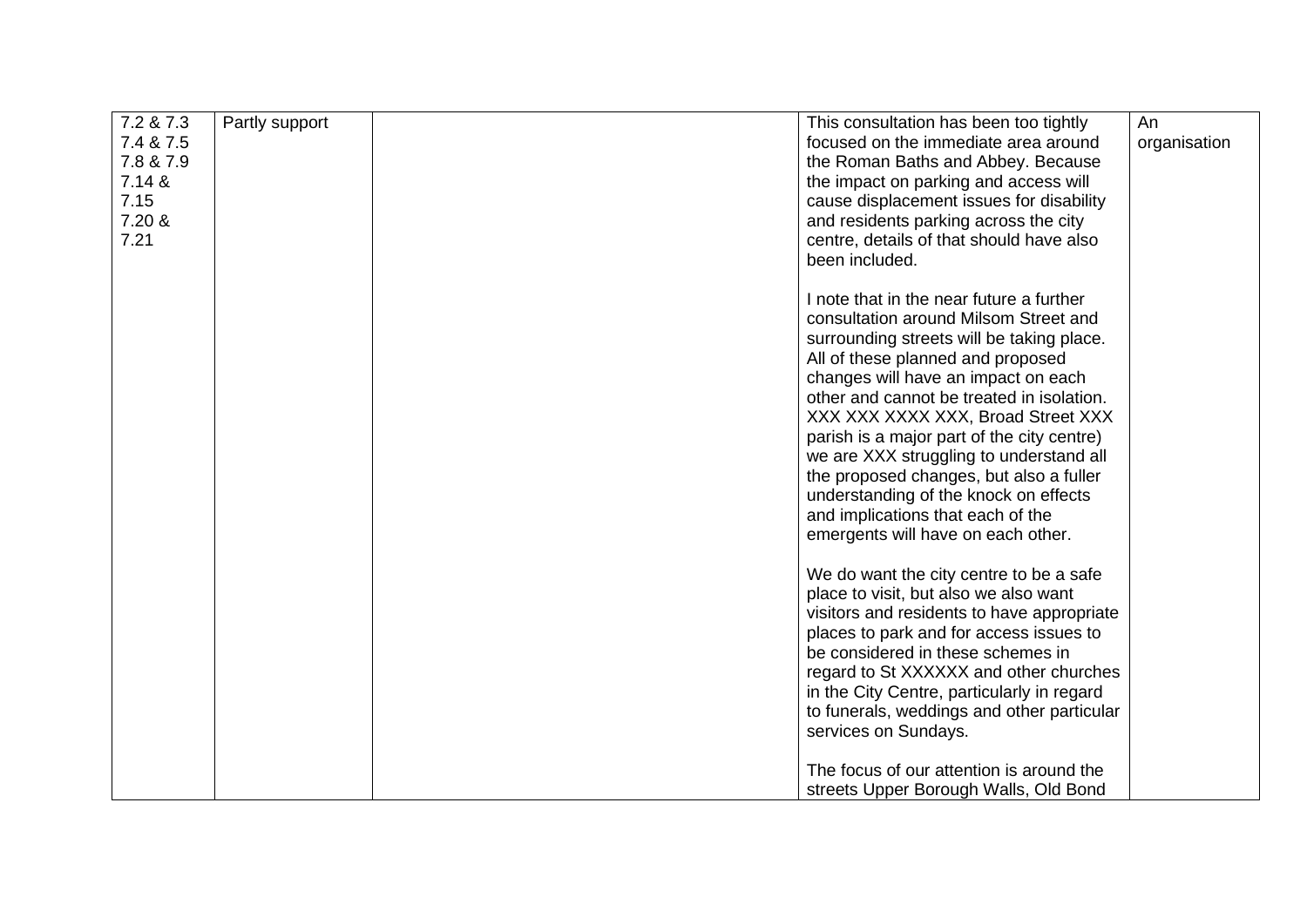| 7.2 & 7.3<br>7.4 & 7.5<br>7.8 & 7.9<br>7.14 &<br>7.15<br>7.20 &<br>7.21 | Partly support | | This consultation has been too tightly focused on the immediate area around the Roman Baths and Abbey. Because the impact on parking and access will cause displacement issues for disability and residents parking across the city centre, details of that should have also been included.<br><br>I note that in the near future a further consultation around Milsom Street and surrounding streets will be taking place. All of these planned and proposed changes will have an impact on each other and cannot be treated in isolation. XXX XXX XXXX XXX, Broad Street XXX parish is a major part of the city centre) we are XXX struggling to understand all the proposed changes, but also a fuller understanding of the knock on effects and implications that each of the emergents will have on each other.<br><br>We do want the city centre to be a safe place to visit, but also we also want visitors and residents to have appropriate places to park and for access issues to be considered in these schemes in regard to St XXXXXX and other churches in the City Centre, particularly in regard to funerals, weddings and other particular services on Sundays.<br><br>The focus of our attention is around the streets Upper Borough Walls, Old Bond | An organisation |
|---|---|---|---|---|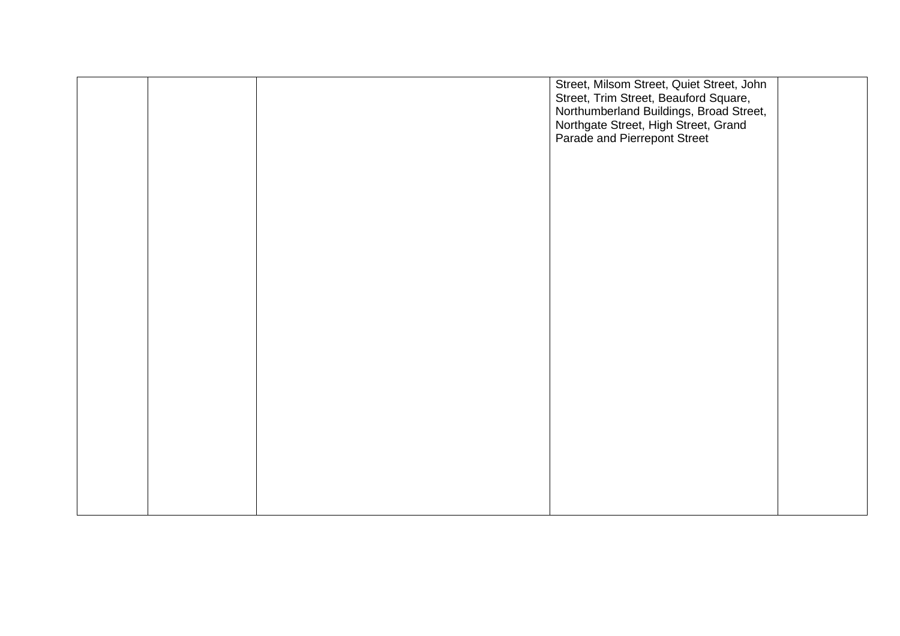| | | | | |
|---|---|---|---|---|
| | | | Street, Milsom Street, Quiet Street, John Street, Trim Street, Beauford Square, Northumberland Buildings, Broad Street, Northgate Street, High Street, Grand Parade and Pierrepont Street | |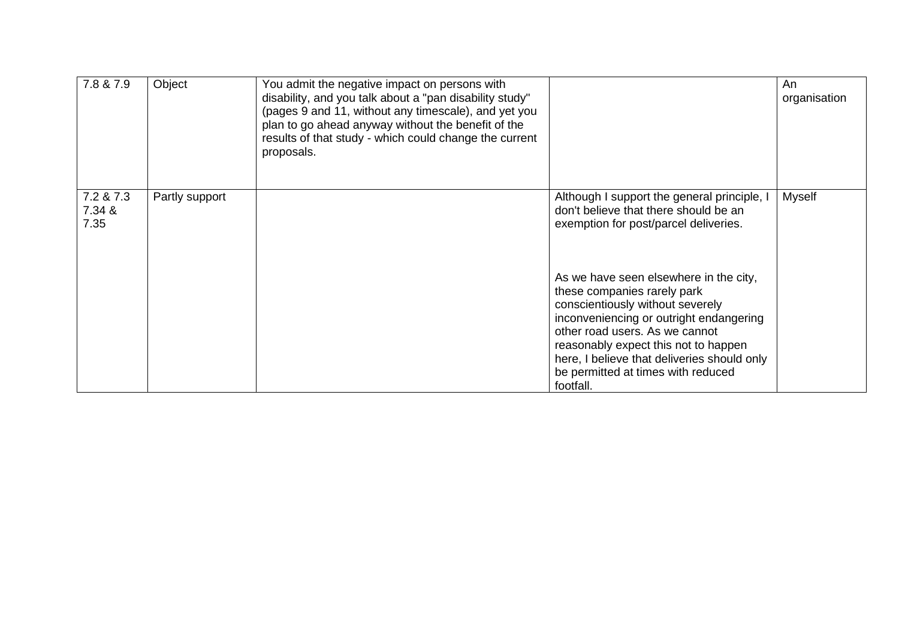| | | | | |
|---|---|---|---|---|
| 7.8 & 7.9 | Object | You admit the negative impact on persons with disability, and you talk about a "pan disability study" (pages 9 and 11, without any timescale), and yet you plan to go ahead anyway without the benefit of the results of that study - which could change the current proposals. | | An organisation |
| 7.2 & 7.3 7.34 & 7.35 | Partly support | | Although I support the general principle, I don't believe that there should be an exemption for post/parcel deliveries.<br><br>As we have seen elsewhere in the city, these companies rarely park conscientiously without severely inconveniencing or outright endangering other road users. As we cannot reasonably expect this not to happen here, I believe that deliveries should only be permitted at times with reduced footfall. | Myself |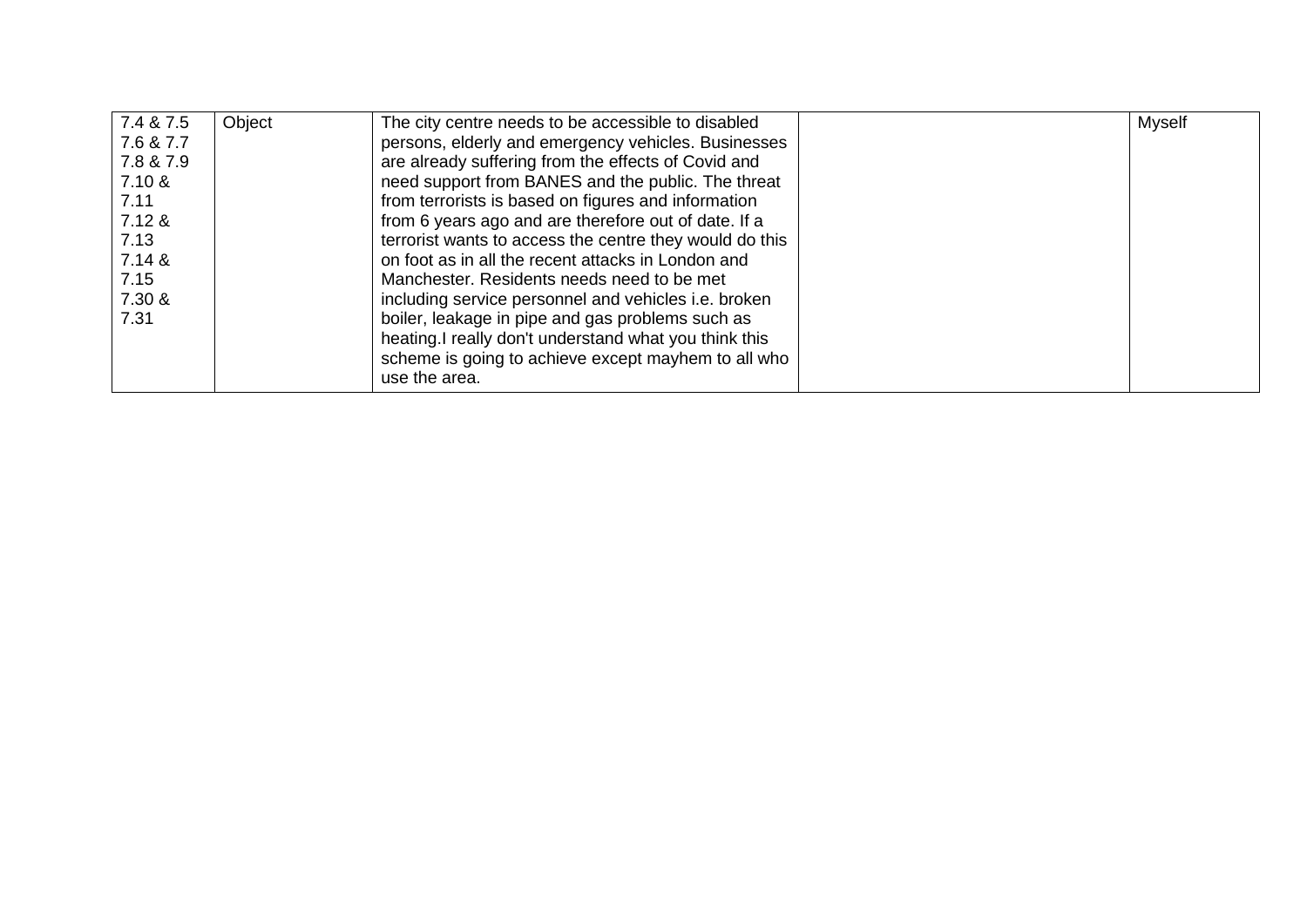| | | | | |
|---|---|---|---|---|
| 7.4 & 7.5 7.6 & 7.7 7.8 & 7.9 7.10 & 7.11 7.12 & 7.13 7.14 & 7.15 7.30 & 7.31 | Object | The city centre needs to be accessible to disabled persons, elderly and emergency vehicles. Businesses are already suffering from the effects of Covid and need support from BANES and the public. The threat from terrorists is based on figures and information from 6 years ago and are therefore out of date. If a terrorist wants to access the centre they would do this on foot as in all the recent attacks in London and Manchester. Residents needs need to be met including service personnel and vehicles i.e. broken boiler, leakage in pipe and gas problems such as heating.I really don't understand what you think this scheme is going to achieve except mayhem to all who use the area. | | Myself |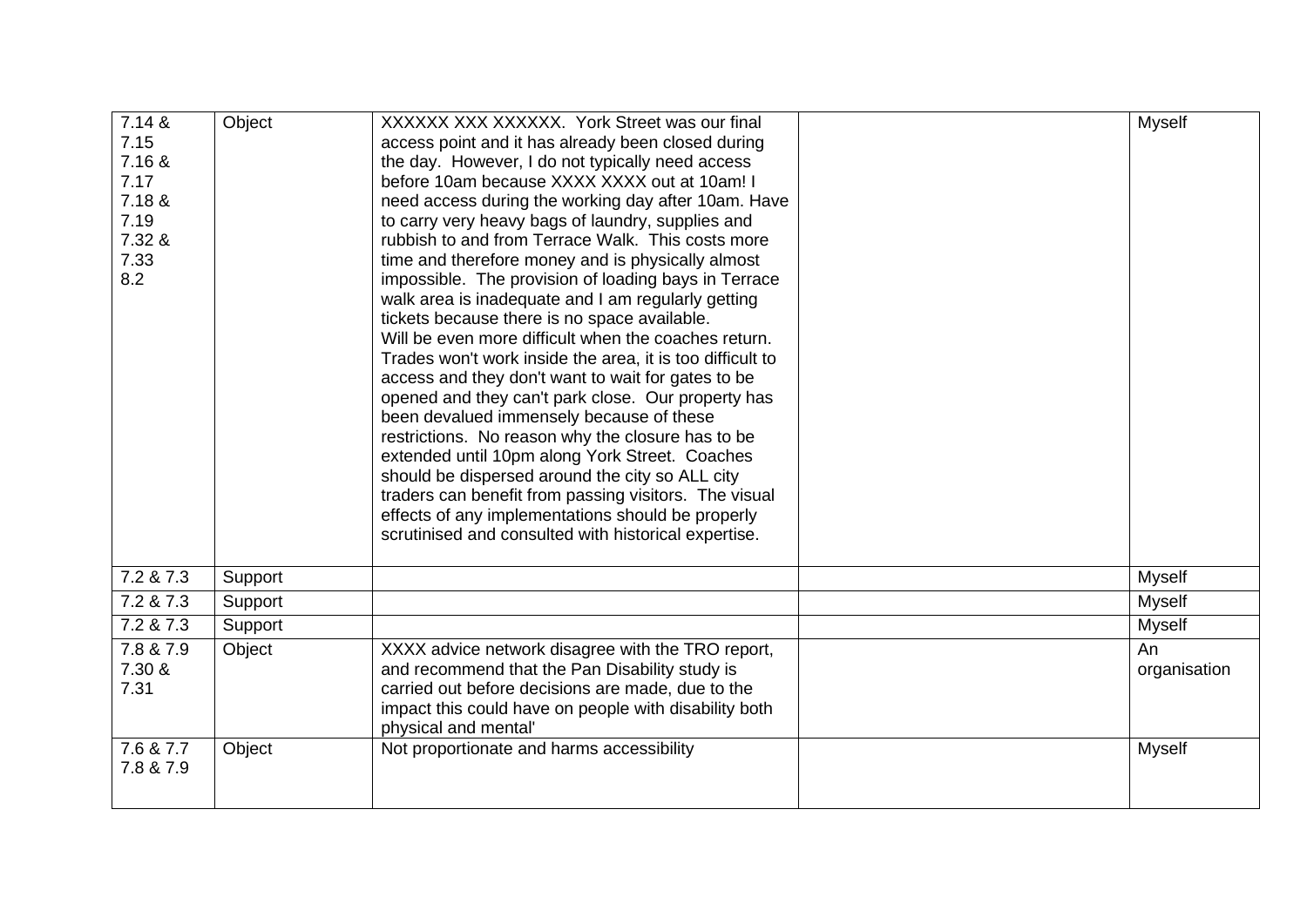| | | | | |
|---|---|---|---|---|
| 7.14 & 7.15<br>7.16 & 7.17<br>7.18 & 7.19<br>7.32 & 7.33<br>8.2 | Object | XXXXXX XXX XXXXXX. York Street was our final access point and it has already been closed during the day. However, I do not typically need access before 10am because XXXX XXXX out at 10am! I need access during the working day after 10am. Have to carry very heavy bags of laundry, supplies and rubbish to and from Terrace Walk. This costs more time and therefore money and is physically almost impossible. The provision of loading bays in Terrace walk area is inadequate and I am regularly getting tickets because there is no space available.<br>Will be even more difficult when the coaches return. Trades won't work inside the area, it is too difficult to access and they don't want to wait for gates to be opened and they can't park close. Our property has been devalued immensely because of these restrictions. No reason why the closure has to be extended until 10pm along York Street. Coaches should be dispersed around the city so ALL city traders can benefit from passing visitors. The visual effects of any implementations should be properly scrutinised and consulted with historical expertise. | | Myself |
| 7.2 & 7.3 | Support | | | Myself |
| 7.2 & 7.3 | Support | | | Myself |
| 7.2 & 7.3 | Support | | | Myself |
| 7.8 & 7.9<br>7.30 & 7.31 | Object | XXXX advice network disagree with the TRO report, and recommend that the Pan Disability study is carried out before decisions are made, due to the impact this could have on people with disability both physical and mental' | | An organisation |
| 7.6 & 7.7<br>7.8 & 7.9 | Object | Not proportionate and harms accessibility | | Myself |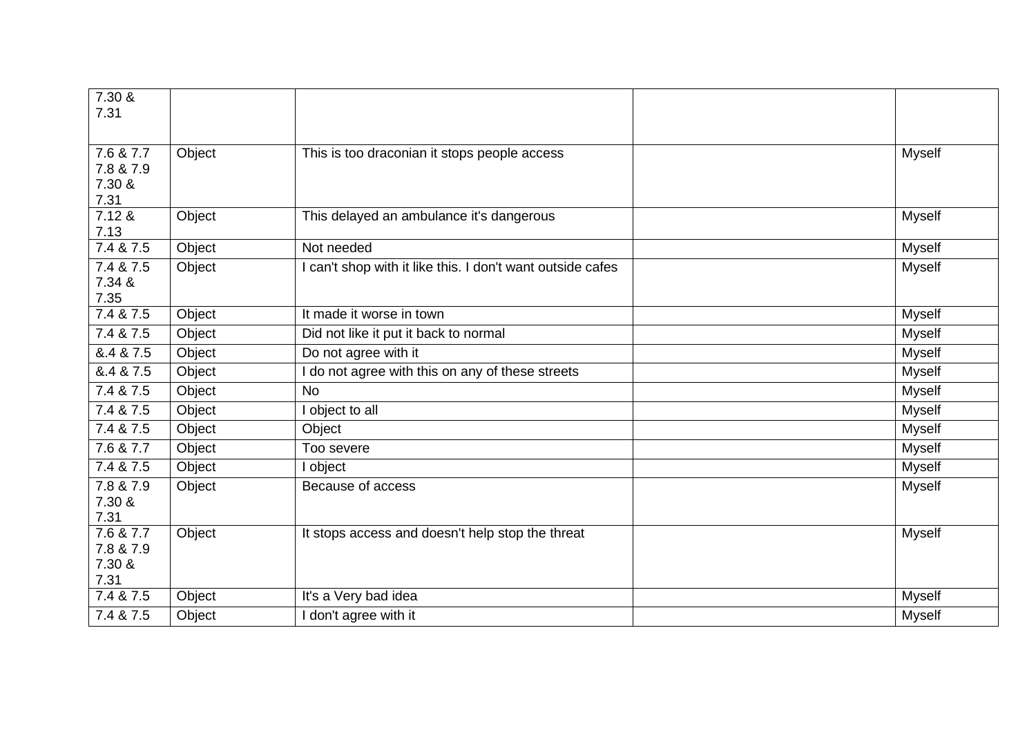| | | | | |
|---|---|---|---|---|
| 7.30 & 7.31 | | | | |
| 7.6 & 7.7 7.8 & 7.9 7.30 & 7.31 | Object | This is too draconian it stops people access | | Myself |
| 7.12 & 7.13 | Object | This delayed an ambulance it's dangerous | | Myself |
| 7.4 & 7.5 | Object | Not needed | | Myself |
| 7.4 & 7.5 7.34 & 7.35 | Object | I can't shop with it like this. I don't want outside cafes | | Myself |
| 7.4 & 7.5 | Object | It made it worse in town | | Myself |
| 7.4 & 7.5 | Object | Did not like it put it back to normal | | Myself |
| &.4 & 7.5 | Object | Do not agree with it | | Myself |
| &.4 & 7.5 | Object | I do not agree with this on any of these streets | | Myself |
| 7.4 & 7.5 | Object | No | | Myself |
| 7.4 & 7.5 | Object | I object to all | | Myself |
| 7.4 & 7.5 | Object | Object | | Myself |
| 7.6 & 7.7 | Object | Too severe | | Myself |
| 7.4 & 7.5 | Object | I object | | Myself |
| 7.8 & 7.9 7.30 & 7.31 | Object | Because of access | | Myself |
| 7.6 & 7.7 7.8 & 7.9 7.30 & 7.31 | Object | It stops access and doesn't help stop the threat | | Myself |
| 7.4 & 7.5 | Object | It's a Very bad idea | | Myself |
| 7.4 & 7.5 | Object | I don't agree with it | | Myself |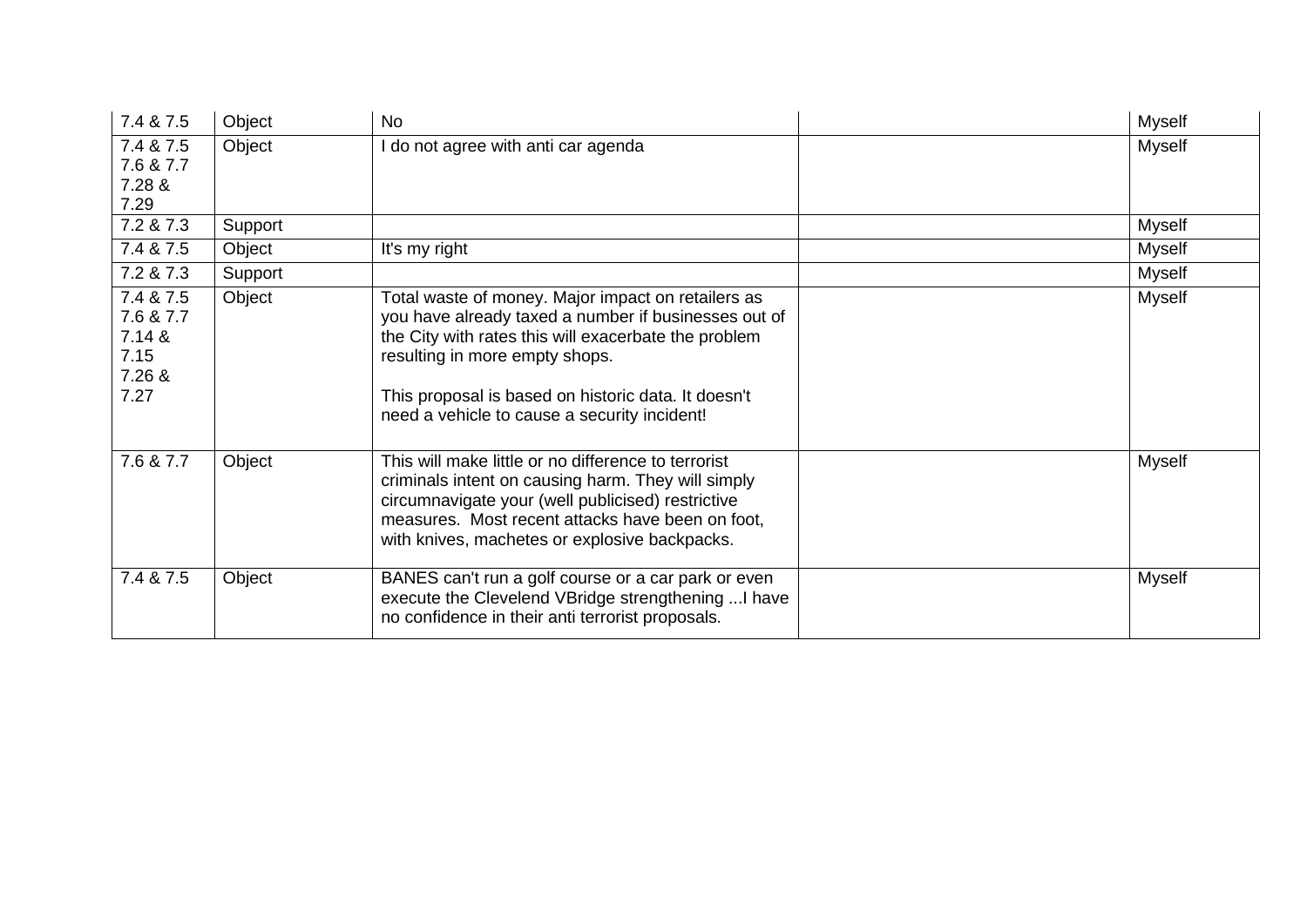| | | | | |
|---|---|---|---|---|
| 7.4 & 7.5 | Object | No | | Myself |
| 7.4 & 7.5 7.6 & 7.7 7.28 & 7.29 | Object | I do not agree with anti car agenda | | Myself |
| 7.2 & 7.3 | Support | | | Myself |
| 7.4 & 7.5 | Object | It's my right | | Myself |
| 7.2 & 7.3 | Support | | | Myself |
| 7.4 & 7.5 7.6 & 7.7 7.14 & 7.15 7.26 & 7.27 | Object | Total waste of money. Major impact on retailers as you have already taxed a number if businesses out of the City with rates this will exacerbate the problem resulting in more empty shops.<br><br>This proposal is based on historic data. It doesn't need a vehicle to cause a security incident! | | Myself |
| 7.6 & 7.7 | Object | This will make little or no difference to terrorist criminals intent on causing harm. They will simply circumnavigate your (well publicised) restrictive measures. Most recent attacks have been on foot, with knives, machetes or explosive backpacks. | | Myself |
| 7.4 & 7.5 | Object | BANES can't run a golf course or a car park or even execute the Clevelend VBridge strengthening ...I have no confidence in their anti terrorist proposals. | | Myself |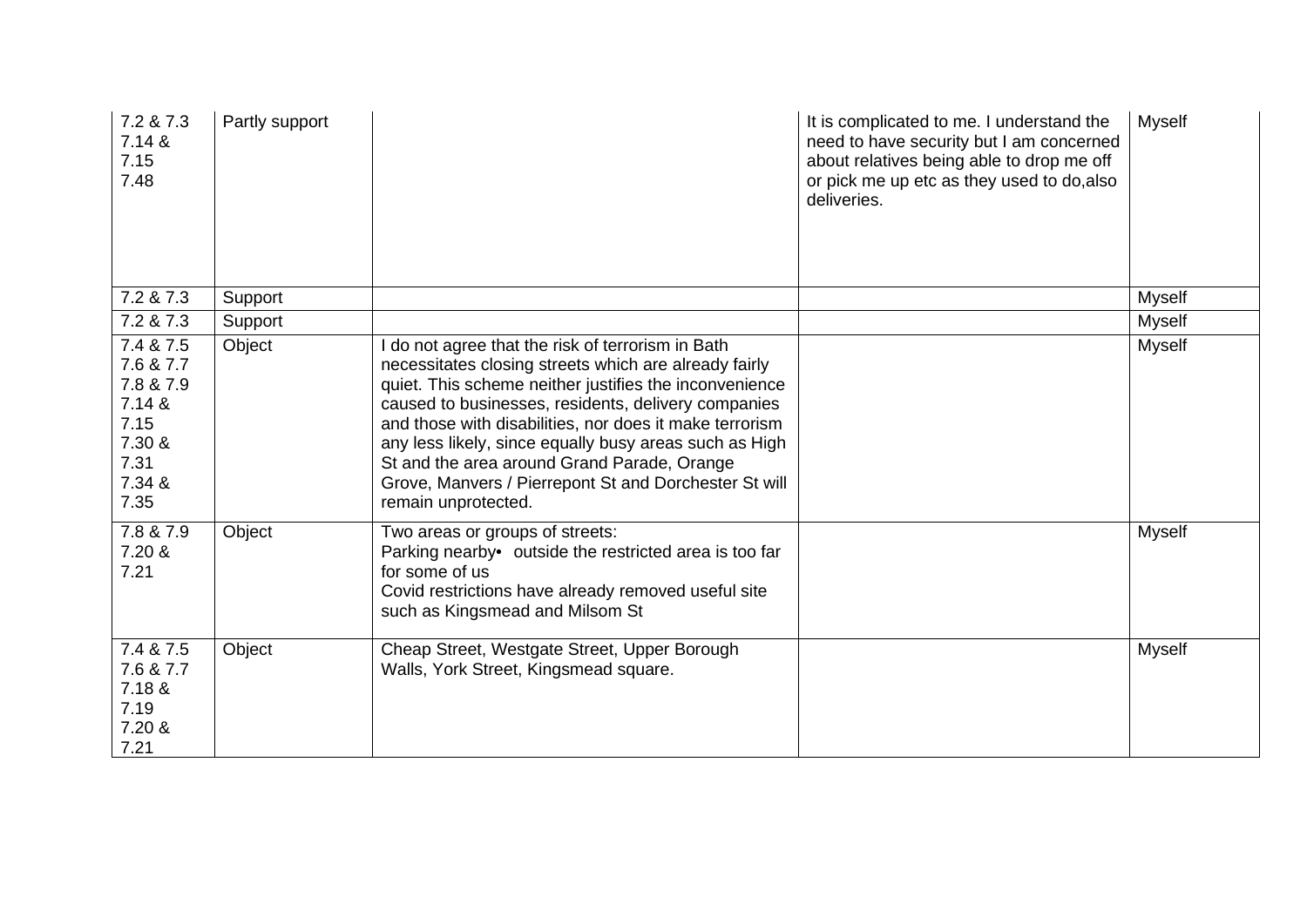| | | | | |
|---|---|---|---|---|
| 7.2 & 7.3<br>7.14 &<br>7.15<br>7.48 | Partly support | | It is complicated to me. I understand the need to have security but I am concerned about relatives being able to drop me off or pick me up etc as they used to do,also deliveries. | Myself |
| 7.2 & 7.3 | Support | | | Myself |
| 7.2 & 7.3 | Support | | | Myself |
| 7.4 & 7.5<br>7.6 & 7.7<br>7.8 & 7.9<br>7.14 &<br>7.15<br>7.30 &<br>7.31<br>7.34 &<br>7.35 | Object | I do not agree that the risk of terrorism in Bath necessitates closing streets which are already fairly quiet. This scheme neither justifies the inconvenience caused to businesses, residents, delivery companies and those with disabilities, nor does it make terrorism any less likely, since equally busy areas such as High St and the area around Grand Parade, Orange Grove, Manvers / Pierrepont St and Dorchester St will remain unprotected. | | Myself |
| 7.8 & 7.9<br>7.20 &<br>7.21 | Object | Two areas or groups of streets:<br>Parking nearby• outside the restricted area is too far for some of us<br>Covid restrictions have already removed useful site such as Kingsmead and Milsom St | | Myself |
| 7.4 & 7.5<br>7.6 & 7.7<br>7.18 &<br>7.19<br>7.20 &<br>7.21 | Object | Cheap Street, Westgate Street, Upper Borough Walls, York Street, Kingsmead square. | | Myself |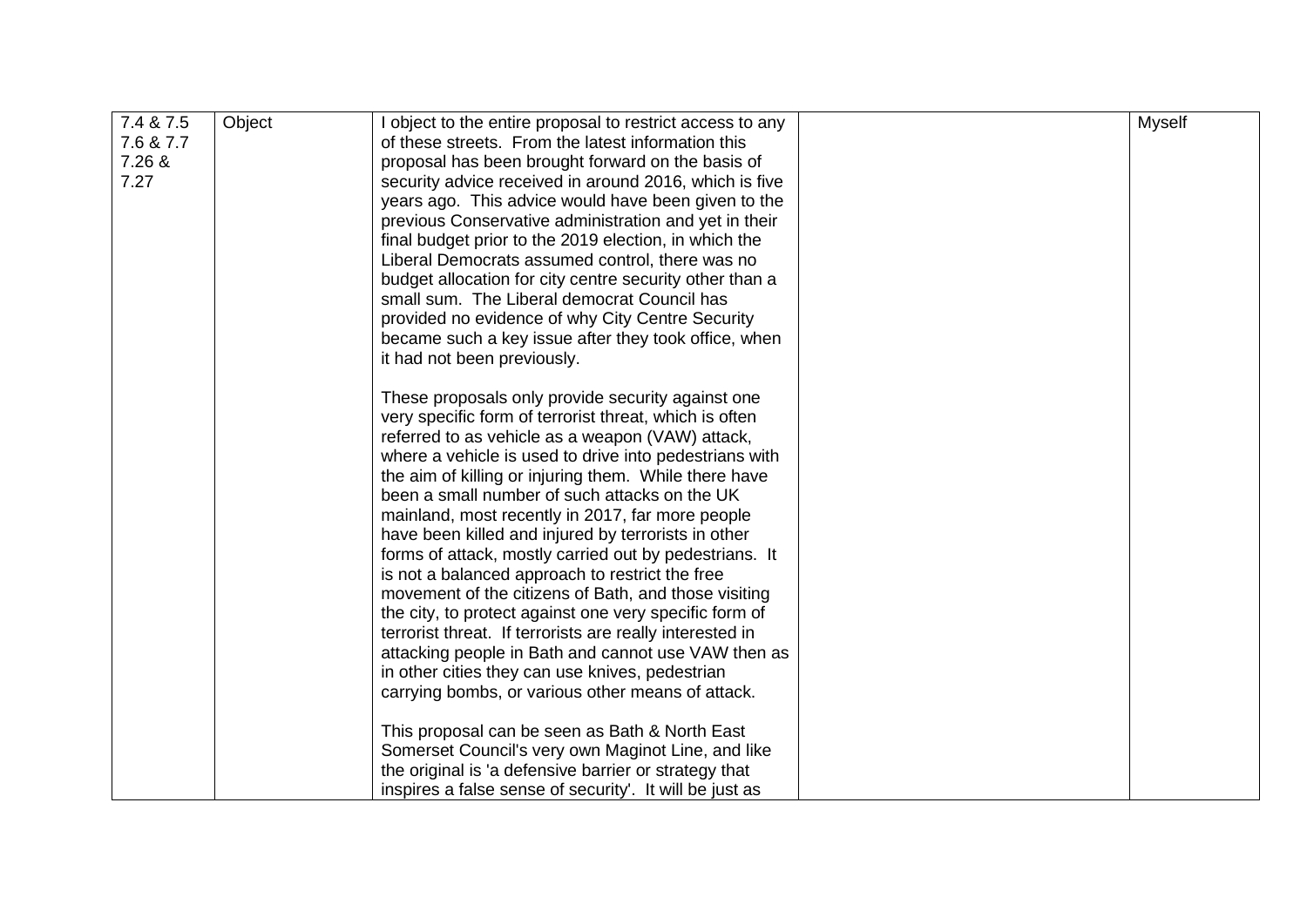| | | | | |
|---|---|---|---|---|
| 7.4 & 7.5<br>7.6 & 7.7<br>7.26 &<br>7.27 | Object | I object to the entire proposal to restrict access to any of these streets. From the latest information this proposal has been brought forward on the basis of security advice received in around 2016, which is five years ago. This advice would have been given to the previous Conservative administration and yet in their final budget prior to the 2019 election, in which the Liberal Democrats assumed control, there was no budget allocation for city centre security other than a small sum. The Liberal democrat Council has provided no evidence of why City Centre Security became such a key issue after they took office, when it had not been previously.<br><br>These proposals only provide security against one very specific form of terrorist threat, which is often referred to as vehicle as a weapon (VAW) attack, where a vehicle is used to drive into pedestrians with the aim of killing or injuring them. While there have been a small number of such attacks on the UK mainland, most recently in 2017, far more people have been killed and injured by terrorists in other forms of attack, mostly carried out by pedestrians. It is not a balanced approach to restrict the free movement of the citizens of Bath, and those visiting the city, to protect against one very specific form of terrorist threat. If terrorists are really interested in attacking people in Bath and cannot use VAW then as in other cities they can use knives, pedestrian carrying bombs, or various other means of attack.<br><br>This proposal can be seen as Bath & North East Somerset Council's very own Maginot Line, and like the original is 'a defensive barrier or strategy that inspires a false sense of security'. It will be just as | | Myself |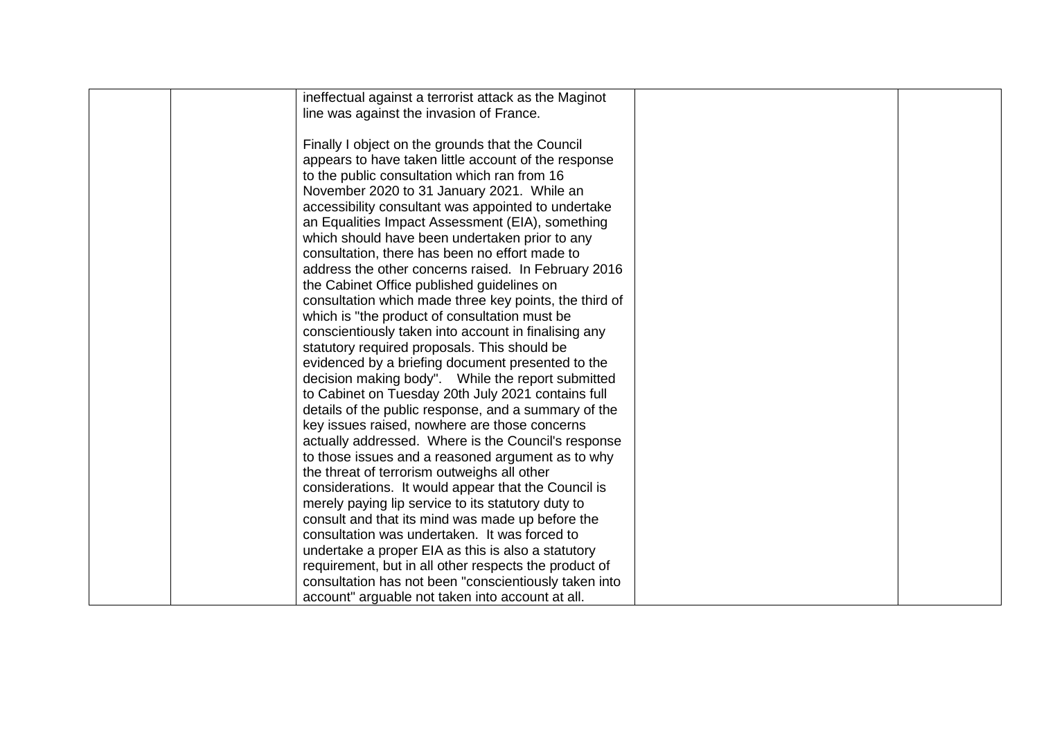| | | | | |
|---|---|---|---|---|
| | | ineffectual against a terrorist attack as the Maginot line was against the invasion of France.<br><br>Finally I object on the grounds that the Council appears to have taken little account of the response to the public consultation which ran from 16 November 2020 to 31 January 2021. While an accessibility consultant was appointed to undertake an Equalities Impact Assessment (EIA), something which should have been undertaken prior to any consultation, there has been no effort made to address the other concerns raised. In February 2016 the Cabinet Office published guidelines on consultation which made three key points, the third of which is "the product of consultation must be conscientiously taken into account in finalising any statutory required proposals. This should be evidenced by a briefing document presented to the decision making body". While the report submitted to Cabinet on Tuesday 20th July 2021 contains full details of the public response, and a summary of the key issues raised, nowhere are those concerns actually addressed. Where is the Council's response to those issues and a reasoned argument as to why the threat of terrorism outweighs all other considerations. It would appear that the Council is merely paying lip service to its statutory duty to consult and that its mind was made up before the consultation was undertaken. It was forced to undertake a proper EIA as this is also a statutory requirement, but in all other respects the product of consultation has not been "conscientiously taken into account" arguable not taken into account at all. | | |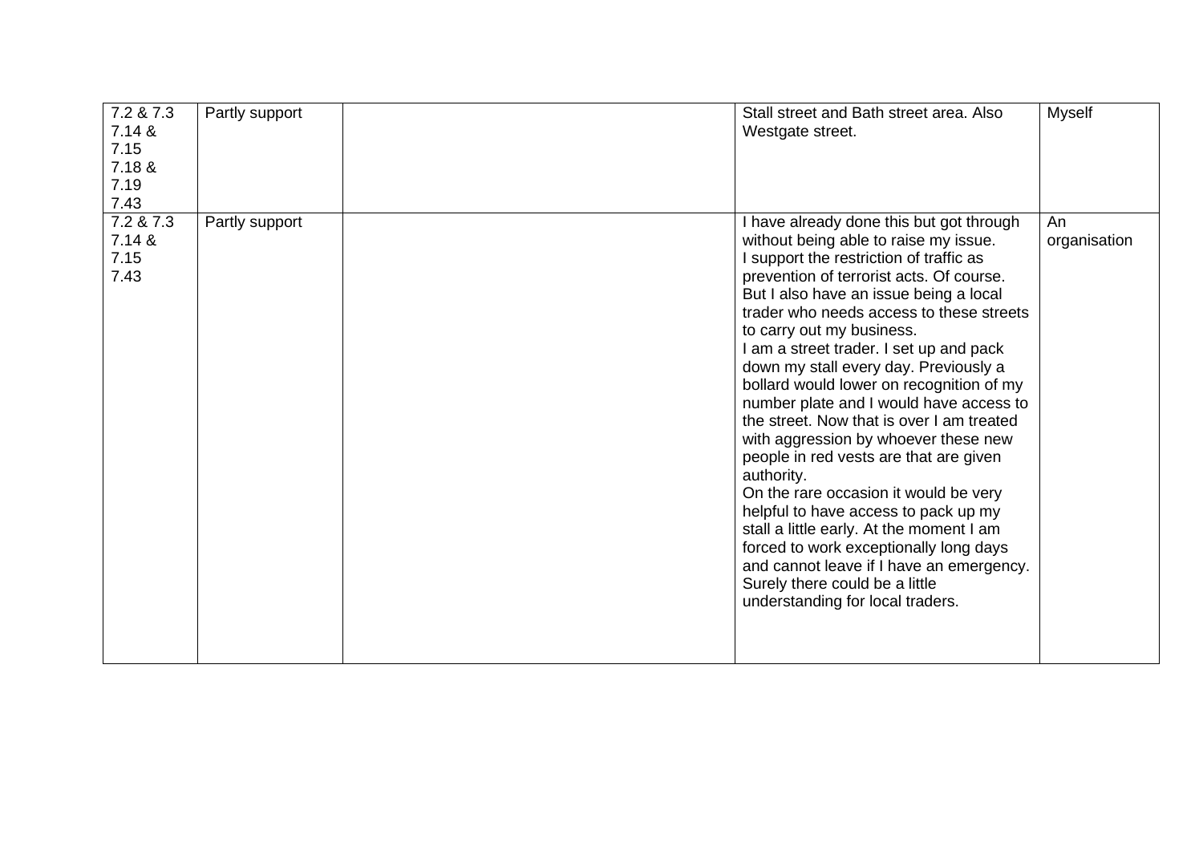| | | | | |
|---|---|---|---|---|
| 7.2 & 7.3<br>7.14 &<br>7.15<br>7.18 &<br>7.19<br>7.43 | Partly support | | Stall street and Bath street area. Also Westgate street. | Myself |
| 7.2 & 7.3<br>7.14 &<br>7.15<br>7.43 | Partly support | | I have already done this but got through without being able to raise my issue.<br>I support the restriction of traffic as prevention of terrorist acts. Of course.<br>But I also have an issue being a local trader who needs access to these streets to carry out my business.<br>I am a street trader. I set up and pack down my stall every day. Previously a bollard would lower on recognition of my number plate and I would have access to the street. Now that is over I am treated with aggression by whoever these new people in red vests are that are given authority.<br>On the rare occasion it would be very helpful to have access to pack up my stall a little early. At the moment I am forced to work exceptionally long days and cannot leave if I have an emergency.<br>Surely there could be a little understanding for local traders. | An organisation |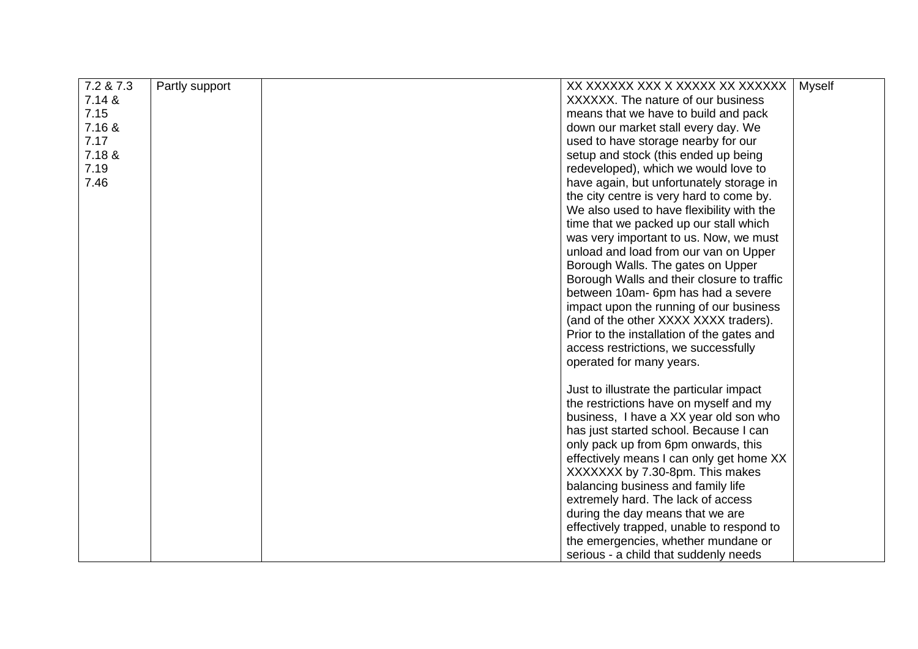| 7.2 & 7.3 7.14 & 7.15 7.16 & 7.17 7.18 & 7.19 7.46 | Partly support | | XX XXXXXX XXX X XXXXX XX XXXXXX XXXXXX. The nature of our business means that we have to build and pack down our market stall every day. We used to have storage nearby for our setup and stock (this ended up being redeveloped), which we would love to have again, but unfortunately storage in the city centre is very hard to come by. We also used to have flexibility with the time that we packed up our stall which was very important to us. Now, we must unload and load from our van on Upper Borough Walls. The gates on Upper Borough Walls and their closure to traffic between 10am- 6pm has had a severe impact upon the running of our business (and of the other XXXX XXXX traders). Prior to the installation of the gates and access restrictions, we successfully operated for many years.<br><br>Just to illustrate the particular impact the restrictions have on myself and my business, I have a XX year old son who has just started school. Because I can only pack up from 6pm onwards, this effectively means I can only get home XX XXXXXXX by 7.30-8pm. This makes balancing business and family life extremely hard. The lack of access during the day means that we are effectively trapped, unable to respond to the emergencies, whether mundane or serious - a child that suddenly needs | Myself |
|---|---|---|---|---|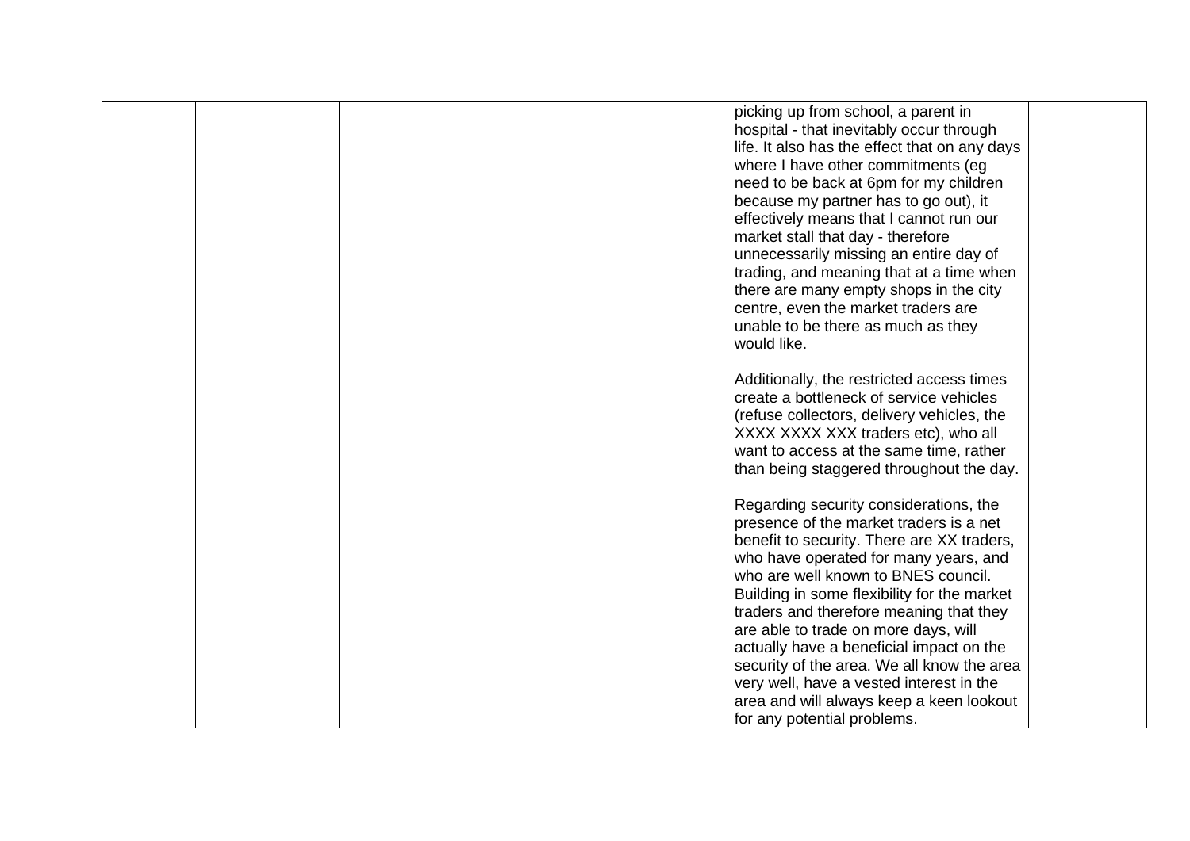|  |  |  | picking up from school, a parent in hospital - that inevitably occur through life. It also has the effect that on any days where I have other commitments (eg need to be back at 6pm for my children because my partner has to go out), it effectively means that I cannot run our market stall that day - therefore unnecessarily missing an entire day of trading, and meaning that at a time when there are many empty shops in the city centre, even the market traders are unable to be there as much as they would like.<br><br>Additionally, the restricted access times create a bottleneck of service vehicles (refuse collectors, delivery vehicles, the XXXX XXXX XXX traders etc), who all want to access at the same time, rather than being staggered throughout the day.<br><br>Regarding security considerations, the presence of the market traders is a net benefit to security. There are XX traders, who have operated for many years, and who are well known to BNES council. Building in some flexibility for the market traders and therefore meaning that they are able to trade on more days, will actually have a beneficial impact on the security of the area. We all know the area very well, have a vested interest in the area and will always keep a keen lookout for any potential problems. |  |
|---|---|---|---|---|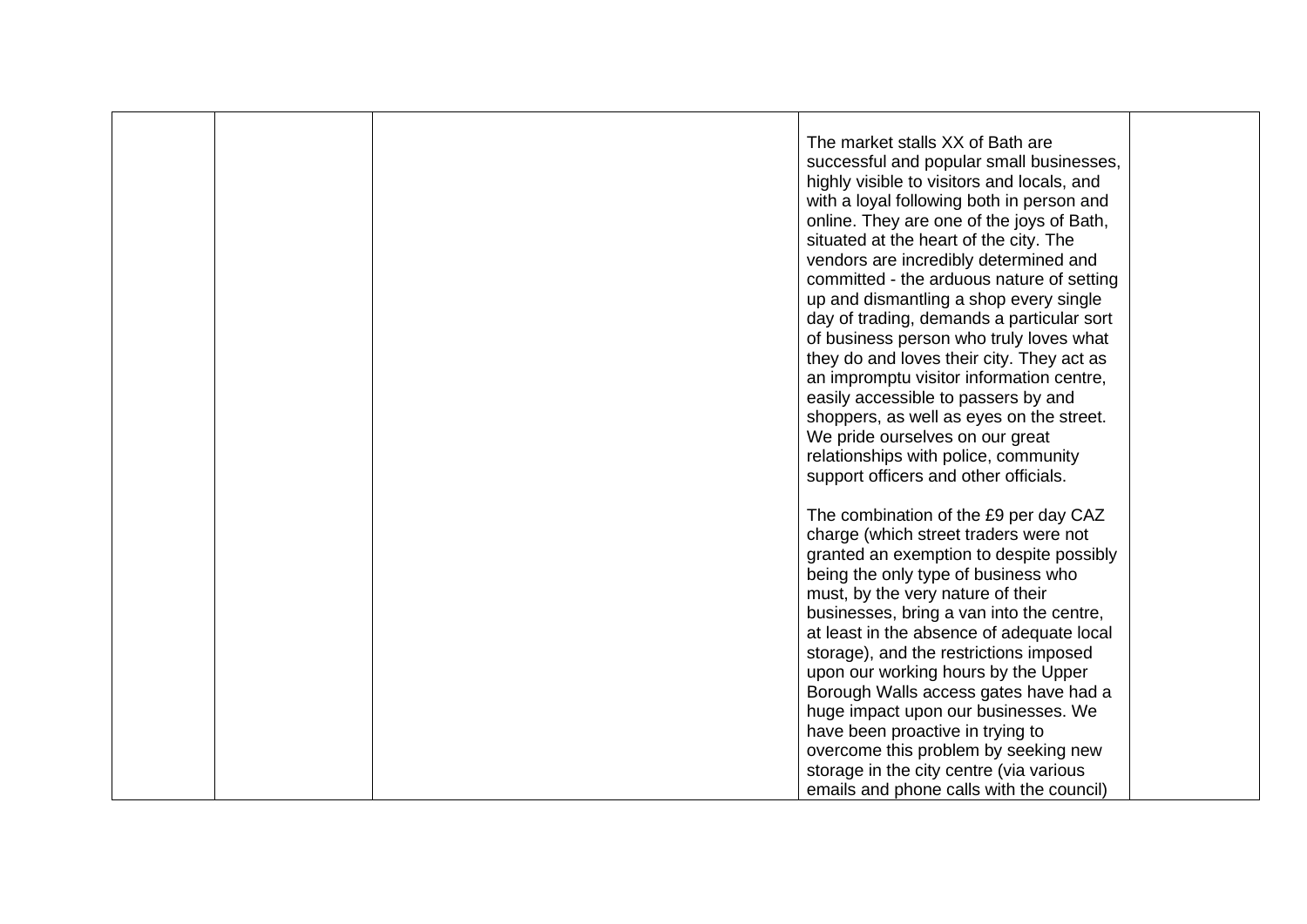|  |  |  | The market stalls XX of Bath are successful and popular small businesses, highly visible to visitors and locals, and with a loyal following both in person and online. They are one of the joys of Bath, situated at the heart of the city. The vendors are incredibly determined and committed - the arduous nature of setting up and dismantling a shop every single day of trading, demands a particular sort of business person who truly loves what they do and loves their city. They act as an impromptu visitor information centre, easily accessible to passers by and shoppers, as well as eyes on the street. We pride ourselves on our great relationships with police, community support officers and other officials.<br><br>The combination of the £9 per day CAZ charge (which street traders were not granted an exemption to despite possibly being the only type of business who must, by the very nature of their businesses, bring a van into the centre, at least in the absence of adequate local storage), and the restrictions imposed upon our working hours by the Upper Borough Walls access gates have had a huge impact upon our businesses. We have been proactive in trying to overcome this problem by seeking new storage in the city centre (via various emails and phone calls with the council) |  |
|---|---|---|---|---|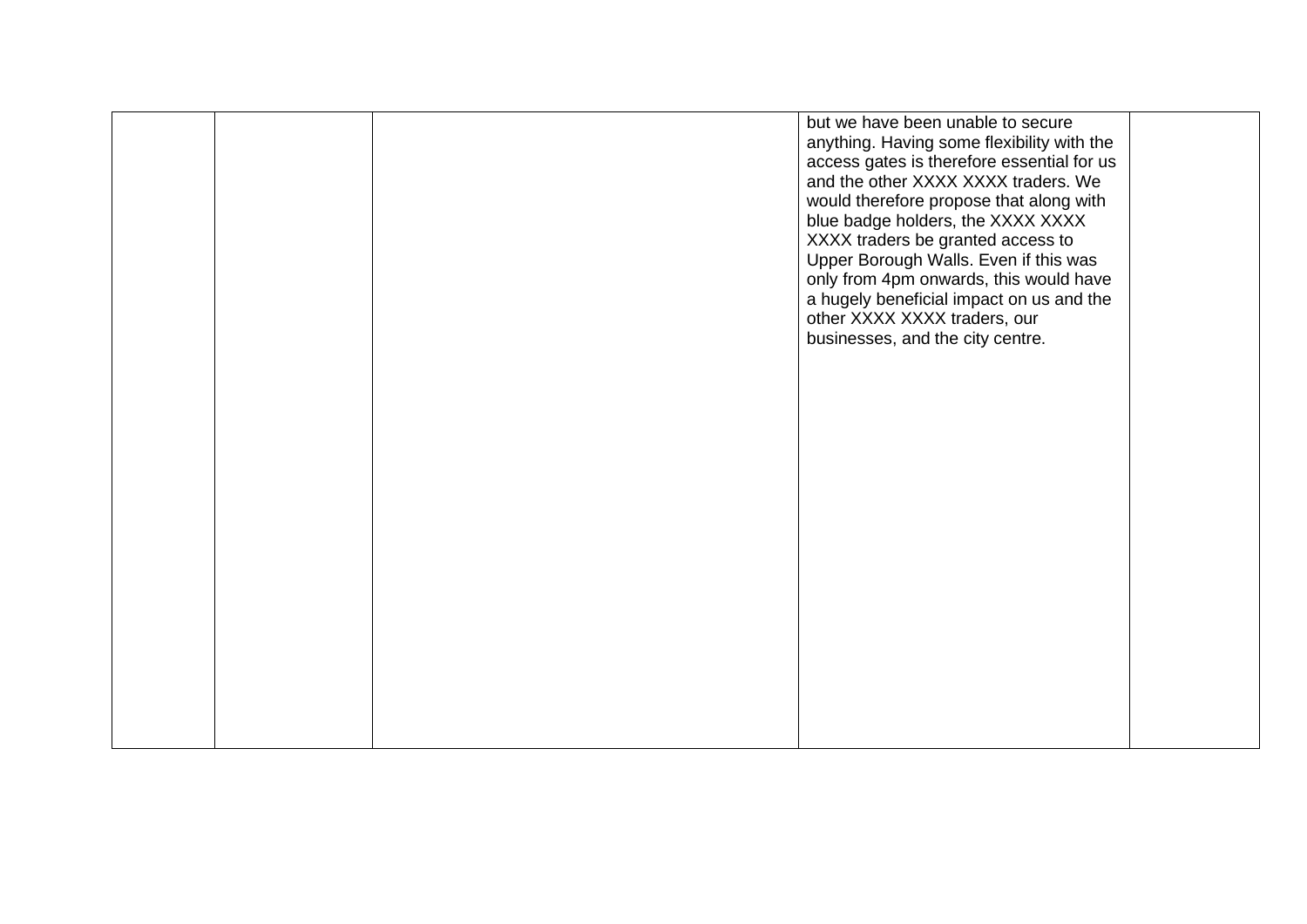|  |  |  | but we have been unable to secure anything. Having some flexibility with the access gates is therefore essential for us and the other XXXX XXXX traders. We would therefore propose that along with blue badge holders, the XXXX XXXX XXXX traders be granted access to Upper Borough Walls. Even if this was only from 4pm onwards, this would have a hugely beneficial impact on us and the other XXXX XXXX traders, our businesses, and the city centre. |  |
|---|---|---|---|---|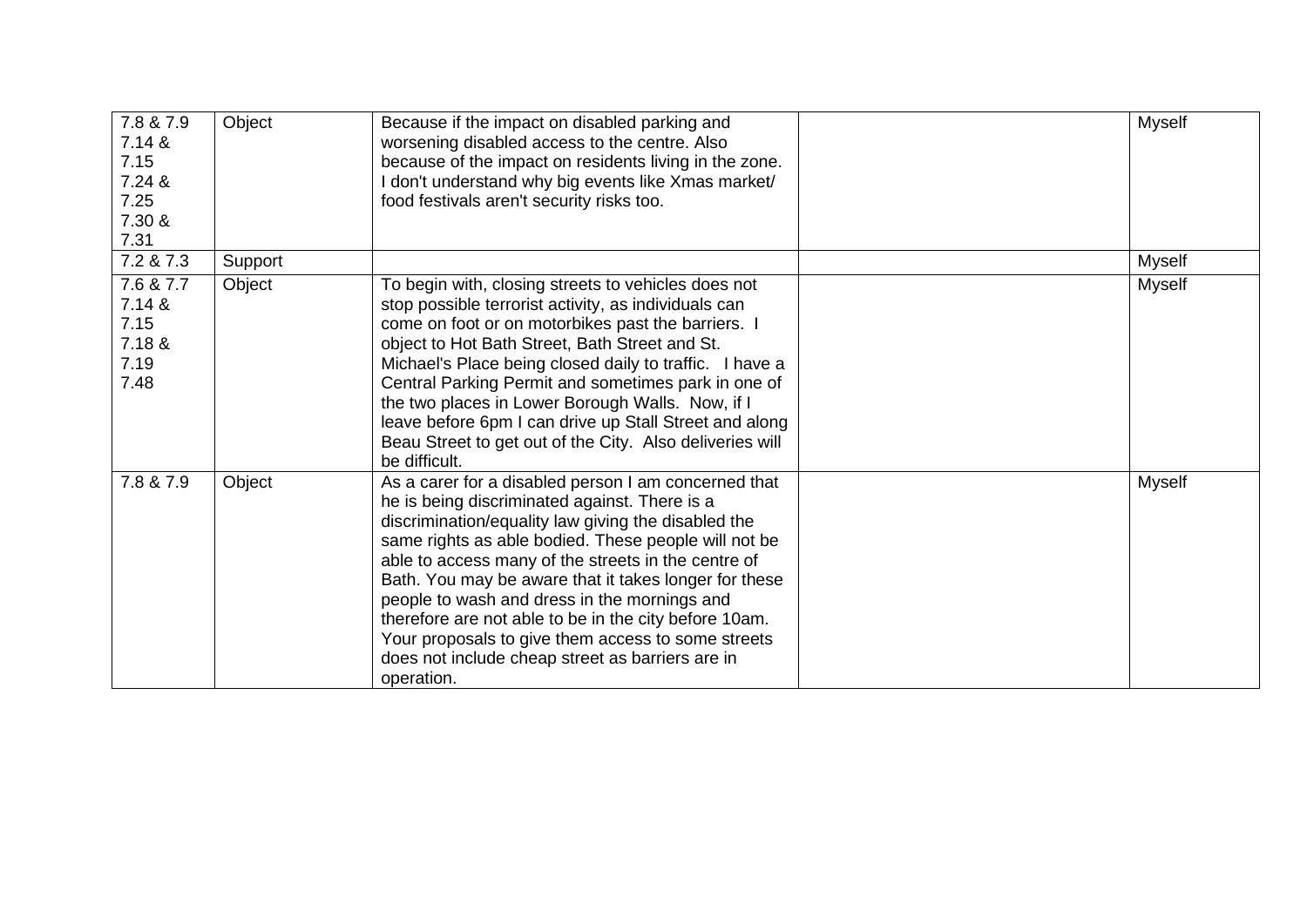| | | | | |
|---|---|---|---|---|
| 7.8 & 7.9 7.14 & 7.15 7.24 & 7.25 7.30 & 7.31 | Object | Because if the impact on disabled parking and worsening disabled access to the centre. Also because of the impact on residents living in the zone. I don't understand why big events like Xmas market/ food festivals aren't security risks too. | | Myself |
| 7.2 & 7.3 | Support | | | Myself |
| 7.6 & 7.7 7.14 & 7.15 7.18 & 7.19 7.48 | Object | To begin with, closing streets to vehicles does not stop possible terrorist activity, as individuals can come on foot or on motorbikes past the barriers. I object to Hot Bath Street, Bath Street and St. Michael's Place being closed daily to traffic. I have a Central Parking Permit and sometimes park in one of the two places in Lower Borough Walls. Now, if I leave before 6pm I can drive up Stall Street and along Beau Street to get out of the City. Also deliveries will be difficult. | | Myself |
| 7.8 & 7.9 | Object | As a carer for a disabled person I am concerned that he is being discriminated against. There is a discrimination/equality law giving the disabled the same rights as able bodied. These people will not be able to access many of the streets in the centre of Bath. You may be aware that it takes longer for these people to wash and dress in the mornings and therefore are not able to be in the city before 10am. Your proposals to give them access to some streets does not include cheap street as barriers are in operation. | | Myself |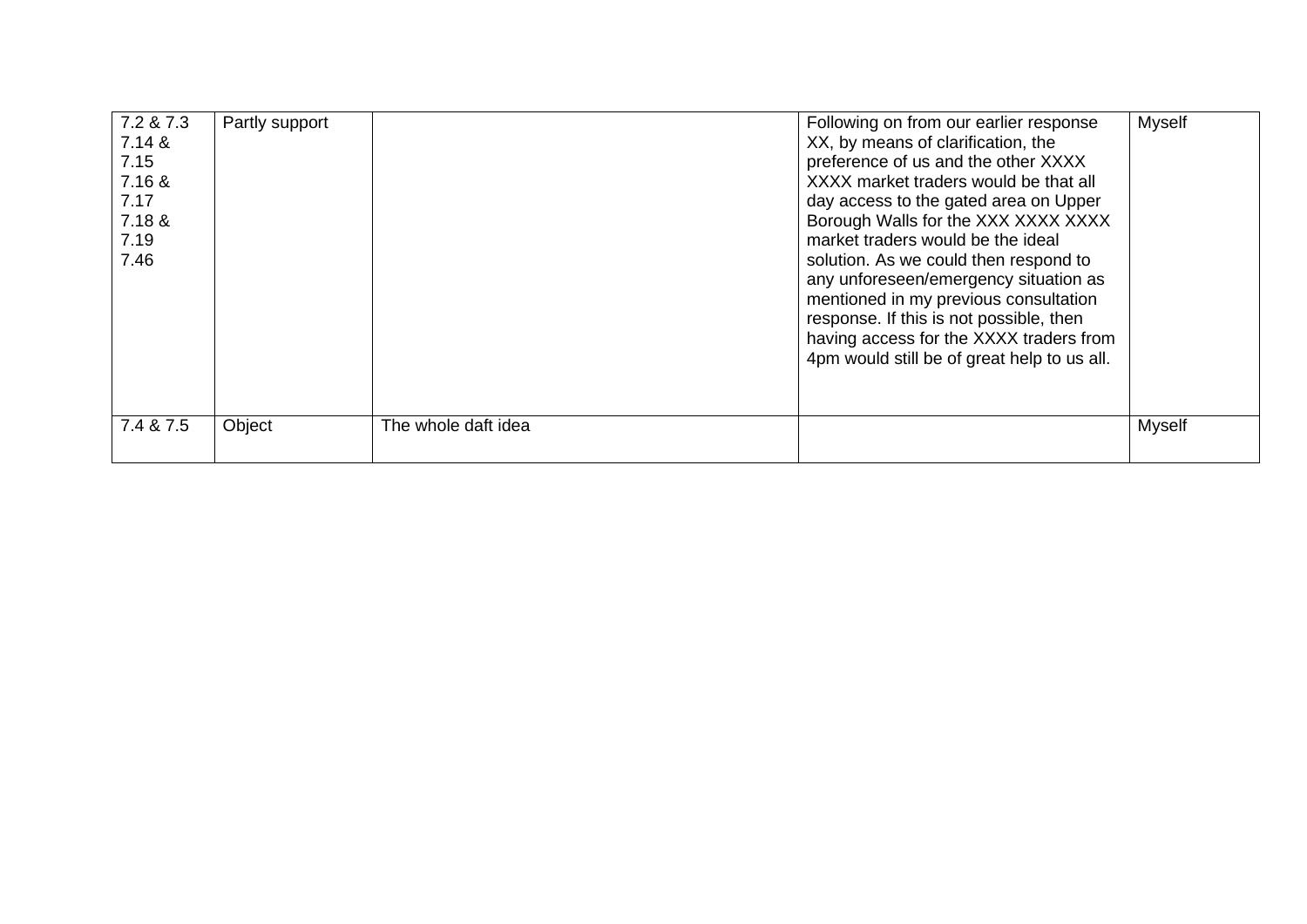| 7.2 & 7.3<br>7.14 &<br>7.15<br>7.16 &<br>7.17<br>7.18 &<br>7.19<br>7.46 | Partly support | | Following on from our earlier response XX, by means of clarification, the preference of us and the other XXXX XXXX market traders would be that all day access to the gated area on Upper Borough Walls for the XXX XXXX XXXX market traders would be the ideal solution. As we could then respond to any unforeseen/emergency situation as mentioned in my previous consultation response. If this is not possible, then having access for the XXXX traders from 4pm would still be of great help to us all. | Myself |
|---|---|---|---|---|
| 7.4 & 7.5 | Object | The whole daft idea | | Myself |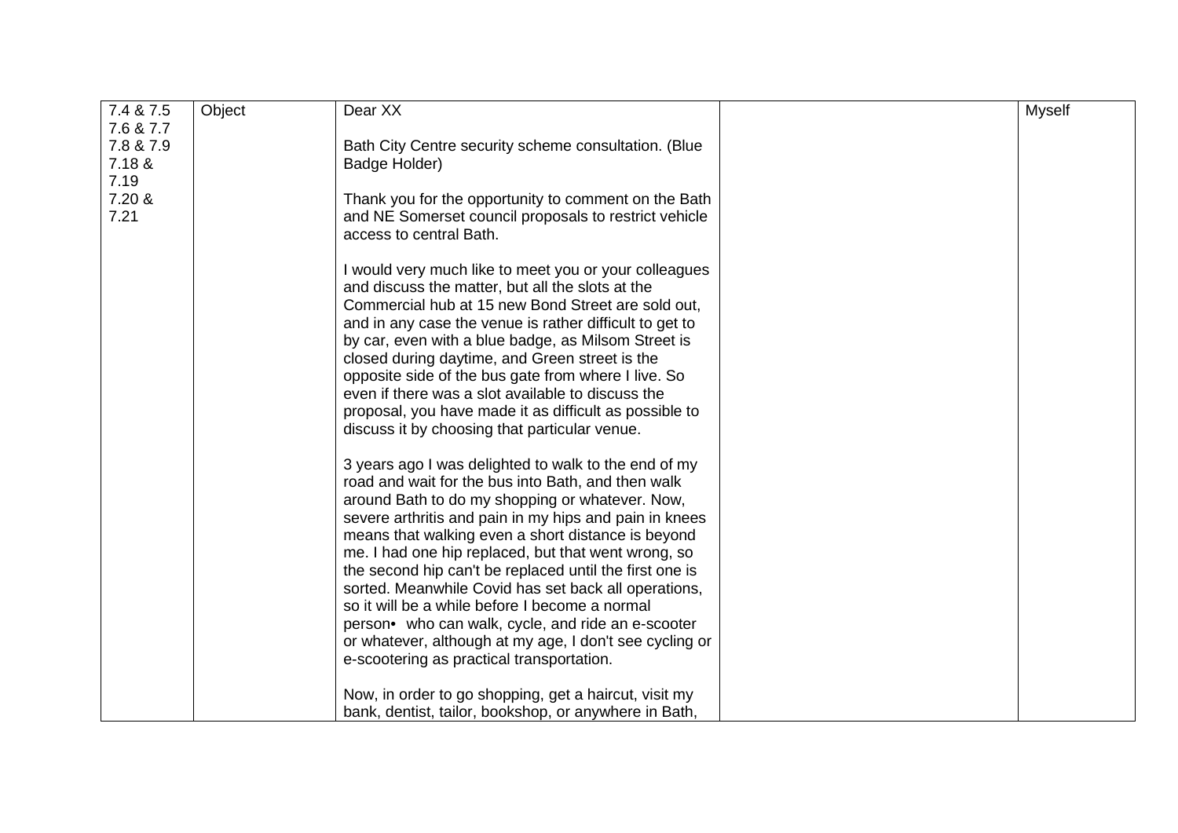| | | | | |
|---|---|---|---|---|
| 7.4 & 7.5<br>7.6 & 7.7<br>7.8 & 7.9<br>7.18 & 7.19<br>7.20 & 7.21 | Object | Dear XX<br><br>Bath City Centre security scheme consultation. (Blue Badge Holder)<br><br>Thank you for the opportunity to comment on the Bath and NE Somerset council proposals to restrict vehicle access to central Bath.<br><br>I would very much like to meet you or your colleagues and discuss the matter, but all the slots at the Commercial hub at 15 new Bond Street are sold out, and in any case the venue is rather difficult to get to by car, even with a blue badge, as Milsom Street is closed during daytime, and Green street is the opposite side of the bus gate from where I live. So even if there was a slot available to discuss the proposal, you have made it as difficult as possible to discuss it by choosing that particular venue.<br><br>3 years ago I was delighted to walk to the end of my road and wait for the bus into Bath, and then walk around Bath to do my shopping or whatever. Now, severe arthritis and pain in my hips and pain in knees means that walking even a short distance is beyond me. I had one hip replaced, but that went wrong, so the second hip can't be replaced until the first one is sorted. Meanwhile Covid has set back all operations, so it will be a while before I become a normal person• who can walk, cycle, and ride an e-scooter or whatever, although at my age, I don't see cycling or e-scootering as practical transportation.<br><br>Now, in order to go shopping, get a haircut, visit my bank, dentist, tailor, bookshop, or anywhere in Bath, | | Myself |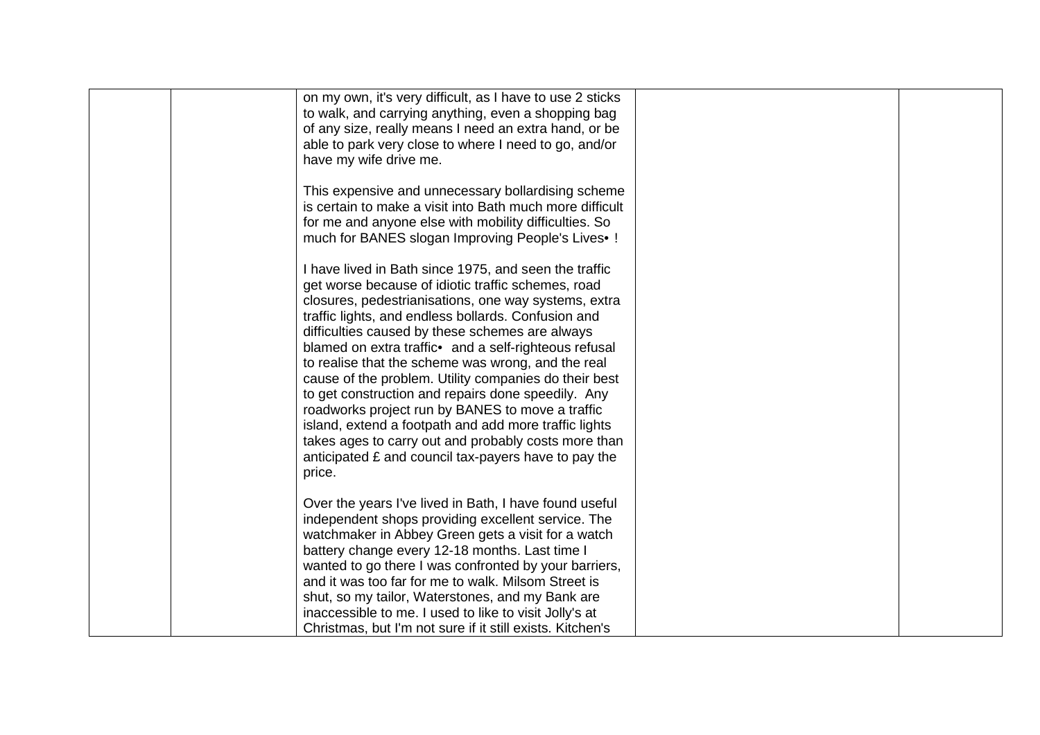|  |  | on my own, it's very difficult, as I have to use 2 sticks to walk, and carrying anything, even a shopping bag of any size, really means I need an extra hand, or be able to park very close to where I need to go, and/or have my wife drive me.<br><br>This expensive and unnecessary bollardising scheme is certain to make a visit into Bath much more difficult for me and anyone else with mobility difficulties. So much for BANES slogan Improving People's Lives• !<br><br>I have lived in Bath since 1975, and seen the traffic get worse because of idiotic traffic schemes, road closures, pedestrianisations, one way systems, extra traffic lights, and endless bollards. Confusion and difficulties caused by these schemes are always blamed on extra traffic• and a self-righteous refusal to realise that the scheme was wrong, and the real cause of the problem. Utility companies do their best to get construction and repairs done speedily. Any roadworks project run by BANES to move a traffic island, extend a footpath and add more traffic lights takes ages to carry out and probably costs more than anticipated £ and council tax-payers have to pay the price.<br><br>Over the years I've lived in Bath, I have found useful independent shops providing excellent service. The watchmaker in Abbey Green gets a visit for a watch battery change every 12-18 months. Last time I wanted to go there I was confronted by your barriers, and it was too far for me to walk. Milsom Street is shut, so my tailor, Waterstones, and my Bank are inaccessible to me. I used to like to visit Jolly's at Christmas, but I'm not sure if it still exists. Kitchen's |  |  |
|---|---|---|---|---|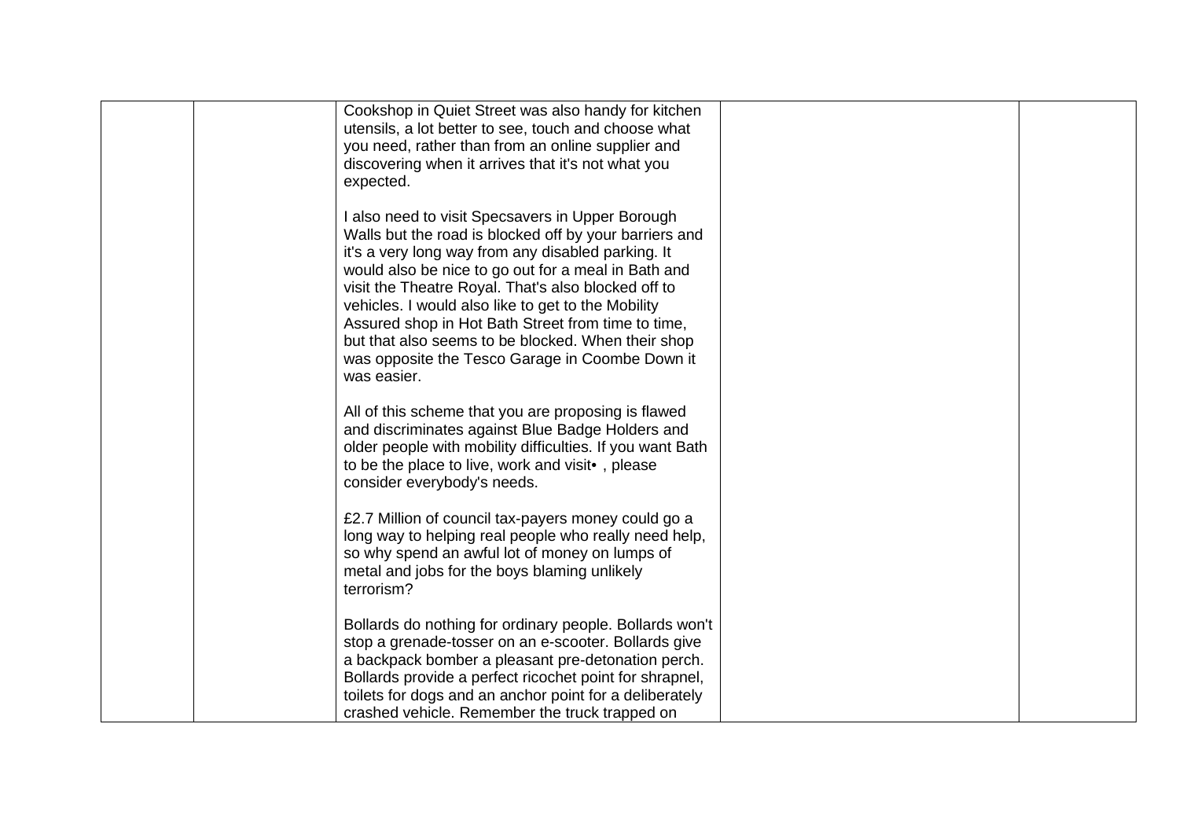| | | | | |
|---|---|---|---|---|
| | | Cookshop in Quiet Street was also handy for kitchen utensils, a lot better to see, touch and choose what you need, rather than from an online supplier and discovering when it arrives that it's not what you expected.<br><br>I also need to visit Specsavers in Upper Borough Walls but the road is blocked off by your barriers and it's a very long way from any disabled parking. It would also be nice to go out for a meal in Bath and visit the Theatre Royal. That's also blocked off to vehicles. I would also like to get to the Mobility Assured shop in Hot Bath Street from time to time, but that also seems to be blocked. When their shop was opposite the Tesco Garage in Coombe Down it was easier.<br><br>All of this scheme that you are proposing is flawed and discriminates against Blue Badge Holders and older people with mobility difficulties. If you want Bath to be the place to live, work and visit• , please consider everybody's needs.<br><br>£2.7 Million of council tax-payers money could go a long way to helping real people who really need help, so why spend an awful lot of money on lumps of metal and jobs for the boys blaming unlikely terrorism?<br><br>Bollards do nothing for ordinary people. Bollards won't stop a grenade-tosser on an e-scooter. Bollards give a backpack bomber a pleasant pre-detonation perch. Bollards provide a perfect ricochet point for shrapnel, toilets for dogs and an anchor point for a deliberately crashed vehicle. Remember the truck trapped on | | |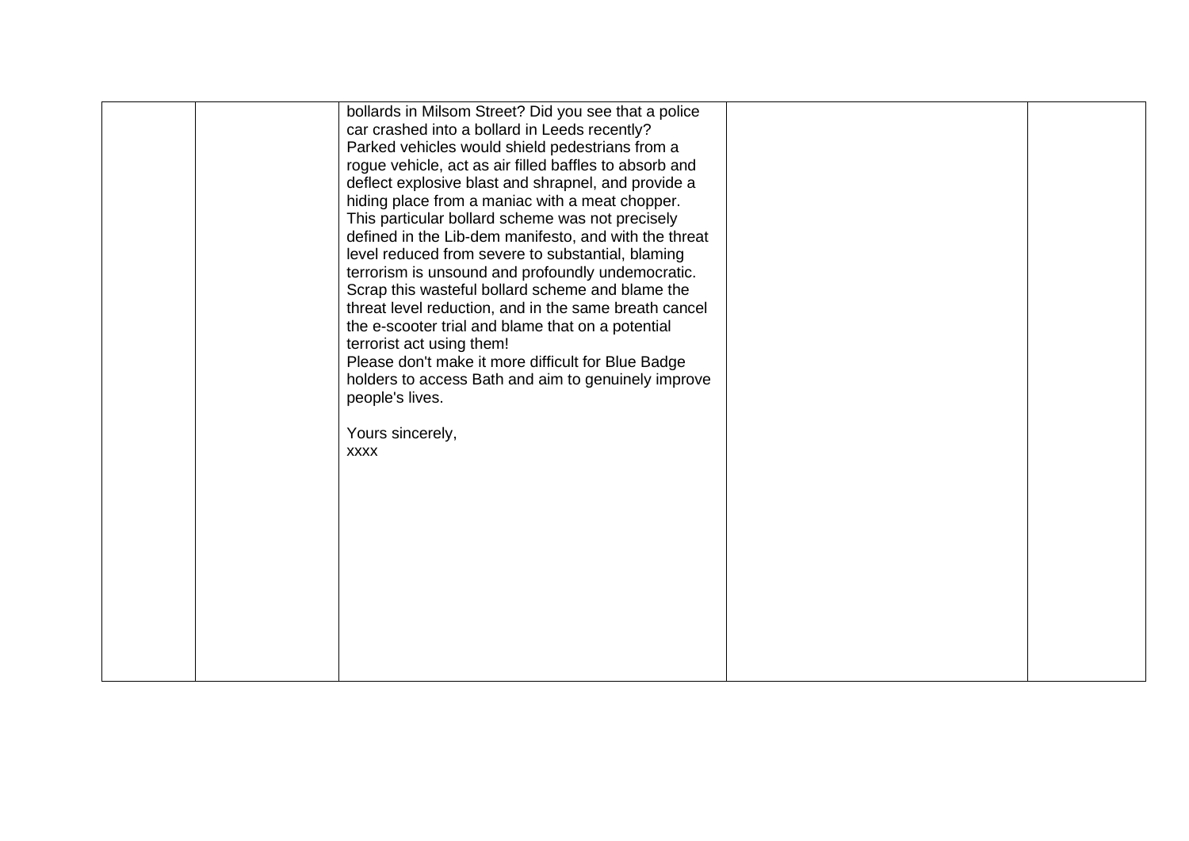| | | | | |
|---|---|---|---|---|
| | | bollards in Milsom Street? Did you see that a police car crashed into a bollard in Leeds recently?<br>Parked vehicles would shield pedestrians from a rogue vehicle, act as air filled baffles to absorb and deflect explosive blast and shrapnel, and provide a hiding place from a maniac with a meat chopper.<br>This particular bollard scheme was not precisely defined in the Lib-dem manifesto, and with the threat level reduced from severe to substantial, blaming terrorism is unsound and profoundly undemocratic.<br>Scrap this wasteful bollard scheme and blame the threat level reduction, and in the same breath cancel the e-scooter trial and blame that on a potential terrorist act using them!<br>Please don't make it more difficult for Blue Badge holders to access Bath and aim to genuinely improve people's lives.<br><br>Yours sincerely,<br>xxxx | | |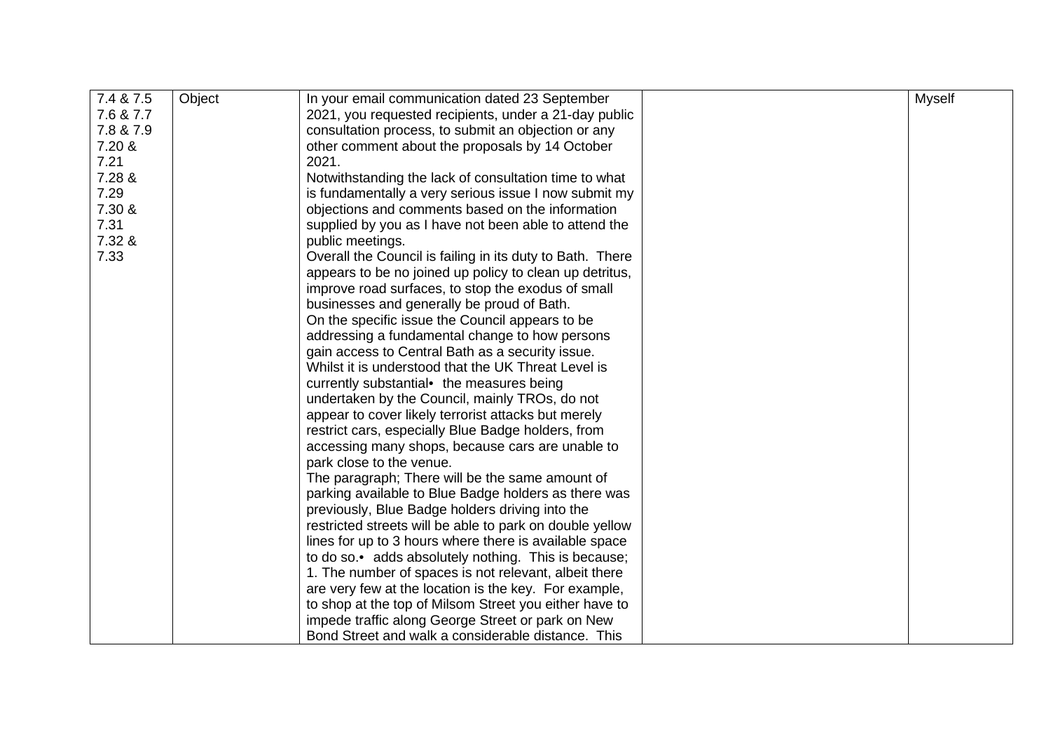| 7.4 & 7.5<br>7.6 & 7.7<br>7.8 & 7.9<br>7.20 &<br>7.21<br>7.28 &<br>7.29<br>7.30 &<br>7.31<br>7.32 &<br>7.33 | Object | In your email communication dated 23 September 2021, you requested recipients, under a 21-day public consultation process, to submit an objection or any other comment about the proposals by 14 October 2021.<br>Notwithstanding the lack of consultation time to what is fundamentally a very serious issue I now submit my objections and comments based on the information supplied by you as I have not been able to attend the public meetings.<br>Overall the Council is failing in its duty to Bath. There appears to be no joined up policy to clean up detritus, improve road surfaces, to stop the exodus of small businesses and generally be proud of Bath.<br>On the specific issue the Council appears to be addressing a fundamental change to how persons gain access to Central Bath as a security issue.<br>Whilst it is understood that the UK Threat Level is currently substantial• the measures being undertaken by the Council, mainly TROs, do not appear to cover likely terrorist attacks but merely restrict cars, especially Blue Badge holders, from accessing many shops, because cars are unable to park close to the venue.<br>The paragraph; There will be the same amount of parking available to Blue Badge holders as there was previously, Blue Badge holders driving into the restricted streets will be able to park on double yellow lines for up to 3 hours where there is available space to do so.• adds absolutely nothing. This is because;<br>1. The number of spaces is not relevant, albeit there are very few at the location is the key. For example, to shop at the top of Milsom Street you either have to impede traffic along George Street or park on New Bond Street and walk a considerable distance. This | | Myself |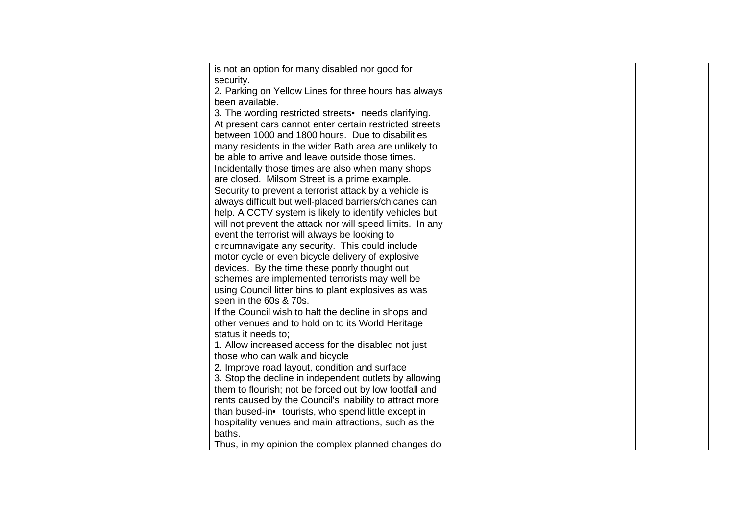|  |  |  |  |  |
|---|---|---|---|---|
|  |  | is not an option for many disabled nor good for security.<br>2. Parking on Yellow Lines for three hours has always been available.<br>3. The wording restricted streets• needs clarifying. At present cars cannot enter certain restricted streets between 1000 and 1800 hours. Due to disabilities many residents in the wider Bath area are unlikely to be able to arrive and leave outside those times. Incidentally those times are also when many shops are closed. Milsom Street is a prime example.<br>Security to prevent a terrorist attack by a vehicle is always difficult but well-placed barriers/chicanes can help. A CCTV system is likely to identify vehicles but will not prevent the attack nor will speed limits. In any event the terrorist will always be looking to circumnavigate any security. This could include motor cycle or even bicycle delivery of explosive devices. By the time these poorly thought out schemes are implemented terrorists may well be using Council litter bins to plant explosives as was seen in the 60s & 70s.<br>If the Council wish to halt the decline in shops and other venues and to hold on to its World Heritage status it needs to;<br>1. Allow increased access for the disabled not just those who can walk and bicycle<br>2. Improve road layout, condition and surface<br>3. Stop the decline in independent outlets by allowing them to flourish; not be forced out by low footfall and rents caused by the Council's inability to attract more than bused-in• tourists, who spend little except in hospitality venues and main attractions, such as the baths.<br>Thus, in my opinion the complex planned changes do |  |  |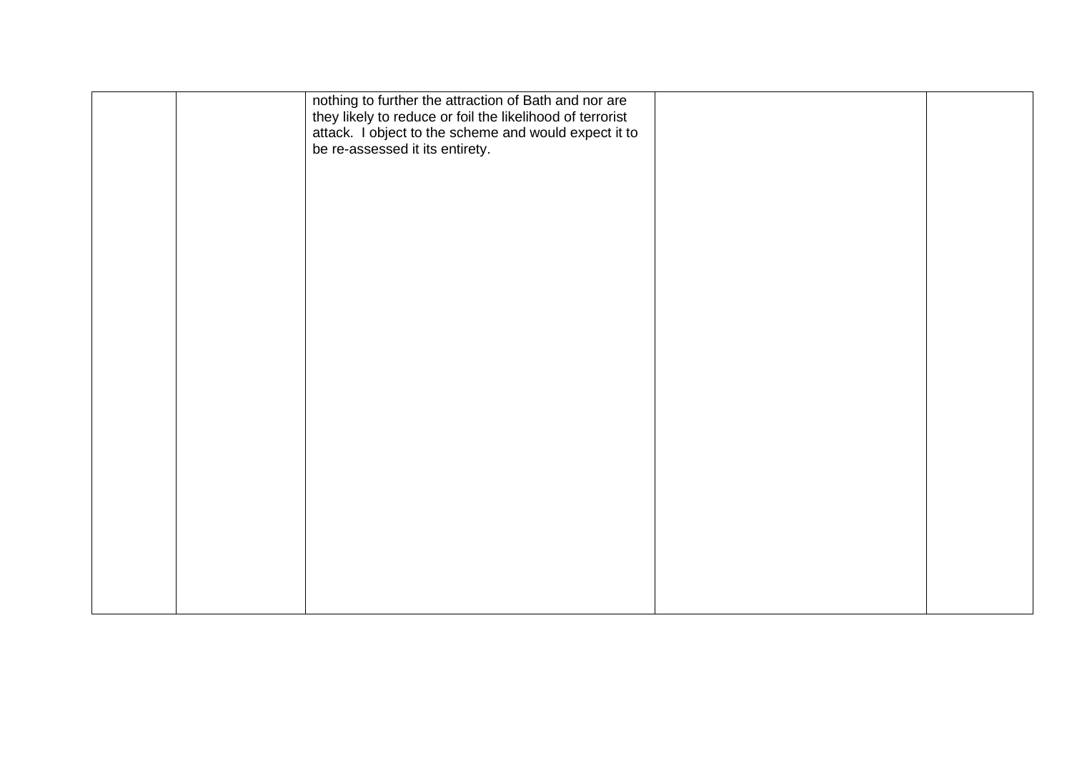|  |  |  |  |  |
|---|---|---|---|---|
|  |  | nothing to further the attraction of Bath and nor are they likely to reduce or foil the likelihood of terrorist attack. I object to the scheme and would expect it to be re-assessed it its entirety. |  |  |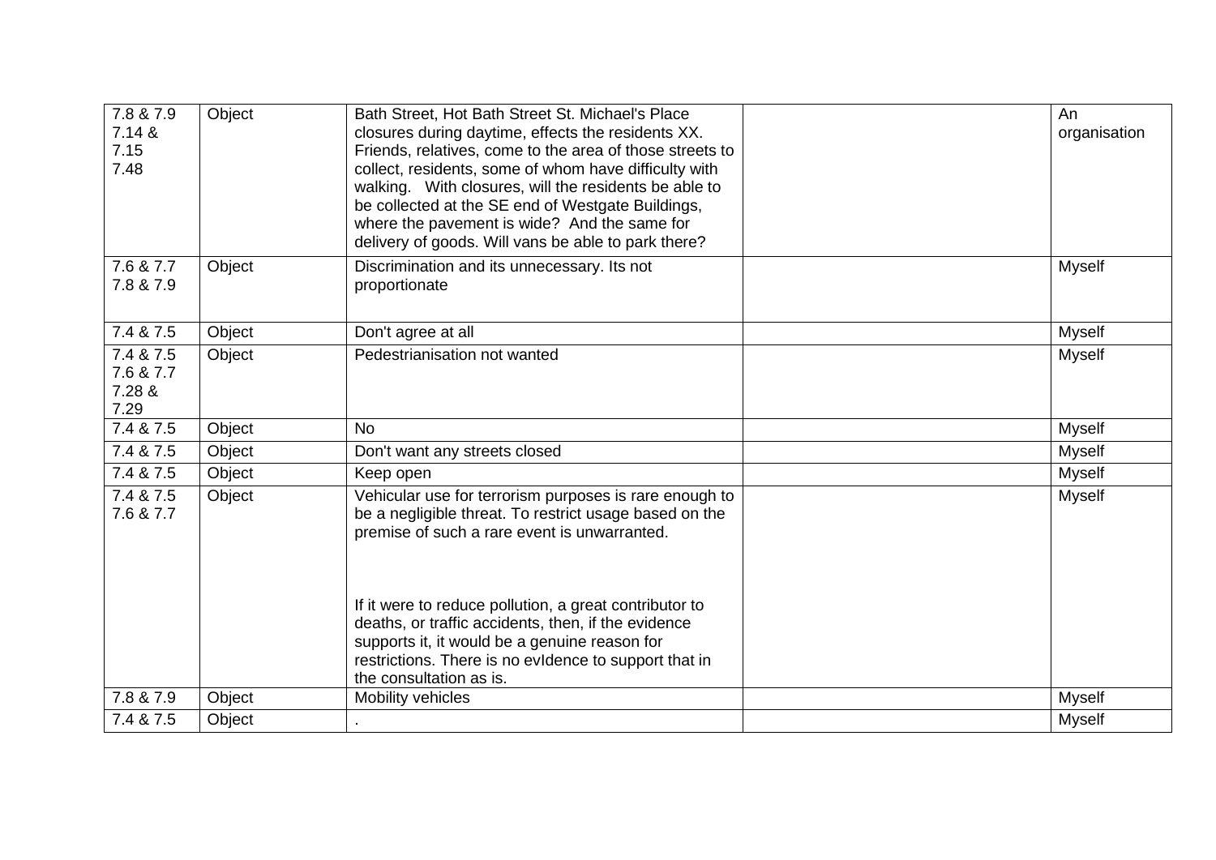| | | | | |
|---|---|---|---|---|
| 7.8 & 7.9<br>7.14 &<br>7.15<br>7.48 | Object | Bath Street, Hot Bath Street St. Michael's Place closures during daytime, effects the residents XX. Friends, relatives, come to the area of those streets to collect, residents, some of whom have difficulty with walking. With closures, will the residents be able to be collected at the SE end of Westgate Buildings, where the pavement is wide? And the same for delivery of goods. Will vans be able to park there? | | An organisation |
| 7.6 & 7.7<br>7.8 & 7.9 | Object | Discrimination and its unnecessary. Its not proportionate | | Myself |
| 7.4 & 7.5 | Object | Don't agree at all | | Myself |
| 7.4 & 7.5<br>7.6 & 7.7<br>7.28 &<br>7.29 | Object | Pedestrianisation not wanted | | Myself |
| 7.4 & 7.5 | Object | No | | Myself |
| 7.4 & 7.5 | Object | Don't want any streets closed | | Myself |
| 7.4 & 7.5 | Object | Keep open | | Myself |
| 7.4 & 7.5<br>7.6 & 7.7 | Object | Vehicular use for terrorism purposes is rare enough to be a negligible threat. To restrict usage based on the premise of such a rare event is unwarranted.<br><br>If it were to reduce pollution, a great contributor to deaths, or traffic accidents, then, if the evidence supports it, it would be a genuine reason for restrictions. There is no evIdence to support that in the consultation as is. | | Myself |
| 7.8 & 7.9 | Object | Mobility vehicles | | Myself |
| 7.4 & 7.5 | Object | . | | Myself |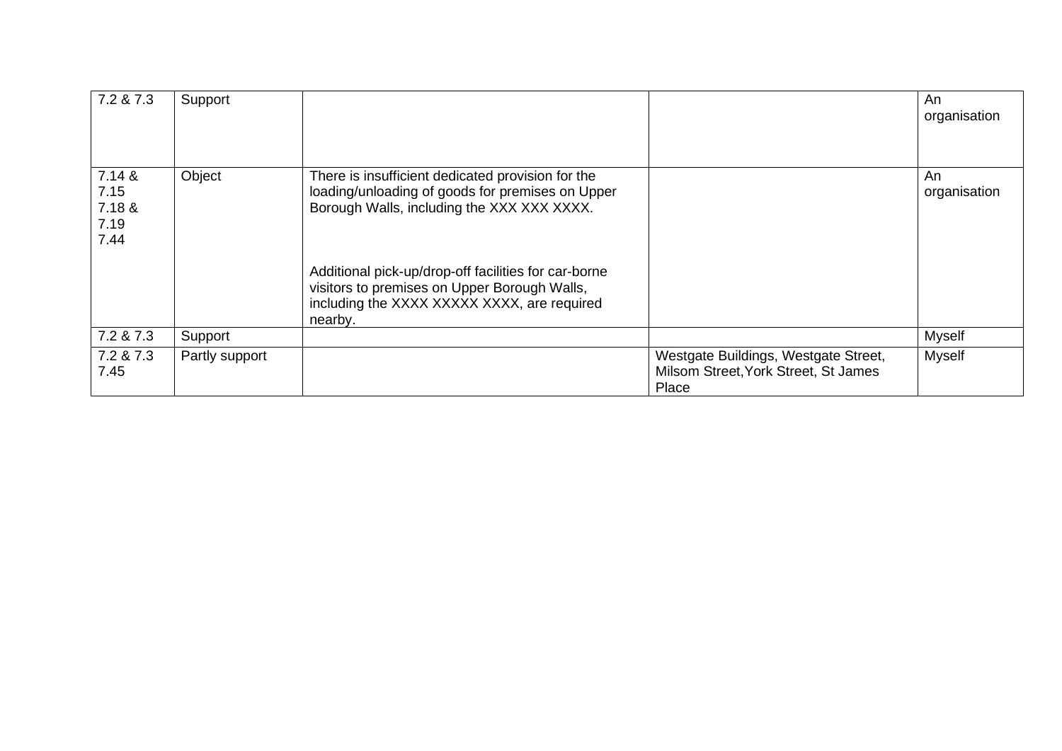| | | | | |
|---|---|---|---|---|
| 7.2 & 7.3 | Support | | | An organisation |
| 7.14 & 7.15<br>7.18 & 7.19<br>7.44 | Object | There is insufficient dedicated provision for the loading/unloading of goods for premises on Upper Borough Walls, including the XXX XXX XXXX.<br><br>Additional pick-up/drop-off facilities for car-borne visitors to premises on Upper Borough Walls, including the XXXX XXXXX XXXX, are required nearby. | | An organisation |
| 7.2 & 7.3 | Support | | | Myself |
| 7.2 & 7.3<br>7.45 | Partly support | | Westgate Buildings, Westgate Street, Milsom Street,York Street, St James Place | Myself |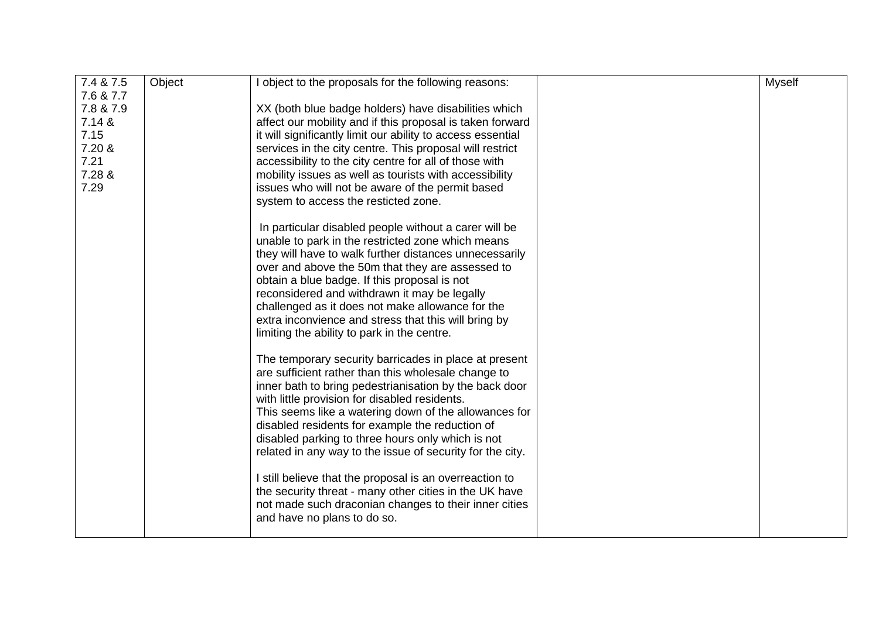| 7.4 & 7.5<br>7.6 & 7.7<br>7.8 & 7.9<br>7.14 &<br>7.15<br>7.20 &<br>7.21<br>7.28 &<br>7.29 | Object | I object to the proposals for the following reasons:<br><br>XX (both blue badge holders) have disabilities which affect our mobility and if this proposal is taken forward it will significantly limit our ability to access essential services in the city centre. This proposal will restrict accessibility to the city centre for all of those with mobility issues as well as tourists with accessibility issues who will not be aware of the permit based system to access the resticted zone.<br><br>In particular disabled people without a carer will be unable to park in the restricted zone which means they will have to walk further distances unnecessarily over and above the 50m that they are assessed to obtain a blue badge. If this proposal is not reconsidered and withdrawn it may be legally challenged as it does not make allowance for the extra inconvience and stress that this will bring by limiting the ability to park in the centre.<br><br>The temporary security barricades in place at present are sufficient rather than this wholesale change to inner bath to bring pedestrianisation by the back door with little provision for disabled residents.<br>This seems like a watering down of the allowances for disabled residents for example the reduction of disabled parking to three hours only which is not related in any way to the issue of security for the city.<br><br>I still believe that the proposal is an overreaction to the security threat - many other cities in the UK have not made such draconian changes to their inner cities and have no plans to do so. | | Myself |
|---|---|---|---|---|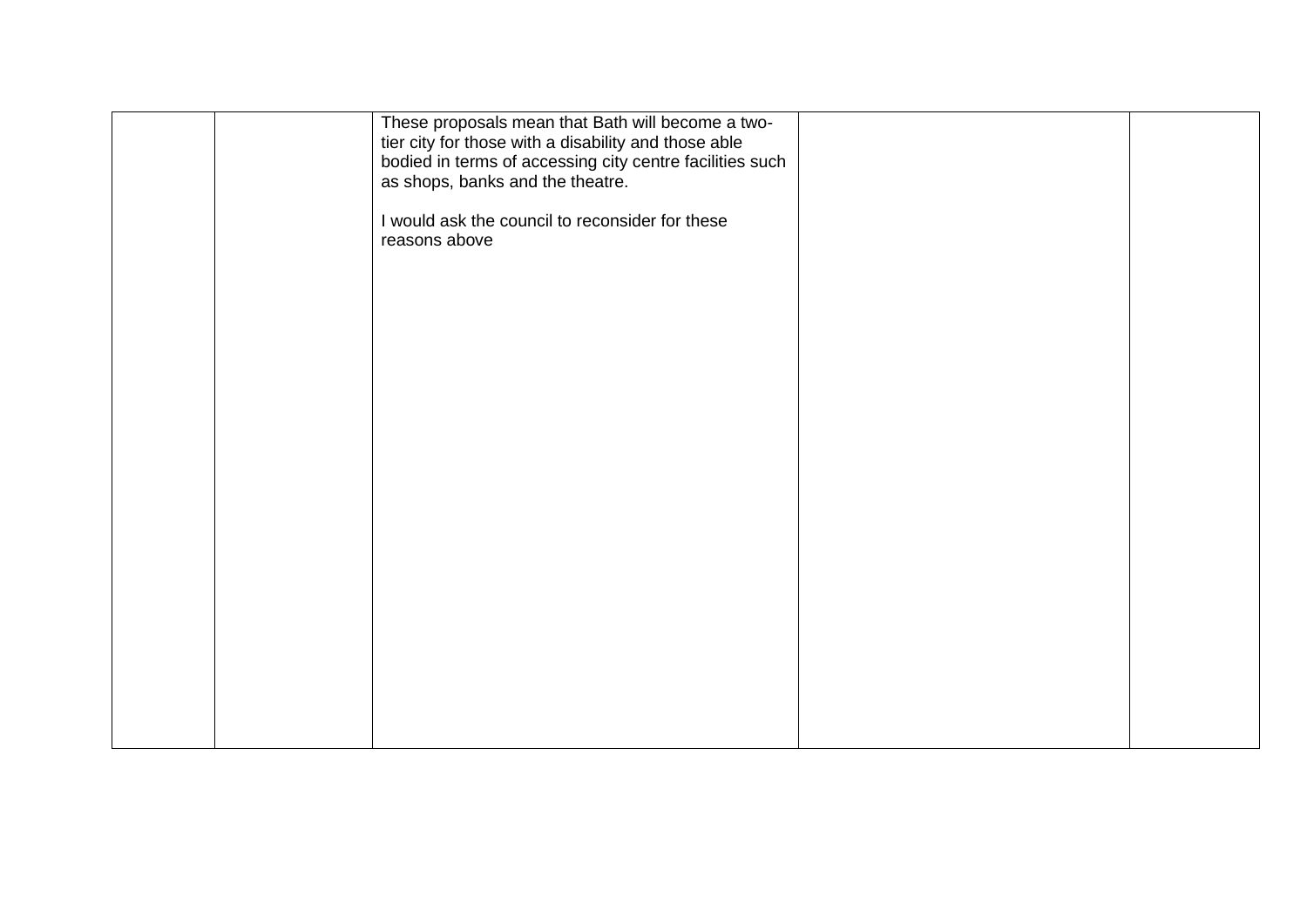| | | | | |
|---|---|---|---|---|
| | | These proposals mean that Bath will become a two-tier city for those with a disability and those able bodied in terms of accessing city centre facilities such as shops, banks and the theatre.<br><br>I would ask the council to reconsider for these reasons above | | |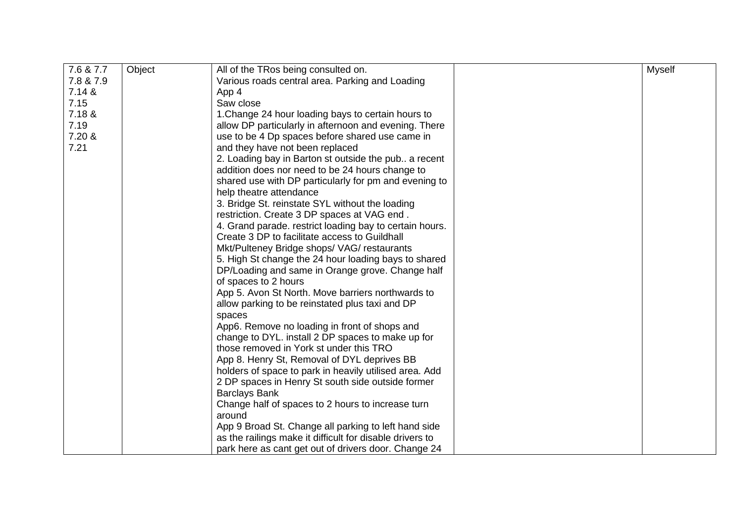| | | | | |
|---|---|---|---|---|
| 7.6 & 7.7<br>7.8 & 7.9<br>7.14 &<br>7.15<br>7.18 &<br>7.19<br>7.20 &<br>7.21 | Object | All of the TRos being consulted on.<br>Various roads central area. Parking and Loading<br>App 4<br>Saw close<br>1.Change 24 hour loading bays to certain hours to allow DP particularly in afternoon and evening. There use to be 4 Dp spaces before shared use came in and they have not been replaced<br>2. Loading bay in Barton st outside the pub.. a recent addition does nor need to be 24 hours change to shared use with DP particularly for pm and evening to help theatre attendance<br>3. Bridge St. reinstate SYL without the loading restriction. Create 3 DP spaces at VAG end .<br>4. Grand parade. restrict loading bay to certain hours. Create 3 DP to facilitate access to Guildhall Mkt/Pulteney Bridge shops/ VAG/ restaurants<br>5. High St change the 24 hour loading bays to shared DP/Loading and same in Orange grove. Change half of spaces to 2 hours<br>App 5. Avon St North. Move barriers northwards to allow parking to be reinstated plus taxi and DP spaces<br>App6. Remove no loading in front of shops and change to DYL. install 2 DP spaces to make up for those removed in York st under this TRO<br>App 8. Henry St, Removal of DYL deprives BB holders of space to park in heavily utilised area. Add 2 DP spaces in Henry St south side outside former Barclays Bank<br>Change half of spaces to 2 hours to increase turn around<br>App 9 Broad St. Change all parking to left hand side as the railings make it difficult for disable drivers to park here as cant get out of drivers door. Change 24 | | Myself |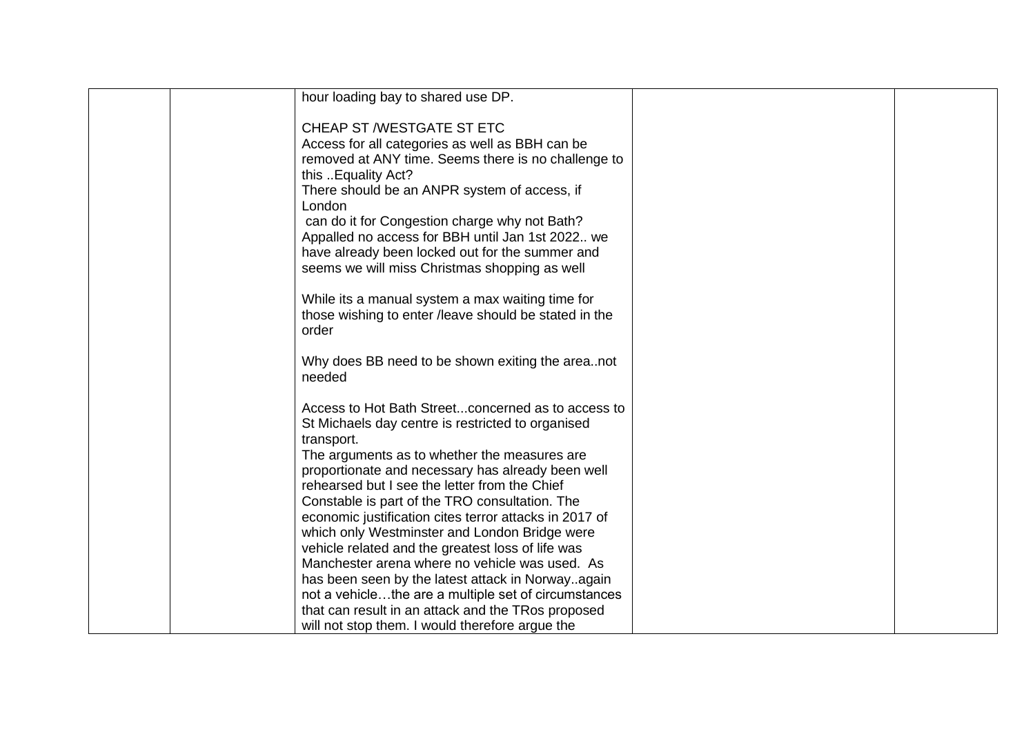|  |  | hour loading bay to shared use DP.<br><br>CHEAP ST /WESTGATE ST ETC<br>Access for all categories as well as BBH can be removed at ANY time. Seems there is no challenge to this ..Equality Act?<br>There should be an ANPR system of access, if London<br>can do it for Congestion charge why not Bath?<br>Appalled no access for BBH until Jan 1st 2022.. we have already been locked out for the summer and seems we will miss Christmas shopping as well<br><br>While its a manual system a max waiting time for those wishing to enter /leave should be stated in the order<br><br>Why does BB need to be shown exiting the area..not needed<br><br>Access to Hot Bath Street...concerned as to access to St Michaels day centre is restricted to organised transport.<br>The arguments as to whether the measures are proportionate and necessary has already been well rehearsed but I see the letter from the Chief Constable is part of the TRO consultation. The economic justification cites terror attacks in 2017 of which only Westminster and London Bridge were vehicle related and the greatest loss of life was Manchester arena where no vehicle was used. As has been seen by the latest attack in Norway..again not a vehicle…the are a multiple set of circumstances that can result in an attack and the TRos proposed will not stop them. I would therefore argue the |  |  |
|---|---|---|---|---|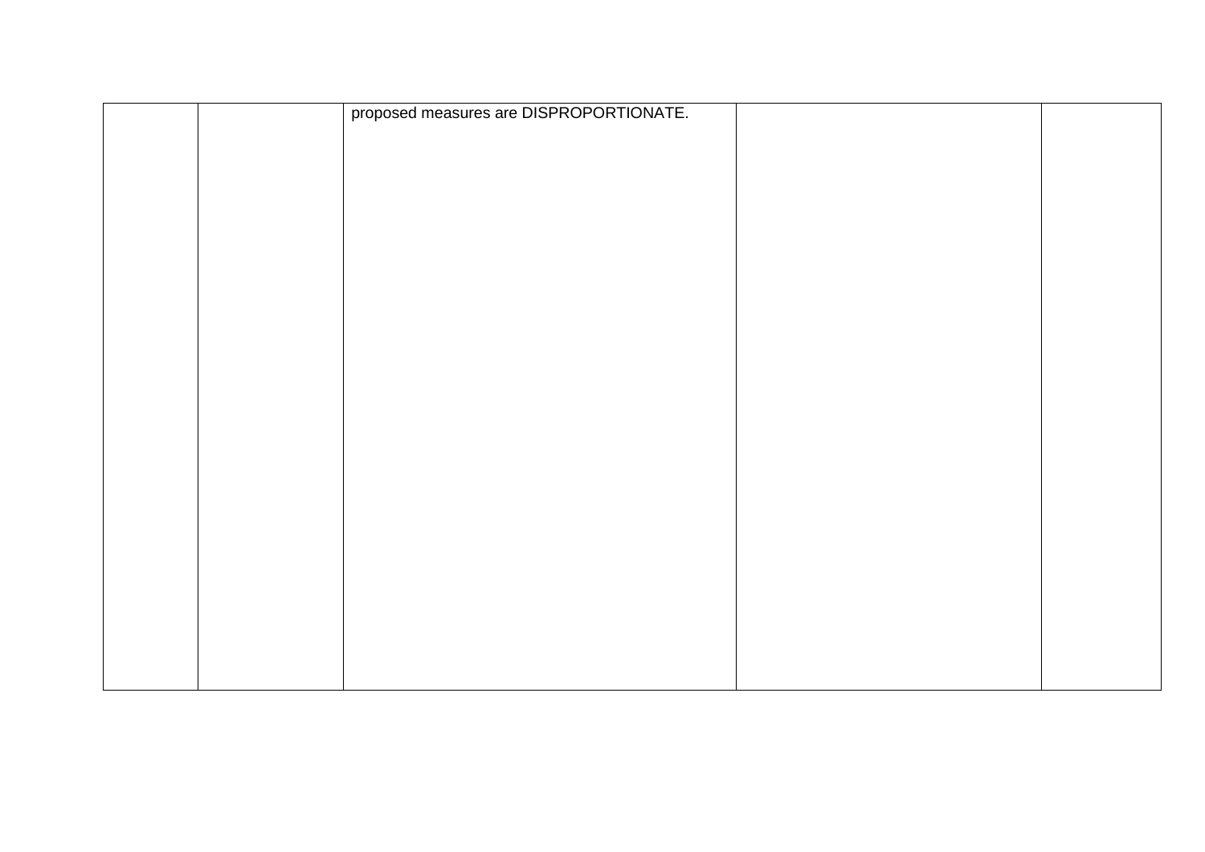| | | | | |
|---|---|---|---|---|
| | | proposed measures are DISPROPORTIONATE. | | |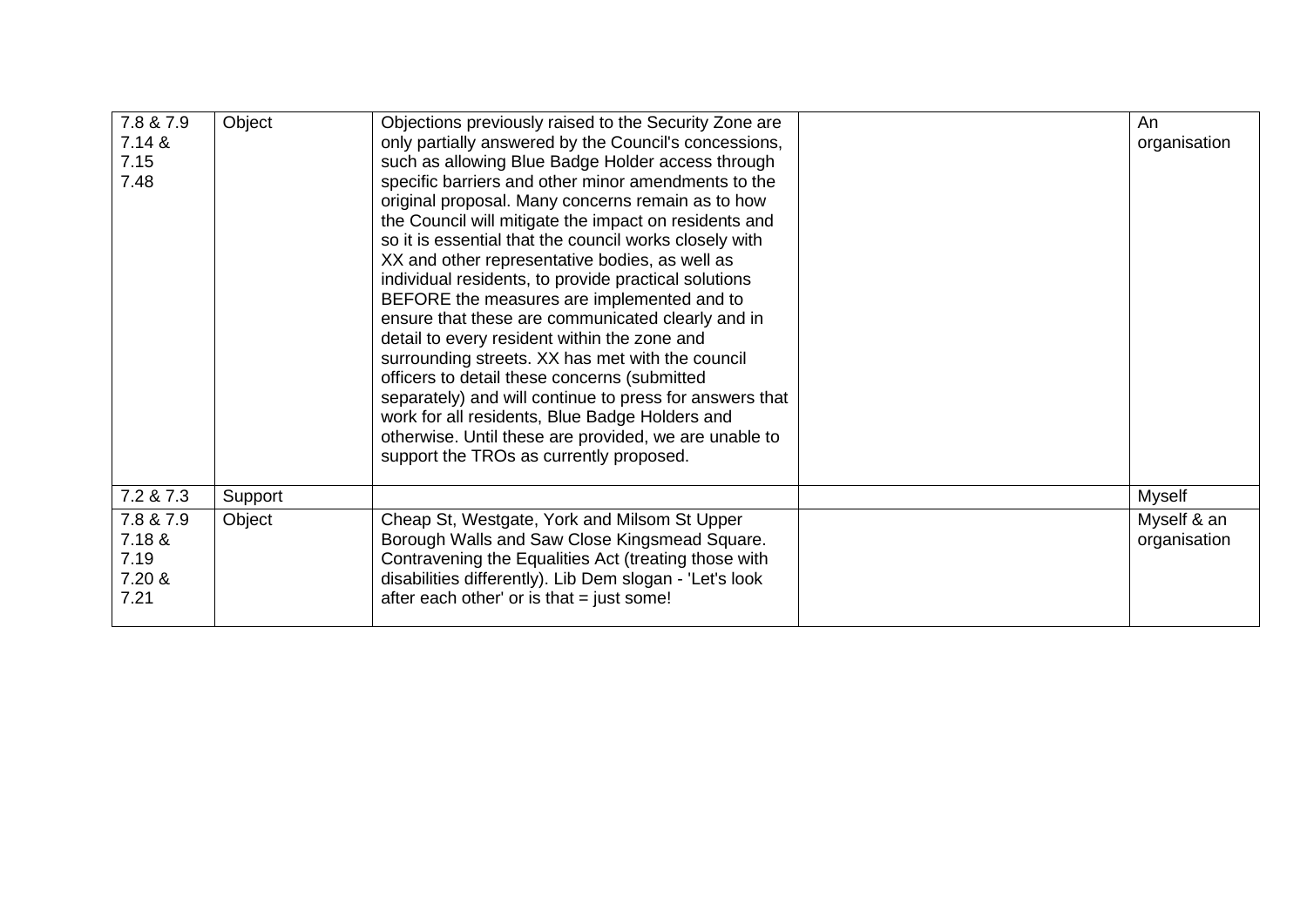| | | | | |
|---|---|---|---|---|
| 7.8 & 7.9<br>7.14 &<br>7.15<br>7.48 | Object | Objections previously raised to the Security Zone are only partially answered by the Council's concessions, such as allowing Blue Badge Holder access through specific barriers and other minor amendments to the original proposal. Many concerns remain as to how the Council will mitigate the impact on residents and so it is essential that the council works closely with XX and other representative bodies, as well as individual residents, to provide practical solutions BEFORE the measures are implemented and to ensure that these are communicated clearly and in detail to every resident within the zone and surrounding streets. XX has met with the council officers to detail these concerns (submitted separately) and will continue to press for answers that work for all residents, Blue Badge Holders and otherwise. Until these are provided, we are unable to support the TROs as currently proposed. | | An organisation |
| 7.2 & 7.3 | Support | | | Myself |
| 7.8 & 7.9<br>7.18 &<br>7.19<br>7.20 &<br>7.21 | Object | Cheap St, Westgate, York and Milsom St Upper Borough Walls and Saw Close Kingsmead Square. Contravening the Equalities Act (treating those with disabilities differently). Lib Dem slogan - 'Let's look after each other' or is that = just some! | | Myself & an organisation |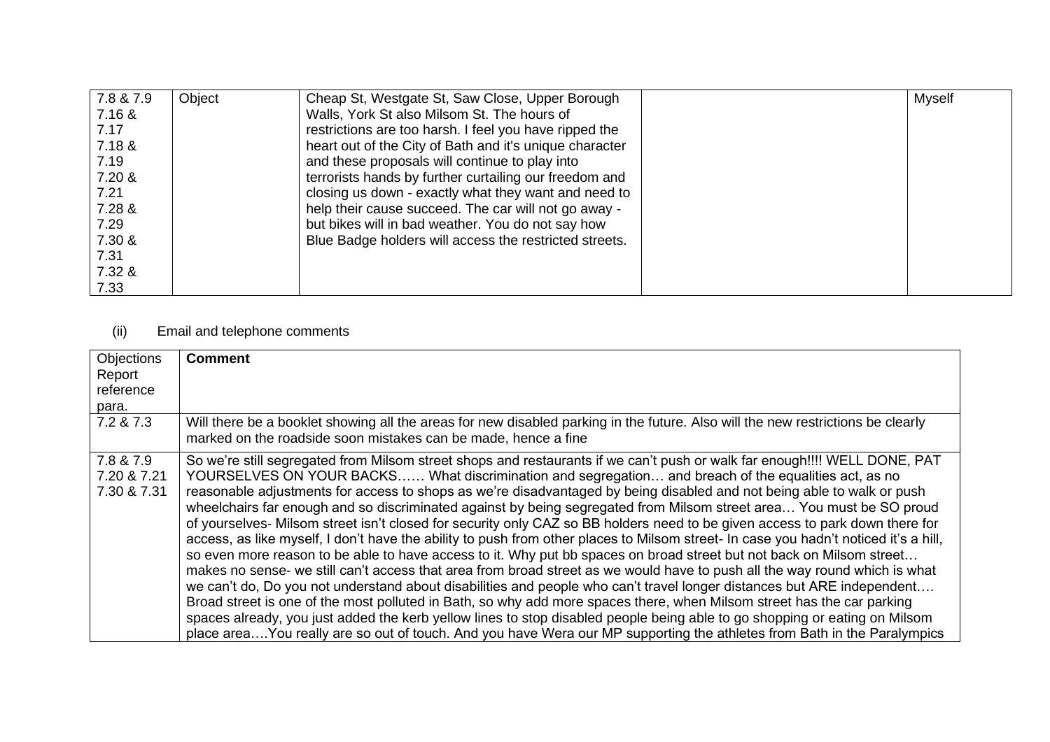| 7.8 & 7.9 7.16 & 7.17 7.18 & 7.19 7.20 & 7.21 7.28 & 7.29 7.30 & 7.31 7.32 & 7.33 | Object | Cheap St, Westgate St, Saw Close, Upper Borough Walls, York St also Milsom St. The hours of restrictions are too harsh. I feel you have ripped the heart out of the City of Bath and it's unique character and these proposals will continue to play into terrorists hands by further curtailing our freedom and closing us down - exactly what they want and need to help their cause succeed. The car will not go away - but bikes will in bad weather. You do not say how Blue Badge holders will access the restricted streets. | | Myself |
|---|---|---|---|---|

(ii) Email and telephone comments

| Objections Report reference para. | **Comment** |
|---|---|
| 7.2 & 7.3 | Will there be a booklet showing all the areas for new disabled parking in the future. Also will the new restrictions be clearly marked on the roadside soon mistakes can be made, hence a fine |
| 7.8 & 7.9 7.20 & 7.21 7.30 & 7.31 | So we're still segregated from Milsom street shops and restaurants if we can't push or walk far enough!!!! WELL DONE, PAT YOURSELVES ON YOUR BACKS…… What discrimination and segregation… and breach of the equalities act, as no reasonable adjustments for access to shops as we're disadvantaged by being disabled and not being able to walk or push wheelchairs far enough and so discriminated against by being segregated from Milsom street area… You must be SO proud of yourselves- Milsom street isn't closed for security only CAZ so BB holders need to be given access to park down there for access, as like myself, I don't have the ability to push from other places to Milsom street- In case you hadn't noticed it's a hill, so even more reason to be able to have access to it. Why put bb spaces on broad street but not back on Milsom street… makes no sense- we still can't access that area from broad street as we would have to push all the way round which is what we can't do, Do you not understand about disabilities and people who can't travel longer distances but ARE independent…. Broad street is one of the most polluted in Bath, so why add more spaces there, when Milsom street has the car parking spaces already, you just added the kerb yellow lines to stop disabled people being able to go shopping or eating on Milsom place area….You really are so out of touch. And you have Wera our MP supporting the athletes from Bath in the Paralympics |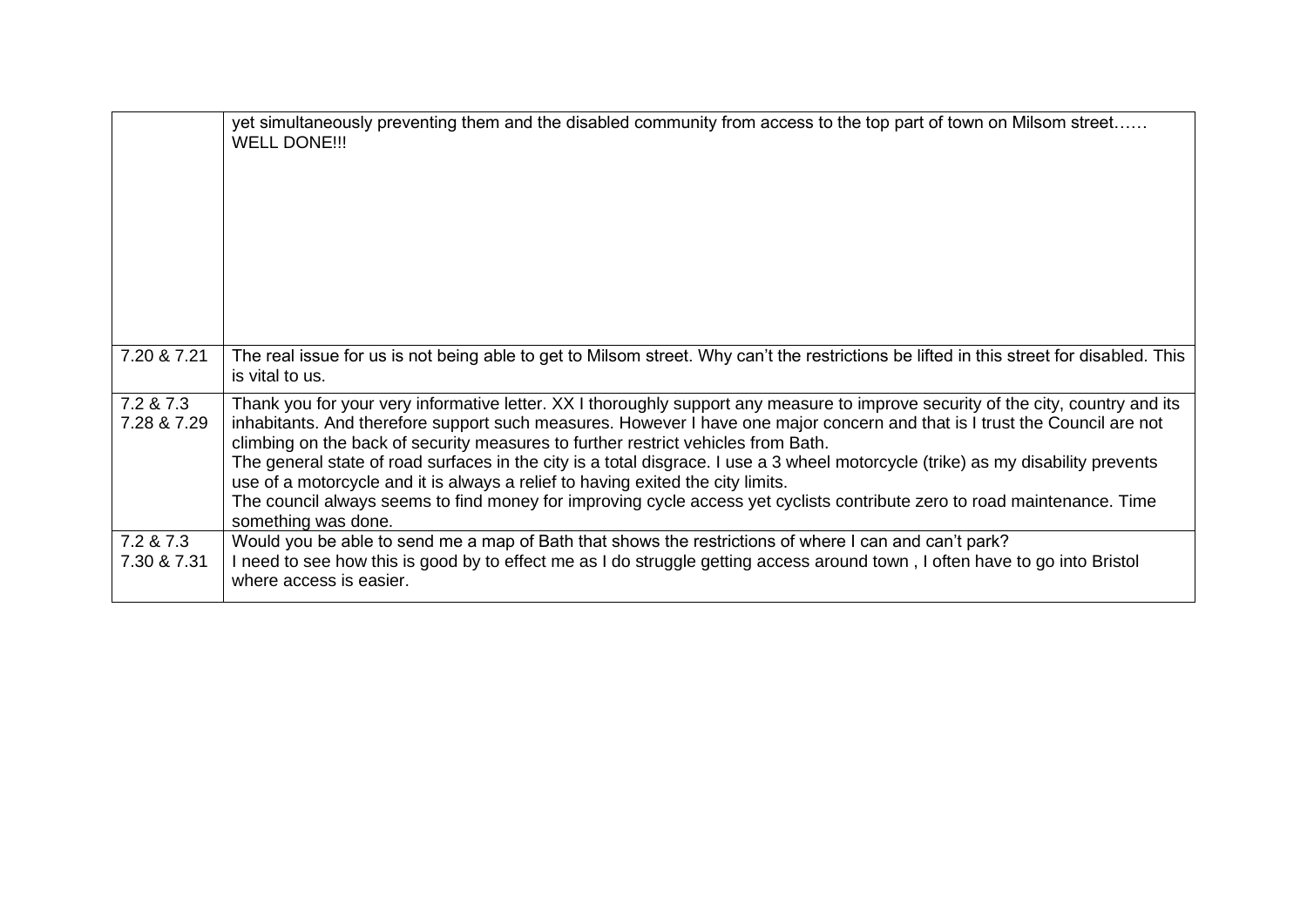| | |
|---|---|
| | yet simultaneously preventing them and the disabled community from access to the top part of town on Milsom street…… WELL DONE!!! |
| 7.20 & 7.21 | The real issue for us is not being able to get to Milsom street. Why can't the restrictions be lifted in this street for disabled. This is vital to us. |
| 7.2 & 7.3<br>7.28 & 7.29 | Thank you for your very informative letter. XX I thoroughly support any measure to improve security of the city, country and its inhabitants. And therefore support such measures. However I have one major concern and that is I trust the Council are not climbing on the back of security measures to further restrict vehicles from Bath.<br>The general state of road surfaces in the city is a total disgrace. I use a 3 wheel motorcycle (trike) as my disability prevents use of a motorcycle and it is always a relief to having exited the city limits.<br>The council always seems to find money for improving cycle access yet cyclists contribute zero to road maintenance. Time something was done. |
| 7.2 & 7.3<br>7.30 & 7.31 | Would you be able to send me a map of Bath that shows the restrictions of where I can and can't park?<br>I need to see how this is good by to effect me as I do struggle getting access around town , I often have to go into Bristol where access is easier. |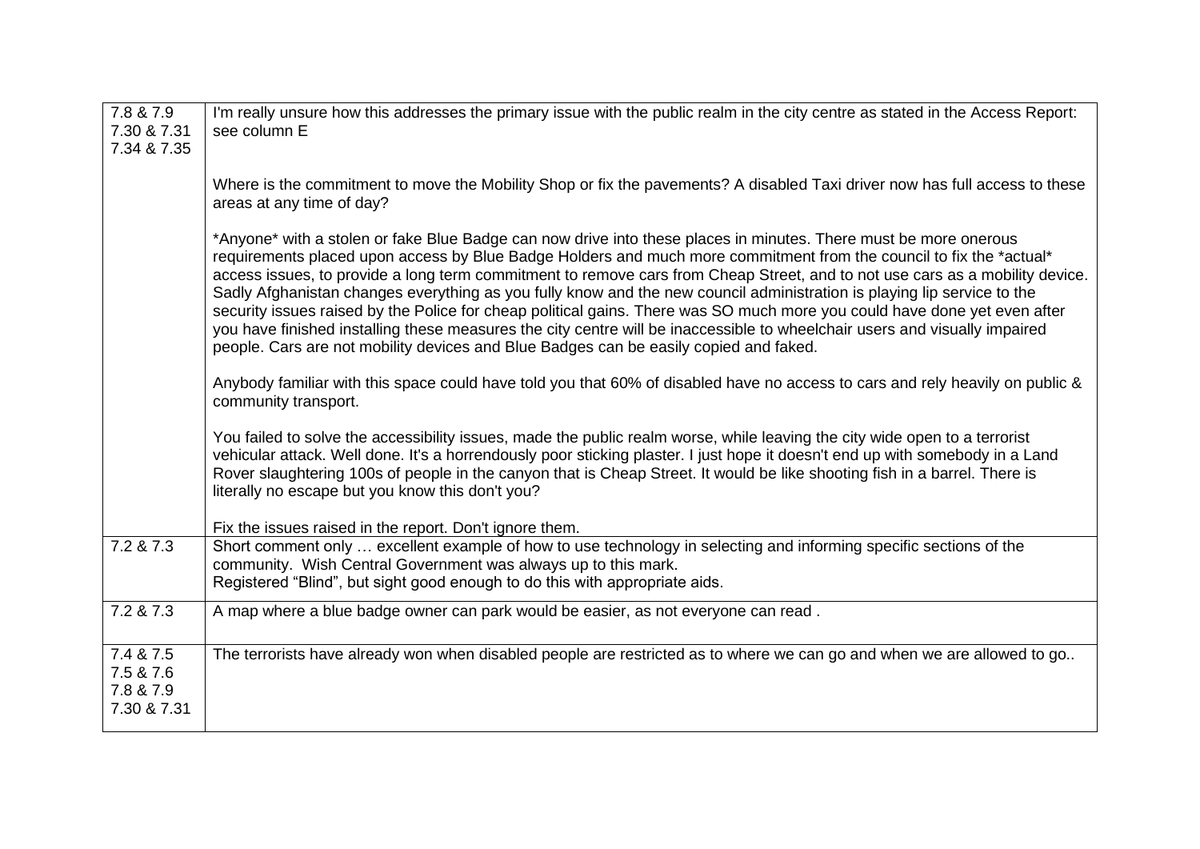| | |
|---|---|
| 7.8 & 7.9<br>7.30 & 7.31<br>7.34 & 7.35 | I'm really unsure how this addresses the primary issue with the public realm in the city centre as stated in the Access Report: see column E<br><br>Where is the commitment to move the Mobility Shop or fix the pavements? A disabled Taxi driver now has full access to these areas at any time of day?<br><br>*Anyone* with a stolen or fake Blue Badge can now drive into these places in minutes. There must be more onerous requirements placed upon access by Blue Badge Holders and much more commitment from the council to fix the *actual* access issues, to provide a long term commitment to remove cars from Cheap Street, and to not use cars as a mobility device. Sadly Afghanistan changes everything as you fully know and the new council administration is playing lip service to the security issues raised by the Police for cheap political gains. There was SO much more you could have done yet even after you have finished installing these measures the city centre will be inaccessible to wheelchair users and visually impaired people. Cars are not mobility devices and Blue Badges can be easily copied and faked.<br><br>Anybody familiar with this space could have told you that 60% of disabled have no access to cars and rely heavily on public & community transport.<br><br>You failed to solve the accessibility issues, made the public realm worse, while leaving the city wide open to a terrorist vehicular attack. Well done. It's a horrendously poor sticking plaster. I just hope it doesn't end up with somebody in a Land Rover slaughtering 100s of people in the canyon that is Cheap Street. It would be like shooting fish in a barrel. There is literally no escape but you know this don't you?<br><br>Fix the issues raised in the report. Don't ignore them. |
| 7.2 & 7.3 | Short comment only … excellent example of how to use technology in selecting and informing specific sections of the community. Wish Central Government was always up to this mark.<br>Registered "Blind", but sight good enough to do this with appropriate aids. |
| 7.2 & 7.3 | A map where a blue badge owner can park would be easier, as not everyone can read . |
| 7.4 & 7.5<br>7.5 & 7.6<br>7.8 & 7.9<br>7.30 & 7.31 | The terrorists have already won when disabled people are restricted as to where we can go and when we are allowed to go.. |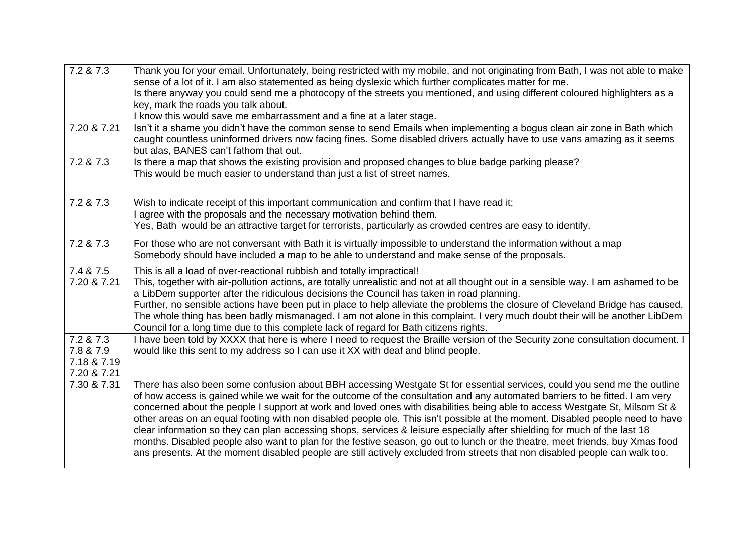| | |
|---|---|
| 7.2 & 7.3 | Thank you for your email. Unfortunately, being restricted with my mobile, and not originating from Bath, I was not able to make sense of a lot of it. I am also statemented as being dyslexic which further complicates matter for me.<br>Is there anyway you could send me a photocopy of the streets you mentioned, and using different coloured highlighters as a key, mark the roads you talk about.<br>I know this would save me embarrassment and a fine at a later stage. |
| 7.20 & 7.21 | Isn't it a shame you didn't have the common sense to send Emails when implementing a bogus clean air zone in Bath which caught countless uninformed drivers now facing fines. Some disabled drivers actually have to use vans amazing as it seems but alas, BANES can't fathom that out. |
| 7.2 & 7.3 | Is there a map that shows the existing provision and proposed changes to blue badge parking please?<br>This would be much easier to understand than just a list of street names. |
| 7.2 & 7.3 | Wish to indicate receipt of this important communication and confirm that I have read it;<br>I agree with the proposals and the necessary motivation behind them.<br>Yes, Bath would be an attractive target for terrorists, particularly as crowded centres are easy to identify. |
| 7.2 & 7.3 | For those who are not conversant with Bath it is virtually impossible to understand the information without a map<br>Somebody should have included a map to be able to understand and make sense of the proposals. |
| 7.4 & 7.5<br>7.20 & 7.21 | This is all a load of over-reactional rubbish and totally impractical!<br>This, together with air-pollution actions, are totally unrealistic and not at all thought out in a sensible way. I am ashamed to be a LibDem supporter after the ridiculous decisions the Council has taken in road planning.<br>Further, no sensible actions have been put in place to help alleviate the problems the closure of Cleveland Bridge has caused. The whole thing has been badly mismanaged. I am not alone in this complaint. I very much doubt their will be another LibDem Council for a long time due to this complete lack of regard for Bath citizens rights. |
| 7.2 & 7.3<br>7.8 & 7.9<br>7.18 & 7.19<br>7.20 & 7.21<br>7.30 & 7.31 | I have been told by XXXX that here is where I need to request the Braille version of the Security zone consultation document. I would like this sent to my address so I can use it XX with deaf and blind people.<br><br>There has also been some confusion about BBH accessing Westgate St for essential services, could you send me the outline of how access is gained while we wait for the outcome of the consultation and any automated barriers to be fitted. I am very concerned about the people I support at work and loved ones with disabilities being able to access Westgate St, Milsom St & other areas on an equal footing with non disabled people ole. This isn't possible at the moment. Disabled people need to have clear information so they can plan accessing shops, services & leisure especially after shielding for much of the last 18 months. Disabled people also want to plan for the festive season, go out to lunch or the theatre, meet friends, buy Xmas food ans presents. At the moment disabled people are still actively excluded from streets that non disabled people can walk too. |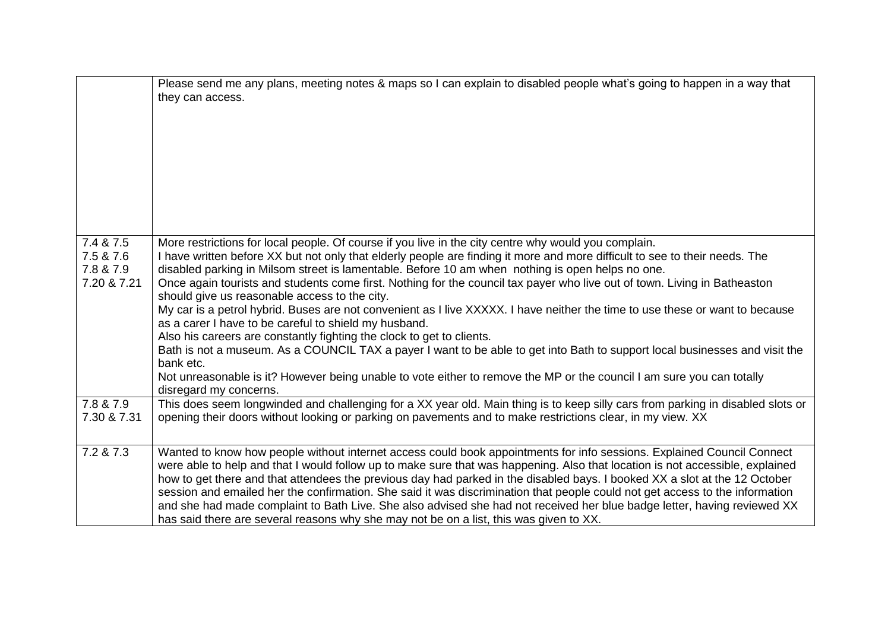| | |
|---|---|
| | Please send me any plans, meeting notes & maps so I can explain to disabled people what's going to happen in a way that they can access. |
| 7.4 & 7.5<br>7.5 & 7.6<br>7.8 & 7.9<br>7.20 & 7.21 | More restrictions for local people. Of course if you live in the city centre why would you complain.<br>I have written before XX but not only that elderly people are finding it more and more difficult to see to their needs. The disabled parking in Milsom street is lamentable. Before 10 am when nothing is open helps no one.<br>Once again tourists and students come first. Nothing for the council tax payer who live out of town. Living in Batheaston should give us reasonable access to the city.<br>My car is a petrol hybrid. Buses are not convenient as I live XXXXX. I have neither the time to use these or want to because as a carer I have to be careful to shield my husband.<br>Also his careers are constantly fighting the clock to get to clients.<br>Bath is not a museum. As a COUNCIL TAX a payer I want to be able to get into Bath to support local businesses and visit the bank etc.<br>Not unreasonable is it? However being unable to vote either to remove the MP or the council I am sure you can totally disregard my concerns. |
| 7.8 & 7.9<br>7.30 & 7.31 | This does seem longwinded and challenging for a XX year old. Main thing is to keep silly cars from parking in disabled slots or opening their doors without looking or parking on pavements and to make restrictions clear, in my view. XX |
| 7.2 & 7.3 | Wanted to know how people without internet access could book appointments for info sessions. Explained Council Connect were able to help and that I would follow up to make sure that was happening. Also that location is not accessible, explained how to get there and that attendees the previous day had parked in the disabled bays. I booked XX a slot at the 12 October session and emailed her the confirmation. She said it was discrimination that people could not get access to the information and she had made complaint to Bath Live. She also advised she had not received her blue badge letter, having reviewed XX has said there are several reasons why she may not be on a list, this was given to XX. |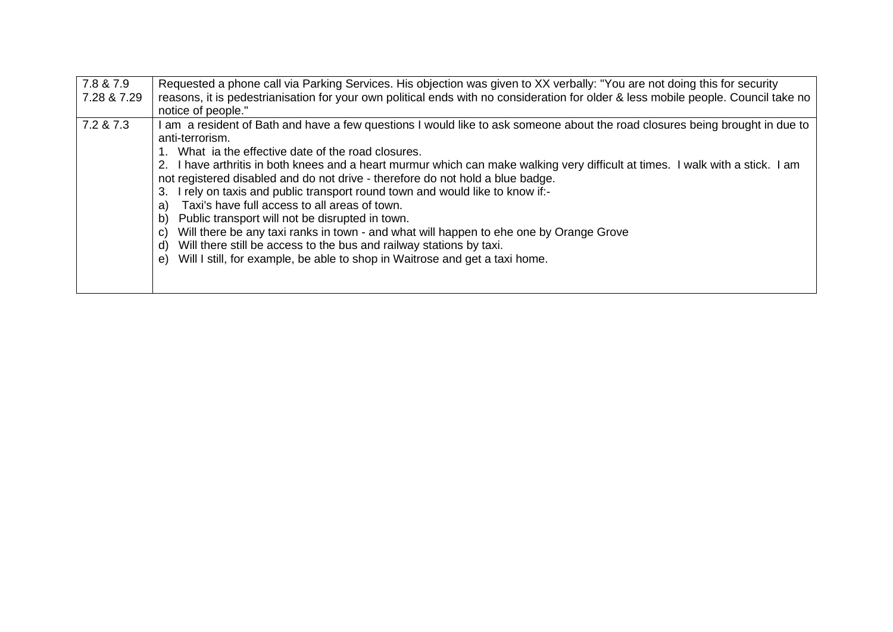| | |
|---|---|
| 7.8 & 7.9<br>7.28 & 7.29 | Requested a phone call via Parking Services. His objection was given to XX verbally: "You are not doing this for security reasons, it is pedestrianisation for your own political ends with no consideration for older & less mobile people. Council take no notice of people." |
| 7.2 & 7.3 | I am a resident of Bath and have a few questions I would like to ask someone about the road closures being brought in due to anti-terrorism.<br>1. What ia the effective date of the road closures.<br>2. I have arthritis in both knees and a heart murmur which can make walking very difficult at times. I walk with a stick. I am not registered disabled and do not drive - therefore do not hold a blue badge.<br>3. I rely on taxis and public transport round town and would like to know if:-<br>a) Taxi's have full access to all areas of town.<br>b) Public transport will not be disrupted in town.<br>c) Will there be any taxi ranks in town - and what will happen to ehe one by Orange Grove<br>d) Will there still be access to the bus and railway stations by taxi.<br>e) Will I still, for example, be able to shop in Waitrose and get a taxi home. |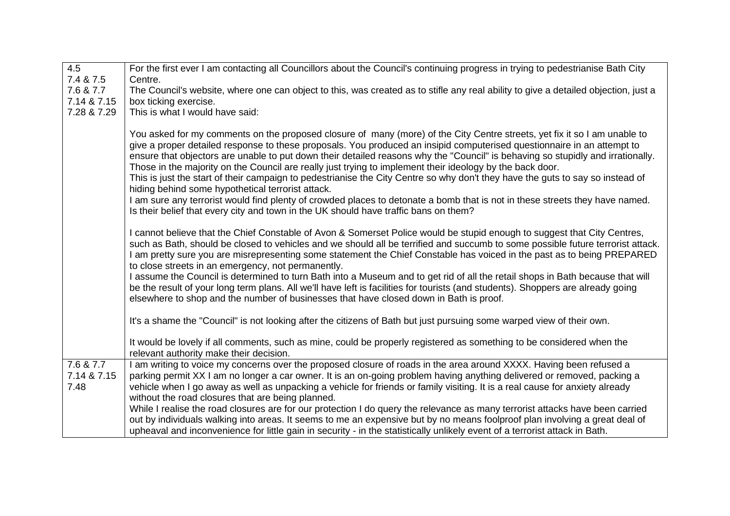| | |
|---|---|
| 4.5<br>7.4 & 7.5<br>7.6 & 7.7<br>7.14 & 7.15<br>7.28 & 7.29 | For the first ever I am contacting all Councillors about the Council's continuing progress in trying to pedestrianise Bath City Centre.<br>The Council's website, where one can object to this, was created as to stifle any real ability to give a detailed objection, just a box ticking exercise.<br>This is what I would have said:<br><br>You asked for my comments on the proposed closure of many (more) of the City Centre streets, yet fix it so I am unable to give a proper detailed response to these proposals. You produced an insipid computerised questionnaire in an attempt to ensure that objectors are unable to put down their detailed reasons why the "Council" is behaving so stupidly and irrationally. Those in the majority on the Council are really just trying to implement their ideology by the back door.<br>This is just the start of their campaign to pedestrianise the City Centre so why don't they have the guts to say so instead of hiding behind some hypothetical terrorist attack.<br>I am sure any terrorist would find plenty of crowded places to detonate a bomb that is not in these streets they have named. Is their belief that every city and town in the UK should have traffic bans on them?<br><br>I cannot believe that the Chief Constable of Avon & Somerset Police would be stupid enough to suggest that City Centres, such as Bath, should be closed to vehicles and we should all be terrified and succumb to some possible future terrorist attack. I am pretty sure you are misrepresenting some statement the Chief Constable has voiced in the past as to being PREPARED to close streets in an emergency, not permanently.<br>I assume the Council is determined to turn Bath into a Museum and to get rid of all the retail shops in Bath because that will be the result of your long term plans. All we'll have left is facilities for tourists (and students). Shoppers are already going elsewhere to shop and the number of businesses that have closed down in Bath is proof.<br><br>It's a shame the "Council" is not looking after the citizens of Bath but just pursuing some warped view of their own.<br><br>It would be lovely if all comments, such as mine, could be properly registered as something to be considered when the relevant authority make their decision. |
| 7.6 & 7.7<br>7.14 & 7.15<br>7.48 | I am writing to voice my concerns over the proposed closure of roads in the area around XXXX. Having been refused a parking permit XX I am no longer a car owner. It is an on-going problem having anything delivered or removed, packing a vehicle when I go away as well as unpacking a vehicle for friends or family visiting. It is a real cause for anxiety already without the road closures that are being planned.<br>While I realise the road closures are for our protection I do query the relevance as many terrorist attacks have been carried out by individuals walking into areas. It seems to me an expensive but by no means foolproof plan involving a great deal of upheaval and inconvenience for little gain in security - in the statistically unlikely event of a terrorist attack in Bath. |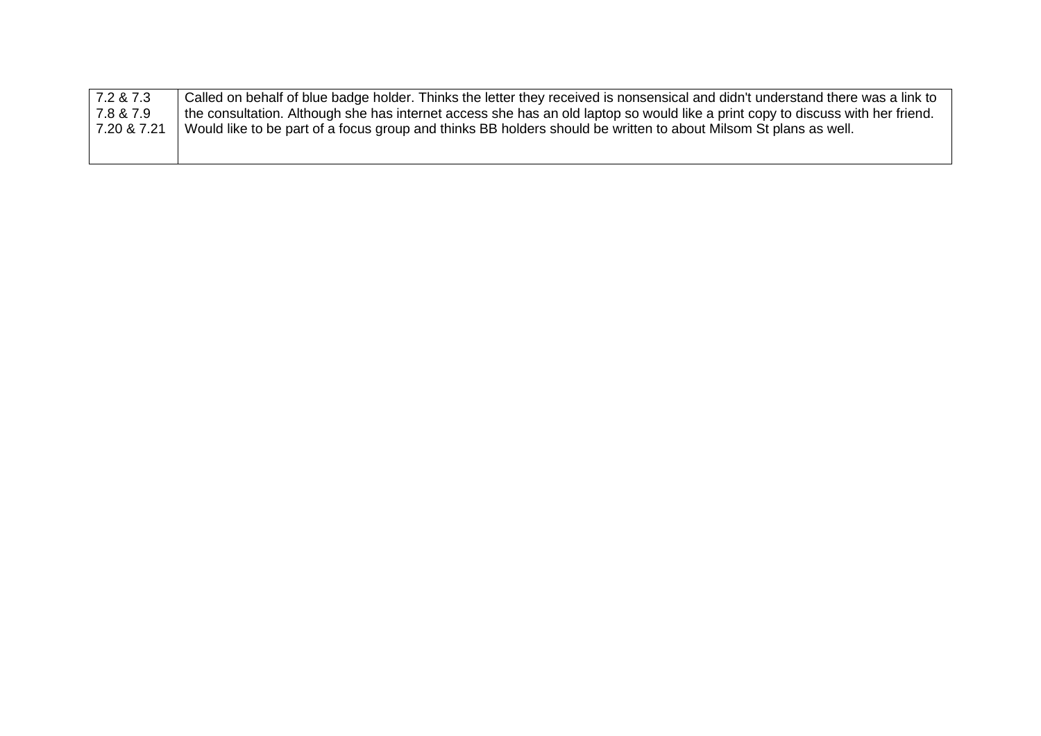| | |
|---|---|
| 7.2 & 7.3<br>7.8 & 7.9<br>7.20 & 7.21 | Called on behalf of blue badge holder. Thinks the letter they received is nonsensical and didn't understand there was a link to the consultation. Although she has internet access she has an old laptop so would like a print copy to discuss with her friend. Would like to be part of a focus group and thinks BB holders should be written to about Milsom St plans as well. |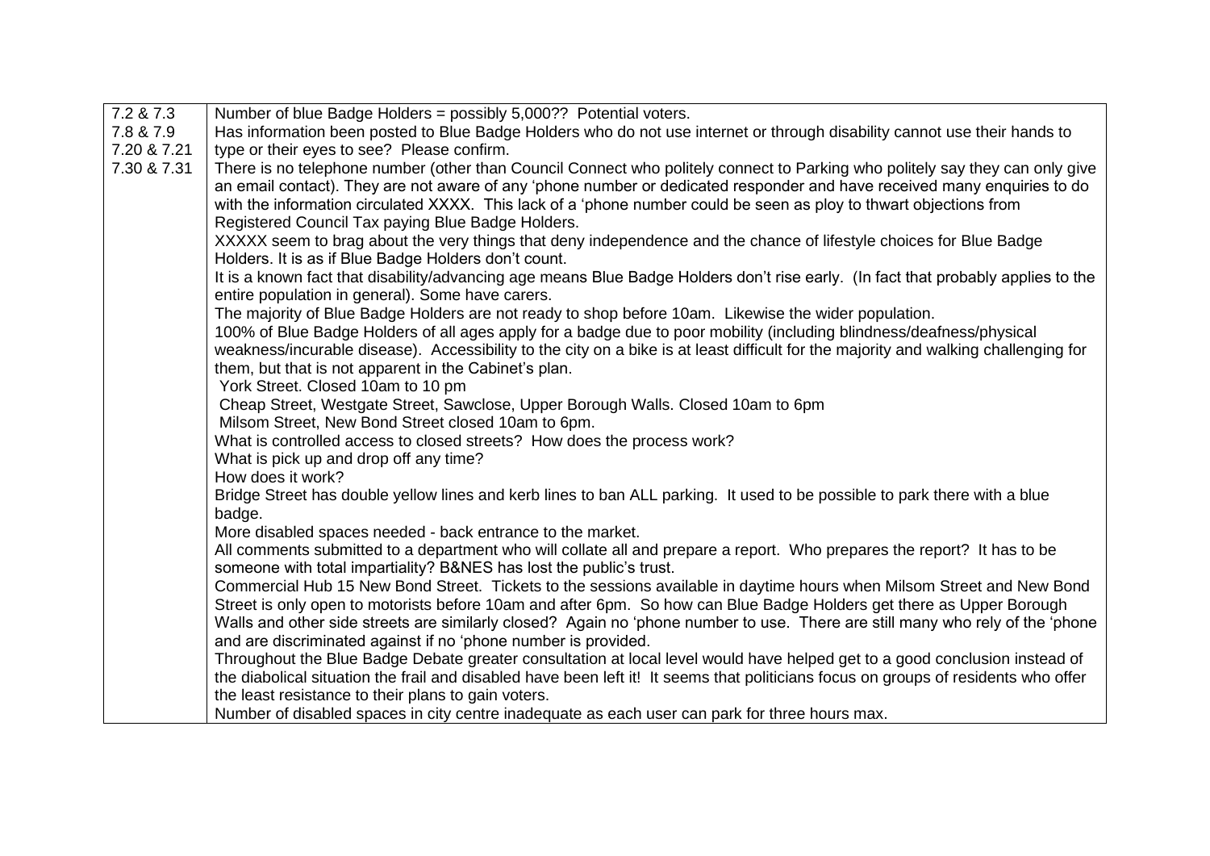| 7.2 & 7.3<br>7.8 & 7.9<br>7.20 & 7.21<br>7.30 & 7.31 | Number of blue Badge Holders = possibly 5,000?? Potential voters.<br>Has information been posted to Blue Badge Holders who do not use internet or through disability cannot use their hands to type or their eyes to see? Please confirm.<br>There is no telephone number (other than Council Connect who politely connect to Parking who politely say they can only give an email contact). They are not aware of any 'phone number or dedicated responder and have received many enquiries to do with the information circulated XXXX. This lack of a 'phone number could be seen as ploy to thwart objections from Registered Council Tax paying Blue Badge Holders.<br>XXXXX seem to brag about the very things that deny independence and the chance of lifestyle choices for Blue Badge Holders. It is as if Blue Badge Holders don't count.<br>It is a known fact that disability/advancing age means Blue Badge Holders don't rise early. (In fact that probably applies to the entire population in general). Some have carers.<br>The majority of Blue Badge Holders are not ready to shop before 10am. Likewise the wider population.<br>100% of Blue Badge Holders of all ages apply for a badge due to poor mobility (including blindness/deafness/physical weakness/incurable disease). Accessibility to the city on a bike is at least difficult for the majority and walking challenging for them, but that is not apparent in the Cabinet's plan.<br>York Street. Closed 10am to 10 pm<br>Cheap Street, Westgate Street, Sawclose, Upper Borough Walls. Closed 10am to 6pm<br>Milsom Street, New Bond Street closed 10am to 6pm.<br>What is controlled access to closed streets? How does the process work?<br>What is pick up and drop off any time?<br>How does it work?<br>Bridge Street has double yellow lines and kerb lines to ban ALL parking. It used to be possible to park there with a blue badge.<br>More disabled spaces needed - back entrance to the market.<br>All comments submitted to a department who will collate all and prepare a report. Who prepares the report? It has to be someone with total impartiality? B&NES has lost the public's trust.<br>Commercial Hub 15 New Bond Street. Tickets to the sessions available in daytime hours when Milsom Street and New Bond Street is only open to motorists before 10am and after 6pm. So how can Blue Badge Holders get there as Upper Borough Walls and other side streets are similarly closed? Again no 'phone number to use. There are still many who rely of the 'phone and are discriminated against if no 'phone number is provided.<br>Throughout the Blue Badge Debate greater consultation at local level would have helped get to a good conclusion instead of the diabolical situation the frail and disabled have been left it! It seems that politicians focus on groups of residents who offer the least resistance to their plans to gain voters.<br>Number of disabled spaces in city centre inadequate as each user can park for three hours max. |
|---|---|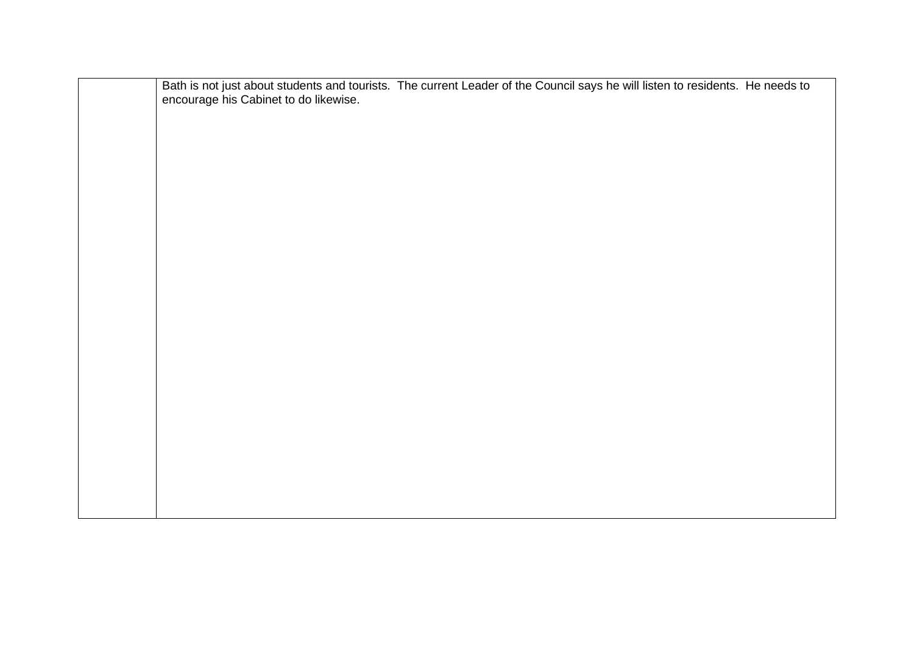| | |
|---|---|
| | Bath is not just about students and tourists. The current Leader of the Council says he will listen to residents. He needs to encourage his Cabinet to do likewise. |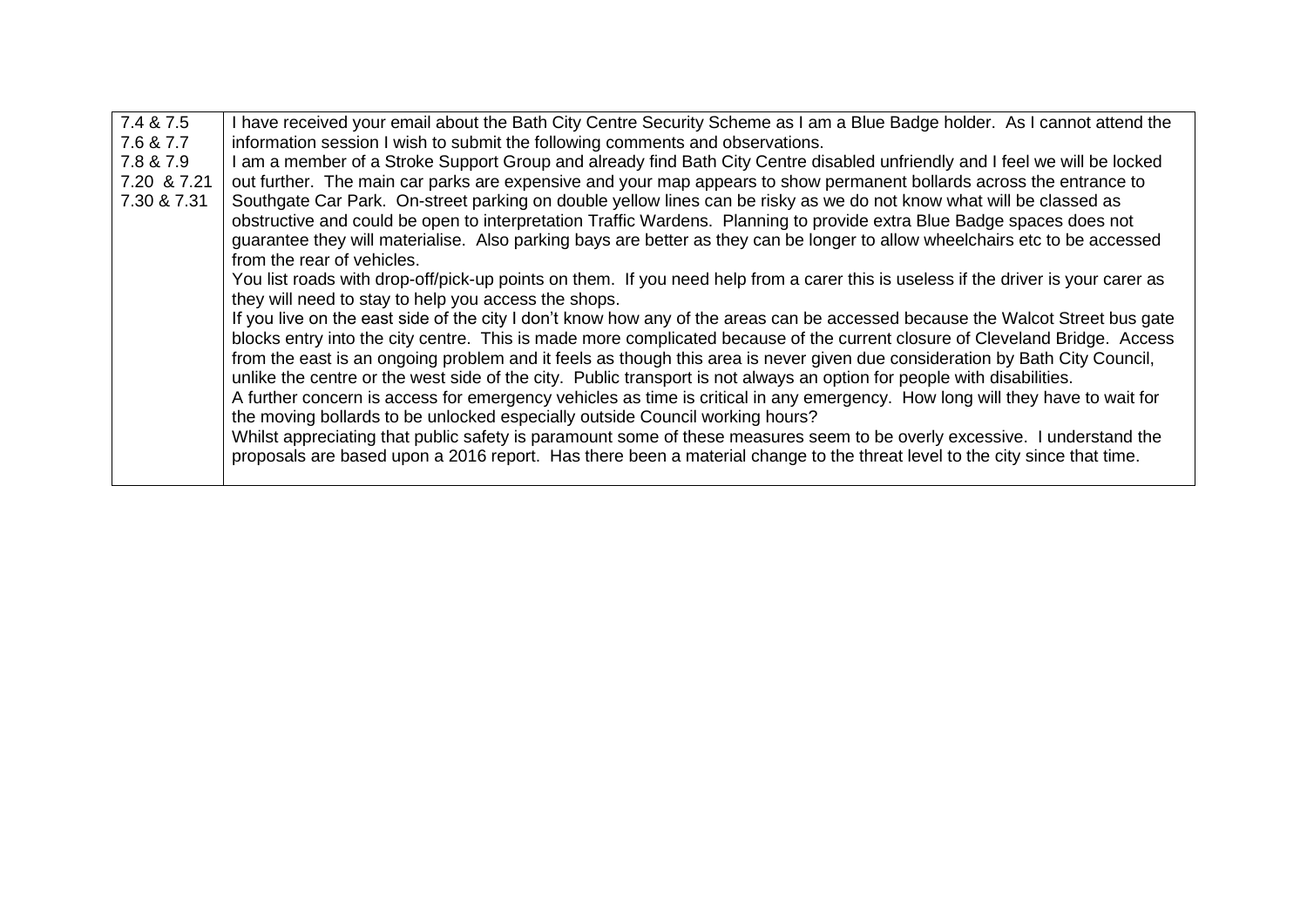| | |
|---|---|
| 7.4 & 7.5<br>7.6 & 7.7<br>7.8 & 7.9<br>7.20 & 7.21<br>7.30 & 7.31 | I have received your email about the Bath City Centre Security Scheme as I am a Blue Badge holder. As I cannot attend the information session I wish to submit the following comments and observations.<br>I am a member of a Stroke Support Group and already find Bath City Centre disabled unfriendly and I feel we will be locked out further. The main car parks are expensive and your map appears to show permanent bollards across the entrance to Southgate Car Park. On-street parking on double yellow lines can be risky as we do not know what will be classed as obstructive and could be open to interpretation Traffic Wardens. Planning to provide extra Blue Badge spaces does not guarantee they will materialise. Also parking bays are better as they can be longer to allow wheelchairs etc to be accessed from the rear of vehicles.<br>You list roads with drop-off/pick-up points on them. If you need help from a carer this is useless if the driver is your carer as they will need to stay to help you access the shops.<br>If you live on the east side of the city I don't know how any of the areas can be accessed because the Walcot Street bus gate blocks entry into the city centre. This is made more complicated because of the current closure of Cleveland Bridge. Access from the east is an ongoing problem and it feels as though this area is never given due consideration by Bath City Council, unlike the centre or the west side of the city. Public transport is not always an option for people with disabilities.<br>A further concern is access for emergency vehicles as time is critical in any emergency. How long will they have to wait for the moving bollards to be unlocked especially outside Council working hours?<br>Whilst appreciating that public safety is paramount some of these measures seem to be overly excessive. I understand the proposals are based upon a 2016 report. Has there been a material change to the threat level to the city since that time. |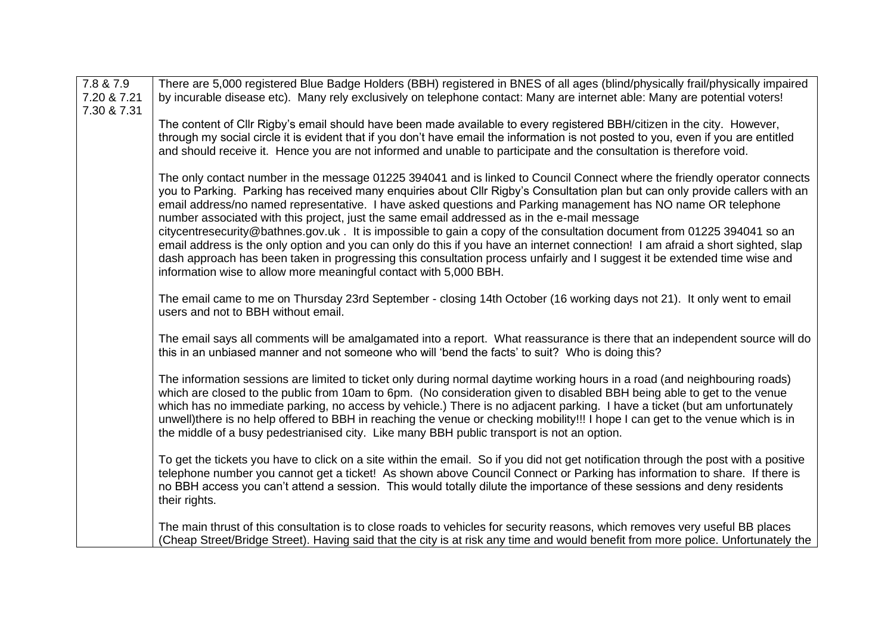| | |
|---|---|
| 7.8 & 7.9<br>7.20 & 7.21<br>7.30 & 7.31 | There are 5,000 registered Blue Badge Holders (BBH) registered in BNES of all ages (blind/physically frail/physically impaired by incurable disease etc). Many rely exclusively on telephone contact: Many are internet able: Many are potential voters!<br><br>The content of Cllr Rigby's email should have been made available to every registered BBH/citizen in the city. However, through my social circle it is evident that if you don't have email the information is not posted to you, even if you are entitled and should receive it. Hence you are not informed and unable to participate and the consultation is therefore void.<br><br>The only contact number in the message 01225 394041 and is linked to Council Connect where the friendly operator connects you to Parking. Parking has received many enquiries about Cllr Rigby's Consultation plan but can only provide callers with an email address/no named representative. I have asked questions and Parking management has NO name OR telephone number associated with this project, just the same email addressed as in the e-mail message citycentresecurity@bathnes.gov.uk . It is impossible to gain a copy of the consultation document from 01225 394041 so an email address is the only option and you can only do this if you have an internet connection! I am afraid a short sighted, slap dash approach has been taken in progressing this consultation process unfairly and I suggest it be extended time wise and information wise to allow more meaningful contact with 5,000 BBH.<br><br>The email came to me on Thursday 23rd September - closing 14th October (16 working days not 21). It only went to email users and not to BBH without email.<br><br>The email says all comments will be amalgamated into a report. What reassurance is there that an independent source will do this in an unbiased manner and not someone who will 'bend the facts' to suit? Who is doing this?<br><br>The information sessions are limited to ticket only during normal daytime working hours in a road (and neighbouring roads) which are closed to the public from 10am to 6pm. (No consideration given to disabled BBH being able to get to the venue which has no immediate parking, no access by vehicle.) There is no adjacent parking. I have a ticket (but am unfortunately unwell)there is no help offered to BBH in reaching the venue or checking mobility!!! I hope I can get to the venue which is in the middle of a busy pedestrianised city. Like many BBH public transport is not an option.<br><br>To get the tickets you have to click on a site within the email. So if you did not get notification through the post with a positive telephone number you cannot get a ticket! As shown above Council Connect or Parking has information to share. If there is no BBH access you can't attend a session. This would totally dilute the importance of these sessions and deny residents their rights.<br><br>The main thrust of this consultation is to close roads to vehicles for security reasons, which removes very useful BB places (Cheap Street/Bridge Street). Having said that the city is at risk any time and would benefit from more police. Unfortunately the |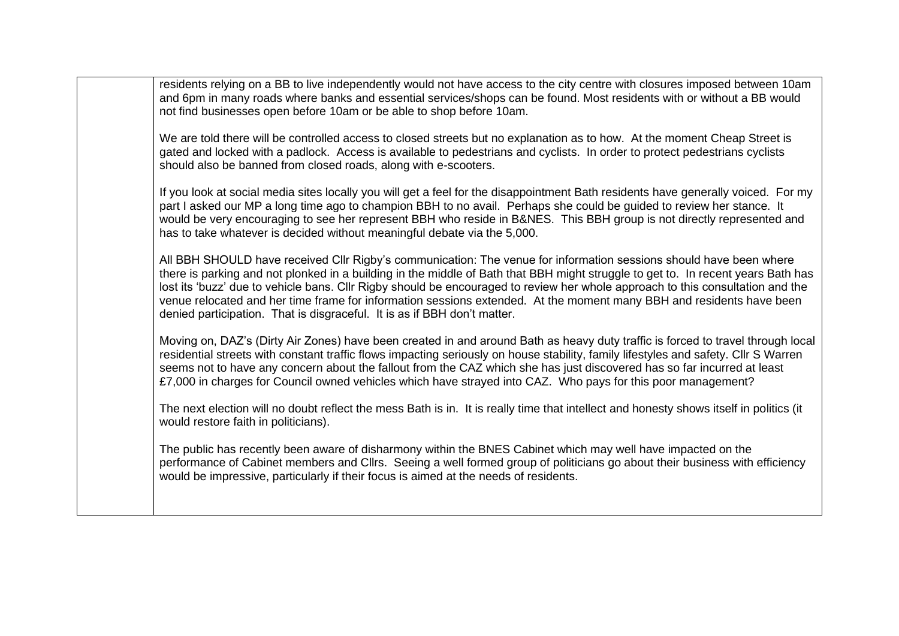| | |
|---|---|
| | residents relying on a BB to live independently would not have access to the city centre with closures imposed between 10am and 6pm in many roads where banks and essential services/shops can be found. Most residents with or without a BB would not find businesses open before 10am or be able to shop before 10am.<br><br>We are told there will be controlled access to closed streets but no explanation as to how. At the moment Cheap Street is gated and locked with a padlock. Access is available to pedestrians and cyclists. In order to protect pedestrians cyclists should also be banned from closed roads, along with e-scooters.<br><br>If you look at social media sites locally you will get a feel for the disappointment Bath residents have generally voiced. For my part I asked our MP a long time ago to champion BBH to no avail. Perhaps she could be guided to review her stance. It would be very encouraging to see her represent BBH who reside in B&NES. This BBH group is not directly represented and has to take whatever is decided without meaningful debate via the 5,000.<br><br>All BBH SHOULD have received Cllr Rigby's communication: The venue for information sessions should have been where there is parking and not plonked in a building in the middle of Bath that BBH might struggle to get to. In recent years Bath has lost its 'buzz' due to vehicle bans. Cllr Rigby should be encouraged to review her whole approach to this consultation and the venue relocated and her time frame for information sessions extended. At the moment many BBH and residents have been denied participation. That is disgraceful. It is as if BBH don't matter.<br><br>Moving on, DAZ's (Dirty Air Zones) have been created in and around Bath as heavy duty traffic is forced to travel through local residential streets with constant traffic flows impacting seriously on house stability, family lifestyles and safety. Cllr S Warren seems not to have any concern about the fallout from the CAZ which she has just discovered has so far incurred at least £7,000 in charges for Council owned vehicles which have strayed into CAZ. Who pays for this poor management?<br><br>The next election will no doubt reflect the mess Bath is in. It is really time that intellect and honesty shows itself in politics (it would restore faith in politicians).<br><br>The public has recently been aware of disharmony within the BNES Cabinet which may well have impacted on the performance of Cabinet members and Cllrs. Seeing a well formed group of politicians go about their business with efficiency would be impressive, particularly if their focus is aimed at the needs of residents. |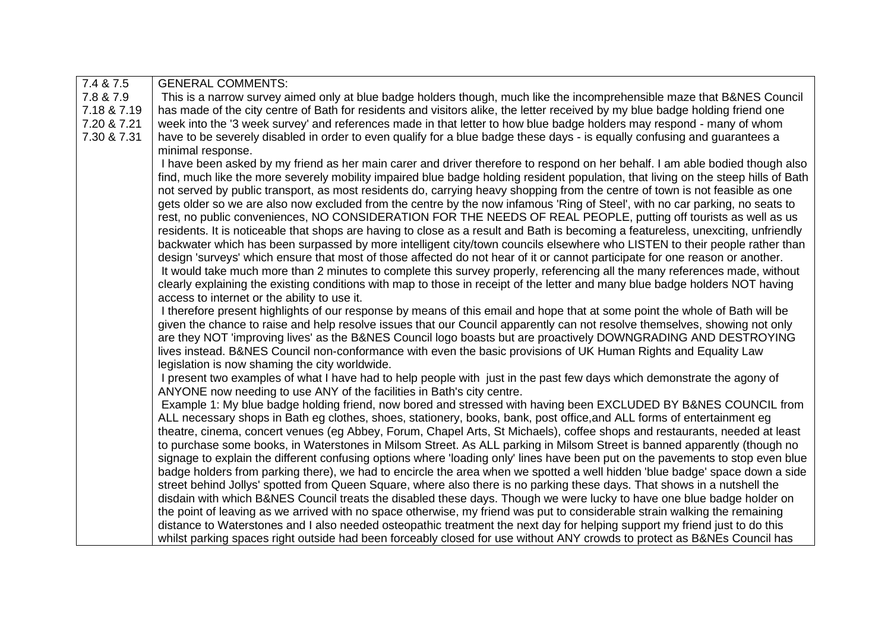| | |
|---|---|
| 7.4 & 7.5<br>7.8 & 7.9<br>7.18 & 7.19<br>7.20 & 7.21<br>7.30 & 7.31 | GENERAL COMMENTS:<br>This is a narrow survey aimed only at blue badge holders though, much like the incomprehensible maze that B&NES Council has made of the city centre of Bath for residents and visitors alike, the letter received by my blue badge holding friend one week into the '3 week survey' and references made in that letter to how blue badge holders may respond - many of whom have to be severely disabled in order to even qualify for a blue badge these days - is equally confusing and guarantees a minimal response.<br>I have been asked by my friend as her main carer and driver therefore to respond on her behalf. I am able bodied though also find, much like the more severely mobility impaired blue badge holding resident population, that living on the steep hills of Bath not served by public transport, as most residents do, carrying heavy shopping from the centre of town is not feasible as one gets older so we are also now excluded from the centre by the now infamous 'Ring of Steel', with no car parking, no seats to rest, no public conveniences, NO CONSIDERATION FOR THE NEEDS OF REAL PEOPLE, putting off tourists as well as us residents. It is noticeable that shops are having to close as a result and Bath is becoming a featureless, unexciting, unfriendly backwater which has been surpassed by more intelligent city/town councils elsewhere who LISTEN to their people rather than design 'surveys' which ensure that most of those affected do not hear of it or cannot participate for one reason or another.<br>It would take much more than 2 minutes to complete this survey properly, referencing all the many references made, without clearly explaining the existing conditions with map to those in receipt of the letter and many blue badge holders NOT having access to internet or the ability to use it.<br>I therefore present highlights of our response by means of this email and hope that at some point the whole of Bath will be given the chance to raise and help resolve issues that our Council apparently can not resolve themselves, showing not only are they NOT 'improving lives' as the B&NES Council logo boasts but are proactively DOWNGRADING AND DESTROYING lives instead. B&NES Council non-conformance with even the basic provisions of UK Human Rights and Equality Law legislation is now shaming the city worldwide.<br>I present two examples of what I have had to help people with just in the past few days which demonstrate the agony of ANYONE now needing to use ANY of the facilities in Bath's city centre.<br>Example 1: My blue badge holding friend, now bored and stressed with having been EXCLUDED BY B&NES COUNCIL from ALL necessary shops in Bath eg clothes, shoes, stationery, books, bank, post office,and ALL forms of entertainment eg theatre, cinema, concert venues (eg Abbey, Forum, Chapel Arts, St Michaels), coffee shops and restaurants, needed at least to purchase some books, in Waterstones in Milsom Street. As ALL parking in Milsom Street is banned apparently (though no signage to explain the different confusing options where 'loading only' lines have been put on the pavements to stop even blue badge holders from parking there), we had to encircle the area when we spotted a well hidden 'blue badge' space down a side street behind Jollys' spotted from Queen Square, where also there is no parking these days. That shows in a nutshell the disdain with which B&NES Council treats the disabled these days. Though we were lucky to have one blue badge holder on the point of leaving as we arrived with no space otherwise, my friend was put to considerable strain walking the remaining distance to Waterstones and I also needed osteopathic treatment the next day for helping support my friend just to do this whilst parking spaces right outside had been forceably closed for use without ANY crowds to protect as B&NEs Council has |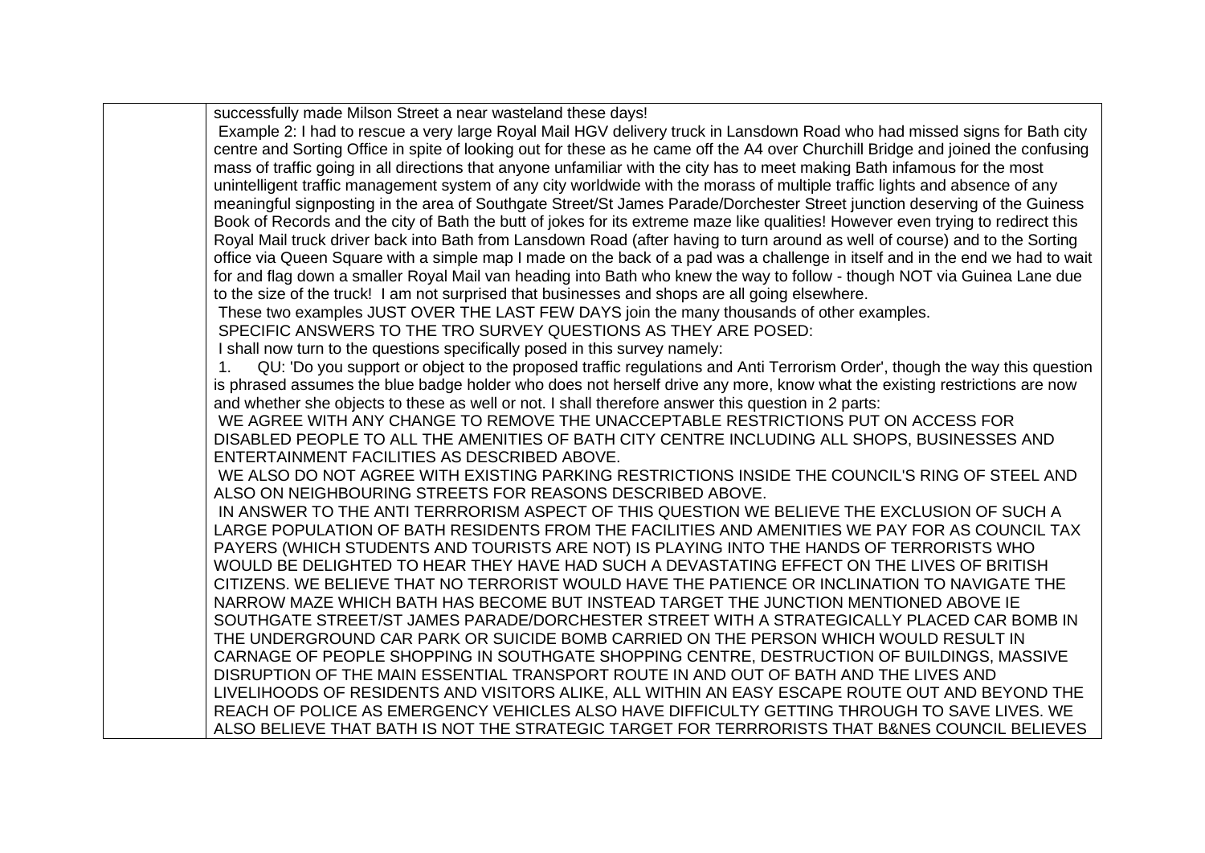| | successfully made Milson Street a near wasteland these days!<br>Example 2: I had to rescue a very large Royal Mail HGV delivery truck in Lansdown Road who had missed signs for Bath city centre and Sorting Office in spite of looking out for these as he came off the A4 over Churchill Bridge and joined the confusing mass of traffic going in all directions that anyone unfamiliar with the city has to meet making Bath infamous for the most unintelligent traffic management system of any city worldwide with the morass of multiple traffic lights and absence of any meaningful signposting in the area of Southgate Street/St James Parade/Dorchester Street junction deserving of the Guiness Book of Records and the city of Bath the butt of jokes for its extreme maze like qualities! However even trying to redirect this Royal Mail truck driver back into Bath from Lansdown Road (after having to turn around as well of course) and to the Sorting office via Queen Square with a simple map I made on the back of a pad was a challenge in itself and in the end we had to wait for and flag down a smaller Royal Mail van heading into Bath who knew the way to follow - though NOT via Guinea Lane due to the size of the truck! I am not surprised that businesses and shops are all going elsewhere.<br>These two examples JUST OVER THE LAST FEW DAYS join the many thousands of other examples.<br>SPECIFIC ANSWERS TO THE TRO SURVEY QUESTIONS AS THEY ARE POSED:<br>I shall now turn to the questions specifically posed in this survey namely:<br>1. QU: 'Do you support or object to the proposed traffic regulations and Anti Terrorism Order', though the way this question is phrased assumes the blue badge holder who does not herself drive any more, know what the existing restrictions are now and whether she objects to these as well or not. I shall therefore answer this question in 2 parts:<br>WE AGREE WITH ANY CHANGE TO REMOVE THE UNACCEPTABLE RESTRICTIONS PUT ON ACCESS FOR DISABLED PEOPLE TO ALL THE AMENITIES OF BATH CITY CENTRE INCLUDING ALL SHOPS, BUSINESSES AND ENTERTAINMENT FACILITIES AS DESCRIBED ABOVE.<br>WE ALSO DO NOT AGREE WITH EXISTING PARKING RESTRICTIONS INSIDE THE COUNCIL'S RING OF STEEL AND ALSO ON NEIGHBOURING STREETS FOR REASONS DESCRIBED ABOVE.<br>IN ANSWER TO THE ANTI TERRRORISM ASPECT OF THIS QUESTION WE BELIEVE THE EXCLUSION OF SUCH A LARGE POPULATION OF BATH RESIDENTS FROM THE FACILITIES AND AMENITIES WE PAY FOR AS COUNCIL TAX PAYERS (WHICH STUDENTS AND TOURISTS ARE NOT) IS PLAYING INTO THE HANDS OF TERRORISTS WHO WOULD BE DELIGHTED TO HEAR THEY HAVE HAD SUCH A DEVASTATING EFFECT ON THE LIVES OF BRITISH CITIZENS. WE BELIEVE THAT NO TERRORIST WOULD HAVE THE PATIENCE OR INCLINATION TO NAVIGATE THE NARROW MAZE WHICH BATH HAS BECOME BUT INSTEAD TARGET THE JUNCTION MENTIONED ABOVE IE SOUTHGATE STREET/ST JAMES PARADE/DORCHESTER STREET WITH A STRATEGICALLY PLACED CAR BOMB IN THE UNDERGROUND CAR PARK OR SUICIDE BOMB CARRIED ON THE PERSON WHICH WOULD RESULT IN CARNAGE OF PEOPLE SHOPPING IN SOUTHGATE SHOPPING CENTRE, DESTRUCTION OF BUILDINGS, MASSIVE DISRUPTION OF THE MAIN ESSENTIAL TRANSPORT ROUTE IN AND OUT OF BATH AND THE LIVES AND LIVELIHOODS OF RESIDENTS AND VISITORS ALIKE, ALL WITHIN AN EASY ESCAPE ROUTE OUT AND BEYOND THE REACH OF POLICE AS EMERGENCY VEHICLES ALSO HAVE DIFFICULTY GETTING THROUGH TO SAVE LIVES. WE ALSO BELIEVE THAT BATH IS NOT THE STRATEGIC TARGET FOR TERRRORISTS THAT B&NES COUNCIL BELIEVES |
|---|---|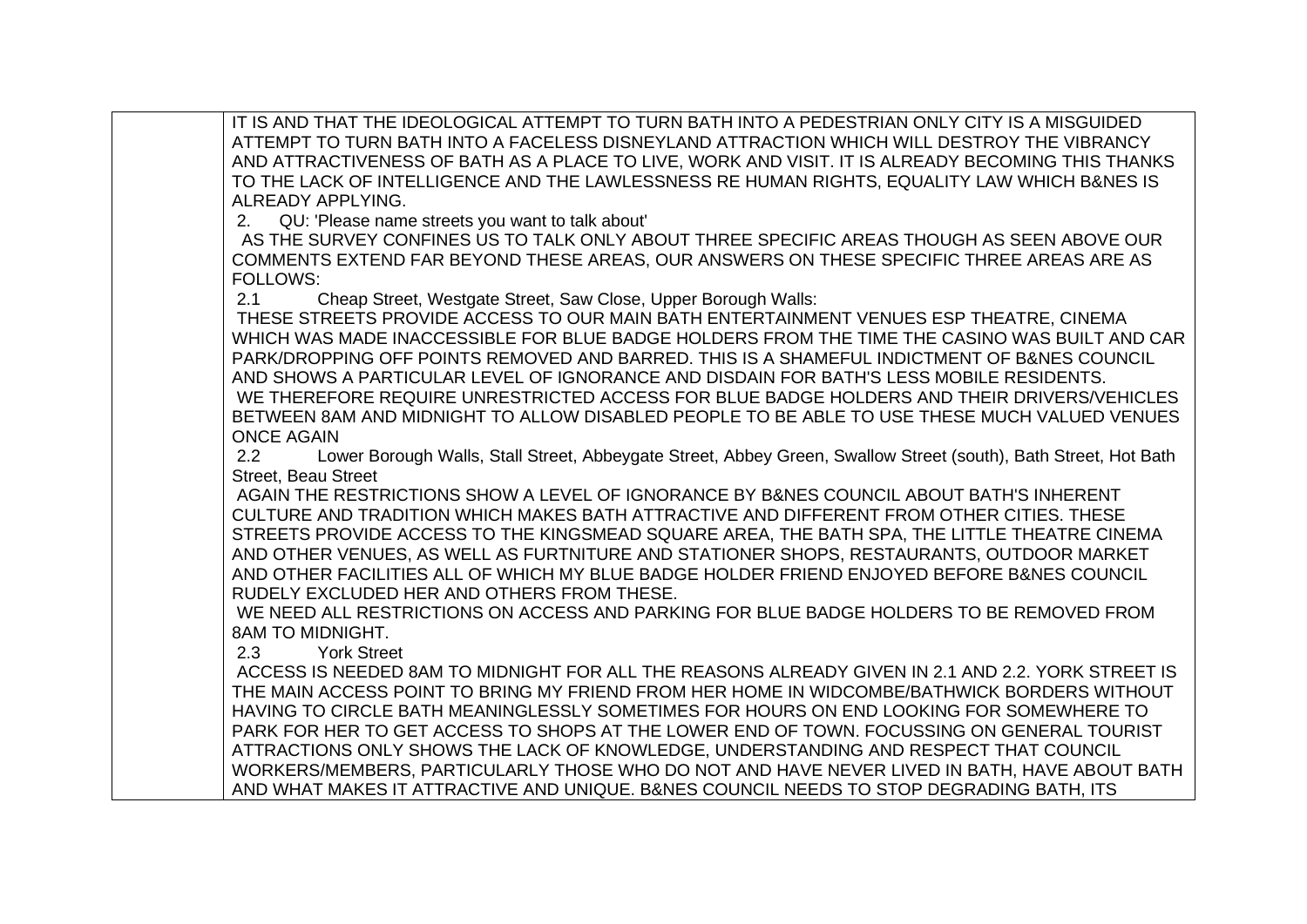| | |
|---|---|
| | IT IS AND THAT THE IDEOLOGICAL ATTEMPT TO TURN BATH INTO A PEDESTRIAN ONLY CITY IS A MISGUIDED ATTEMPT TO TURN BATH INTO A FACELESS DISNEYLAND ATTRACTION WHICH WILL DESTROY THE VIBRANCY AND ATTRACTIVENESS OF BATH AS A PLACE TO LIVE, WORK AND VISIT. IT IS ALREADY BECOMING THIS THANKS TO THE LACK OF INTELLIGENCE AND THE LAWLESSNESS RE HUMAN RIGHTS, EQUALITY LAW WHICH B&NES IS ALREADY APPLYING.<br>2. QU: 'Please name streets you want to talk about'<br>AS THE SURVEY CONFINES US TO TALK ONLY ABOUT THREE SPECIFIC AREAS THOUGH AS SEEN ABOVE OUR COMMENTS EXTEND FAR BEYOND THESE AREAS, OUR ANSWERS ON THESE SPECIFIC THREE AREAS ARE AS FOLLOWS:<br>2.1 Cheap Street, Westgate Street, Saw Close, Upper Borough Walls:<br>THESE STREETS PROVIDE ACCESS TO OUR MAIN BATH ENTERTAINMENT VENUES ESP THEATRE, CINEMA WHICH WAS MADE INACCESSIBLE FOR BLUE BADGE HOLDERS FROM THE TIME THE CASINO WAS BUILT AND CAR PARK/DROPPING OFF POINTS REMOVED AND BARRED. THIS IS A SHAMEFUL INDICTMENT OF B&NES COUNCIL AND SHOWS A PARTICULAR LEVEL OF IGNORANCE AND DISDAIN FOR BATH'S LESS MOBILE RESIDENTS.<br>WE THEREFORE REQUIRE UNRESTRICTED ACCESS FOR BLUE BADGE HOLDERS AND THEIR DRIVERS/VEHICLES BETWEEN 8AM AND MIDNIGHT TO ALLOW DISABLED PEOPLE TO BE ABLE TO USE THESE MUCH VALUED VENUES ONCE AGAIN<br>2.2 Lower Borough Walls, Stall Street, Abbeygate Street, Abbey Green, Swallow Street (south), Bath Street, Hot Bath Street, Beau Street<br>AGAIN THE RESTRICTIONS SHOW A LEVEL OF IGNORANCE BY B&NES COUNCIL ABOUT BATH'S INHERENT CULTURE AND TRADITION WHICH MAKES BATH ATTRACTIVE AND DIFFERENT FROM OTHER CITIES. THESE STREETS PROVIDE ACCESS TO THE KINGSMEAD SQUARE AREA, THE BATH SPA, THE LITTLE THEATRE CINEMA AND OTHER VENUES, AS WELL AS FURTNITURE AND STATIONER SHOPS, RESTAURANTS, OUTDOOR MARKET AND OTHER FACILITIES ALL OF WHICH MY BLUE BADGE HOLDER FRIEND ENJOYED BEFORE B&NES COUNCIL RUDELY EXCLUDED HER AND OTHERS FROM THESE.<br>WE NEED ALL RESTRICTIONS ON ACCESS AND PARKING FOR BLUE BADGE HOLDERS TO BE REMOVED FROM 8AM TO MIDNIGHT.<br>2.3 York Street<br>ACCESS IS NEEDED 8AM TO MIDNIGHT FOR ALL THE REASONS ALREADY GIVEN IN 2.1 AND 2.2. YORK STREET IS THE MAIN ACCESS POINT TO BRING MY FRIEND FROM HER HOME IN WIDCOMBE/BATHWICK BORDERS WITHOUT HAVING TO CIRCLE BATH MEANINGLESSLY SOMETIMES FOR HOURS ON END LOOKING FOR SOMEWHERE TO PARK FOR HER TO GET ACCESS TO SHOPS AT THE LOWER END OF TOWN. FOCUSSING ON GENERAL TOURIST ATTRACTIONS ONLY SHOWS THE LACK OF KNOWLEDGE, UNDERSTANDING AND RESPECT THAT COUNCIL WORKERS/MEMBERS, PARTICULARLY THOSE WHO DO NOT AND HAVE NEVER LIVED IN BATH, HAVE ABOUT BATH AND WHAT MAKES IT ATTRACTIVE AND UNIQUE. B&NES COUNCIL NEEDS TO STOP DEGRADING BATH, ITS |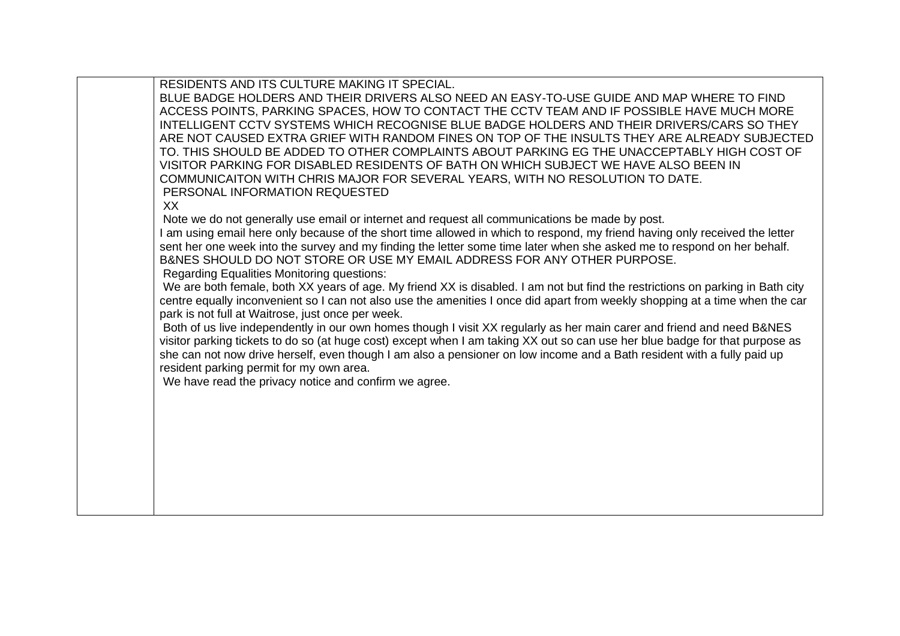| | RESIDENTS AND ITS CULTURE MAKING IT SPECIAL.<br>BLUE BADGE HOLDERS AND THEIR DRIVERS ALSO NEED AN EASY-TO-USE GUIDE AND MAP WHERE TO FIND ACCESS POINTS, PARKING SPACES, HOW TO CONTACT THE CCTV TEAM AND IF POSSIBLE HAVE MUCH MORE INTELLIGENT CCTV SYSTEMS WHICH RECOGNISE BLUE BADGE HOLDERS AND THEIR DRIVERS/CARS SO THEY ARE NOT CAUSED EXTRA GRIEF WITH RANDOM FINES ON TOP OF THE INSULTS THEY ARE ALREADY SUBJECTED TO. THIS SHOULD BE ADDED TO OTHER COMPLAINTS ABOUT PARKING EG THE UNACCEPTABLY HIGH COST OF VISITOR PARKING FOR DISABLED RESIDENTS OF BATH ON WHICH SUBJECT WE HAVE ALSO BEEN IN COMMUNICAITON WITH CHRIS MAJOR FOR SEVERAL YEARS, WITH NO RESOLUTION TO DATE.<br>PERSONAL INFORMATION REQUESTED<br>XX<br>Note we do not generally use email or internet and request all communications be made by post.<br>I am using email here only because of the short time allowed in which to respond, my friend having only received the letter sent her one week into the survey and my finding the letter some time later when she asked me to respond on her behalf. B&NES SHOULD DO NOT STORE OR USE MY EMAIL ADDRESS FOR ANY OTHER PURPOSE.<br>Regarding Equalities Monitoring questions:<br>We are both female, both XX years of age. My friend XX is disabled. I am not but find the restrictions on parking in Bath city centre equally inconvenient so I can not also use the amenities I once did apart from weekly shopping at a time when the car park is not full at Waitrose, just once per week.<br>Both of us live independently in our own homes though I visit XX regularly as her main carer and friend and need B&NES visitor parking tickets to do so (at huge cost) except when I am taking XX out so can use her blue badge for that purpose as she can not now drive herself, even though I am also a pensioner on low income and a Bath resident with a fully paid up resident parking permit for my own area.<br>We have read the privacy notice and confirm we agree. |
|---|---|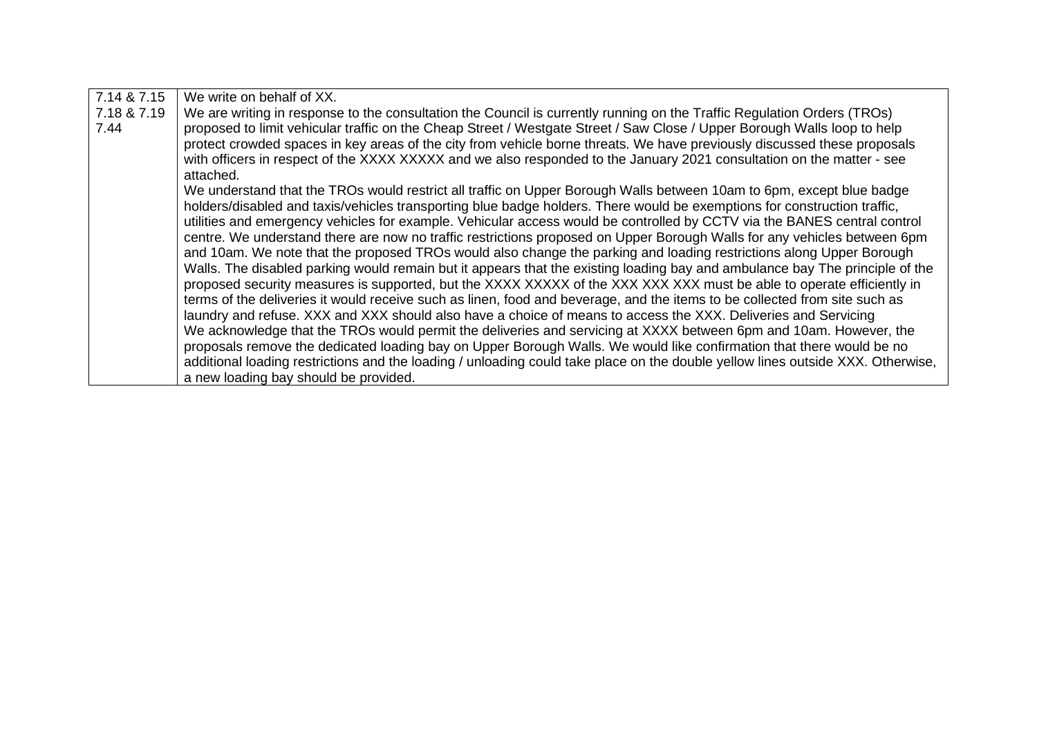| | |
|---|---|
| 7.14 & 7.15<br>7.18 & 7.19<br>7.44 | We write on behalf of XX.<br>We are writing in response to the consultation the Council is currently running on the Traffic Regulation Orders (TROs) proposed to limit vehicular traffic on the Cheap Street / Westgate Street / Saw Close / Upper Borough Walls loop to help protect crowded spaces in key areas of the city from vehicle borne threats. We have previously discussed these proposals with officers in respect of the XXXX XXXXX and we also responded to the January 2021 consultation on the matter - see attached.<br>We understand that the TROs would restrict all traffic on Upper Borough Walls between 10am to 6pm, except blue badge holders/disabled and taxis/vehicles transporting blue badge holders. There would be exemptions for construction traffic, utilities and emergency vehicles for example. Vehicular access would be controlled by CCTV via the BANES central control centre. We understand there are now no traffic restrictions proposed on Upper Borough Walls for any vehicles between 6pm and 10am. We note that the proposed TROs would also change the parking and loading restrictions along Upper Borough Walls. The disabled parking would remain but it appears that the existing loading bay and ambulance bay The principle of the proposed security measures is supported, but the XXXX XXXXX of the XXX XXX XXX must be able to operate efficiently in terms of the deliveries it would receive such as linen, food and beverage, and the items to be collected from site such as laundry and refuse. XXX and XXX should also have a choice of means to access the XXX. Deliveries and Servicing<br>We acknowledge that the TROs would permit the deliveries and servicing at XXXX between 6pm and 10am. However, the proposals remove the dedicated loading bay on Upper Borough Walls. We would like confirmation that there would be no additional loading restrictions and the loading / unloading could take place on the double yellow lines outside XXX. Otherwise, a new loading bay should be provided. |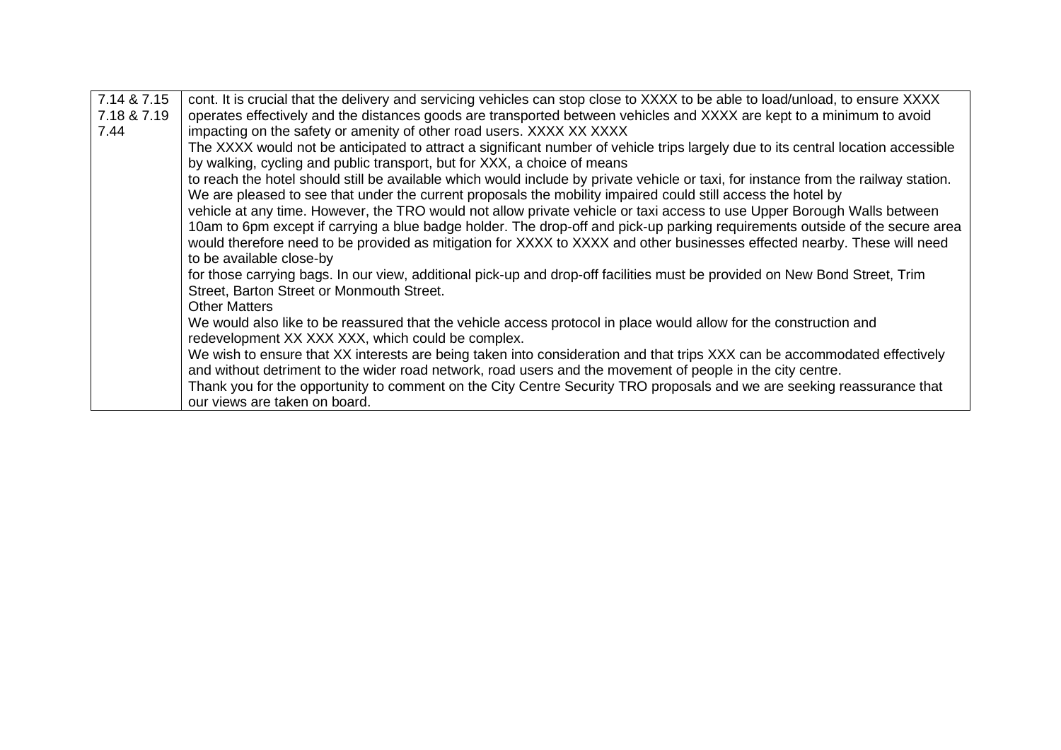| | |
|---|---|
| 7.14 & 7.15<br>7.18 & 7.19<br>7.44 | cont. It is crucial that the delivery and servicing vehicles can stop close to XXXX to be able to load/unload, to ensure XXXX operates effectively and the distances goods are transported between vehicles and XXXX are kept to a minimum to avoid impacting on the safety or amenity of other road users. XXXX XX XXXX<br>The XXXX would not be anticipated to attract a significant number of vehicle trips largely due to its central location accessible by walking, cycling and public transport, but for XXX, a choice of means<br>to reach the hotel should still be available which would include by private vehicle or taxi, for instance from the railway station. We are pleased to see that under the current proposals the mobility impaired could still access the hotel by<br>vehicle at any time. However, the TRO would not allow private vehicle or taxi access to use Upper Borough Walls between 10am to 6pm except if carrying a blue badge holder. The drop-off and pick-up parking requirements outside of the secure area would therefore need to be provided as mitigation for XXXX to XXXX and other businesses effected nearby. These will need to be available close-by<br>for those carrying bags. In our view, additional pick-up and drop-off facilities must be provided on New Bond Street, Trim Street, Barton Street or Monmouth Street.<br>Other Matters<br>We would also like to be reassured that the vehicle access protocol in place would allow for the construction and redevelopment XX XXX XXX, which could be complex.<br>We wish to ensure that XX interests are being taken into consideration and that trips XXX can be accommodated effectively and without detriment to the wider road network, road users and the movement of people in the city centre.<br>Thank you for the opportunity to comment on the City Centre Security TRO proposals and we are seeking reassurance that our views are taken on board. |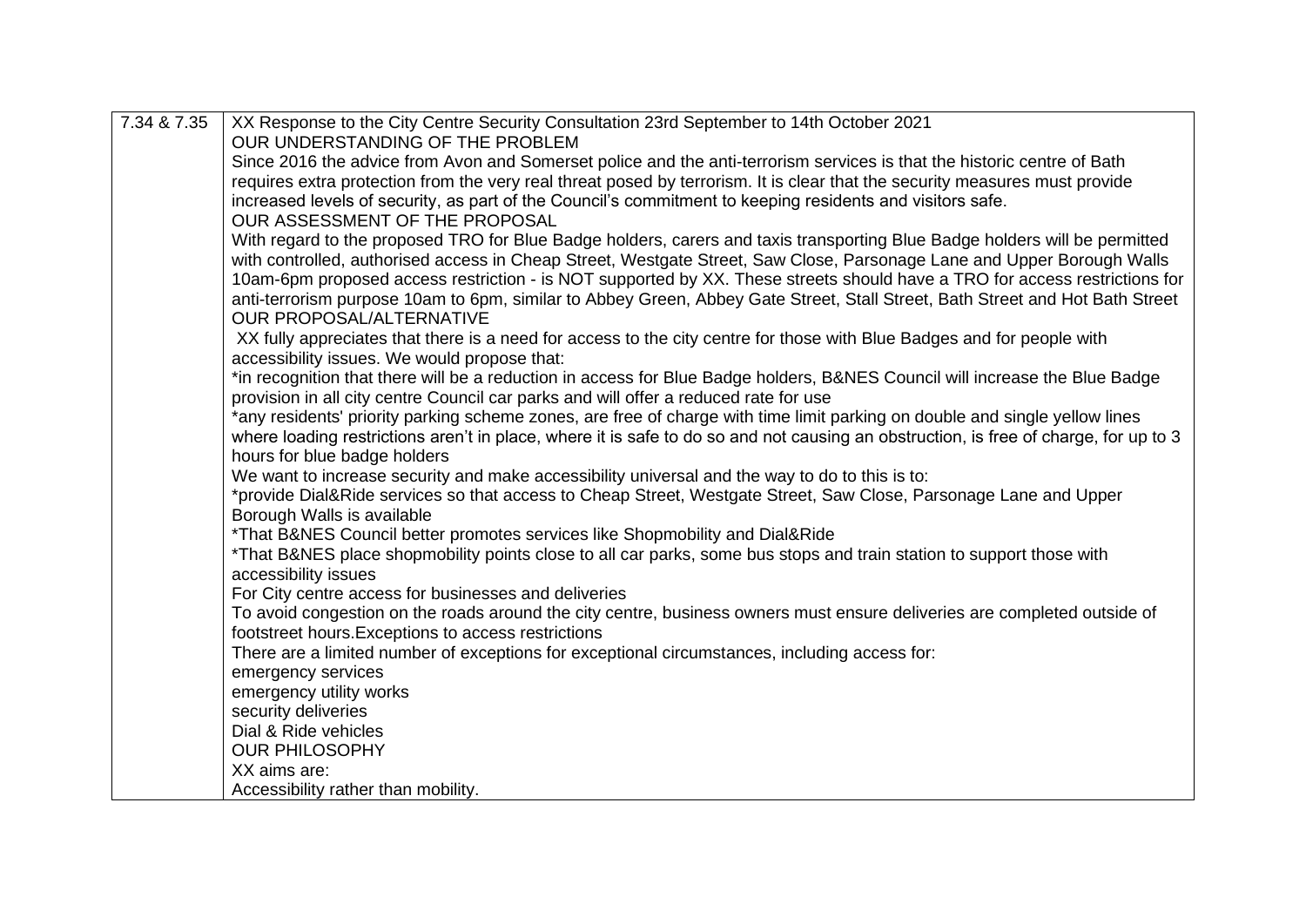| 7.34 & 7.35 | XX Response to the City Centre Security Consultation 23rd September to 14th October 2021<br>OUR UNDERSTANDING OF THE PROBLEM<br>Since 2016 the advice from Avon and Somerset police and the anti-terrorism services is that the historic centre of Bath requires extra protection from the very real threat posed by terrorism. It is clear that the security measures must provide increased levels of security, as part of the Council's commitment to keeping residents and visitors safe.<br>OUR ASSESSMENT OF THE PROPOSAL<br>With regard to the proposed TRO for Blue Badge holders, carers and taxis transporting Blue Badge holders will be permitted with controlled, authorised access in Cheap Street, Westgate Street, Saw Close, Parsonage Lane and Upper Borough Walls 10am-6pm proposed access restriction - is NOT supported by XX. These streets should have a TRO for access restrictions for anti-terrorism purpose 10am to 6pm, similar to Abbey Green, Abbey Gate Street, Stall Street, Bath Street and Hot Bath Street<br>OUR PROPOSAL/ALTERNATIVE<br>XX fully appreciates that there is a need for access to the city centre for those with Blue Badges and for people with accessibility issues. We would propose that:<br>*in recognition that there will be a reduction in access for Blue Badge holders, B&NES Council will increase the Blue Badge provision in all city centre Council car parks and will offer a reduced rate for use<br>*any residents' priority parking scheme zones, are free of charge with time limit parking on double and single yellow lines where loading restrictions aren't in place, where it is safe to do so and not causing an obstruction, is free of charge, for up to 3 hours for blue badge holders<br>We want to increase security and make accessibility universal and the way to do to this is to:<br>*provide Dial&Ride services so that access to Cheap Street, Westgate Street, Saw Close, Parsonage Lane and Upper Borough Walls is available<br>*That B&NES Council better promotes services like Shopmobility and Dial&Ride<br>*That B&NES place shopmobility points close to all car parks, some bus stops and train station to support those with accessibility issues<br>For City centre access for businesses and deliveries<br>To avoid congestion on the roads around the city centre, business owners must ensure deliveries are completed outside of footstreet hours.Exceptions to access restrictions<br>There are a limited number of exceptions for exceptional circumstances, including access for:<br>emergency services<br>emergency utility works<br>security deliveries<br>Dial & Ride vehicles<br>OUR PHILOSOPHY<br>XX aims are:<br>Accessibility rather than mobility. |
|---|---|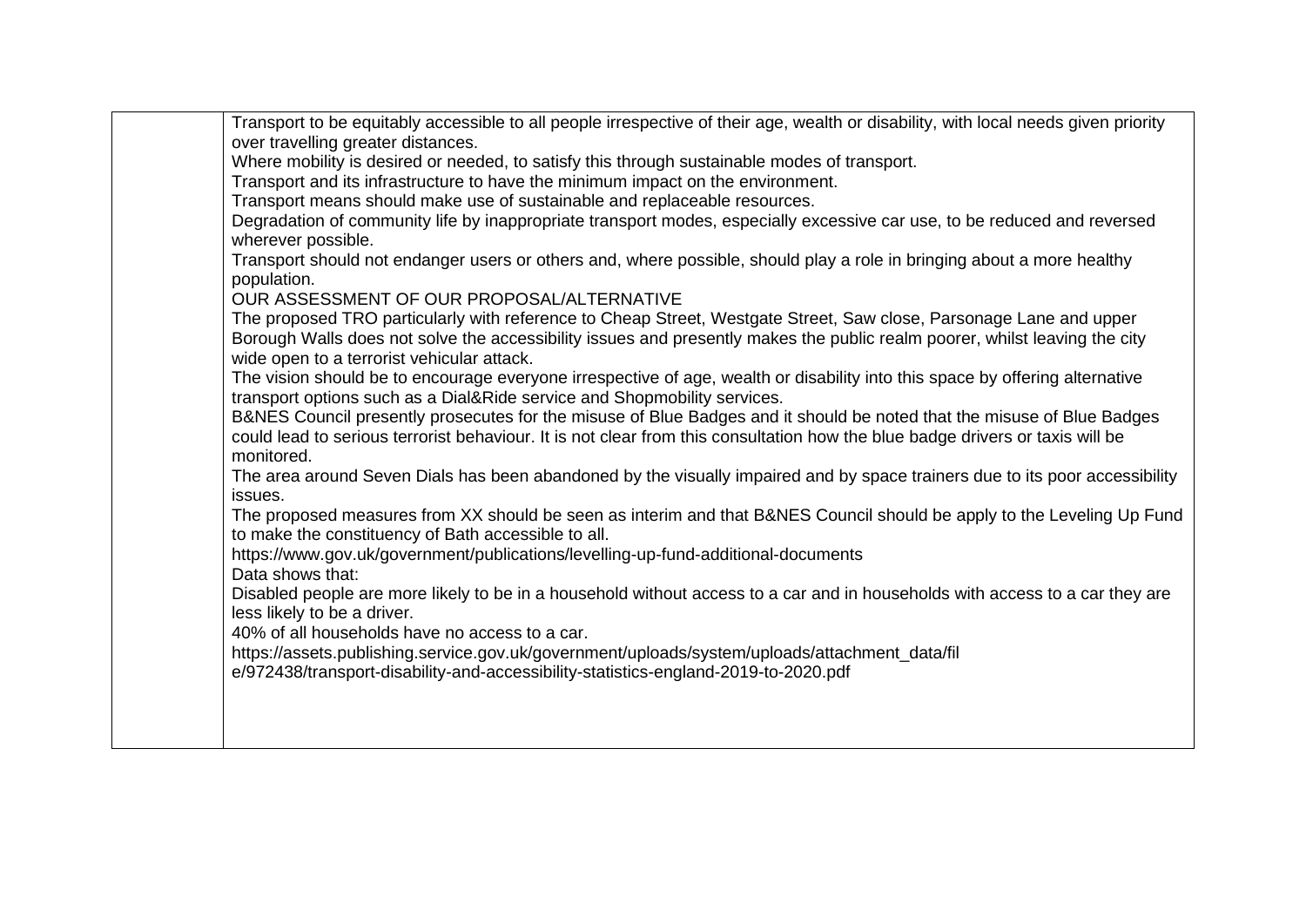| | |
|---|---|
| | Transport to be equitably accessible to all people irrespective of their age, wealth or disability, with local needs given priority over travelling greater distances.<br>Where mobility is desired or needed, to satisfy this through sustainable modes of transport.<br>Transport and its infrastructure to have the minimum impact on the environment.<br>Transport means should make use of sustainable and replaceable resources.<br>Degradation of community life by inappropriate transport modes, especially excessive car use, to be reduced and reversed wherever possible.<br>Transport should not endanger users or others and, where possible, should play a role in bringing about a more healthy population.<br>OUR ASSESSMENT OF OUR PROPOSAL/ALTERNATIVE<br>The proposed TRO particularly with reference to Cheap Street, Westgate Street, Saw close, Parsonage Lane and upper Borough Walls does not solve the accessibility issues and presently makes the public realm poorer, whilst leaving the city wide open to a terrorist vehicular attack.<br>The vision should be to encourage everyone irrespective of age, wealth or disability into this space by offering alternative transport options such as a Dial&Ride service and Shopmobility services.<br>B&NES Council presently prosecutes for the misuse of Blue Badges and it should be noted that the misuse of Blue Badges could lead to serious terrorist behaviour. It is not clear from this consultation how the blue badge drivers or taxis will be monitored.<br>The area around Seven Dials has been abandoned by the visually impaired and by space trainers due to its poor accessibility issues.<br>The proposed measures from XX should be seen as interim and that B&NES Council should be apply to the Leveling Up Fund to make the constituency of Bath accessible to all.<br>https://www.gov.uk/government/publications/levelling-up-fund-additional-documents<br>Data shows that:<br>Disabled people are more likely to be in a household without access to a car and in households with access to a car they are less likely to be a driver.<br>40% of all households have no access to a car.<br>https://assets.publishing.service.gov.uk/government/uploads/system/uploads/attachment_data/file/972438/transport-disability-and-accessibility-statistics-england-2019-to-2020.pdf |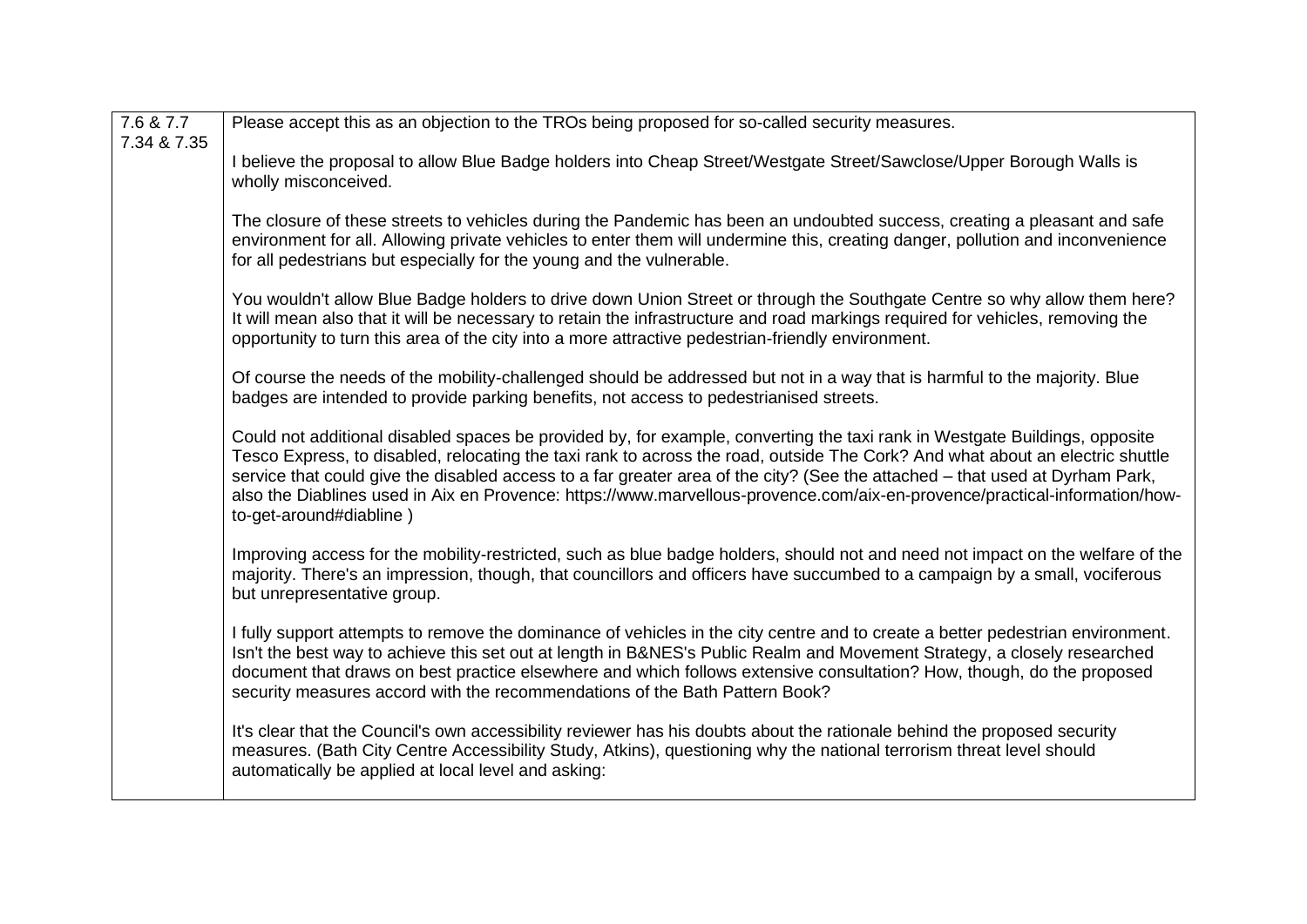| | |
|---|---|
| 7.6 & 7.7<br>7.34 & 7.35 | Please accept this as an objection to the TROs being proposed for so-called security measures.<br><br>I believe the proposal to allow Blue Badge holders into Cheap Street/Westgate Street/Sawclose/Upper Borough Walls is wholly misconceived.<br><br>The closure of these streets to vehicles during the Pandemic has been an undoubted success, creating a pleasant and safe environment for all. Allowing private vehicles to enter them will undermine this, creating danger, pollution and inconvenience for all pedestrians but especially for the young and the vulnerable.<br><br>You wouldn't allow Blue Badge holders to drive down Union Street or through the Southgate Centre so why allow them here? It will mean also that it will be necessary to retain the infrastructure and road markings required for vehicles, removing the opportunity to turn this area of the city into a more attractive pedestrian-friendly environment.<br><br>Of course the needs of the mobility-challenged should be addressed but not in a way that is harmful to the majority. Blue badges are intended to provide parking benefits, not access to pedestrianised streets.<br><br>Could not additional disabled spaces be provided by, for example, converting the taxi rank in Westgate Buildings, opposite Tesco Express, to disabled, relocating the taxi rank to across the road, outside The Cork? And what about an electric shuttle service that could give the disabled access to a far greater area of the city? (See the attached – that used at Dyrham Park, also the Diablines used in Aix en Provence: https://www.marvellous-provence.com/aix-en-provence/practical-information/how-to-get-around#diabline )<br><br>Improving access for the mobility-restricted, such as blue badge holders, should not and need not impact on the welfare of the majority. There's an impression, though, that councillors and officers have succumbed to a campaign by a small, vociferous but unrepresentative group.<br><br>I fully support attempts to remove the dominance of vehicles in the city centre and to create a better pedestrian environment. Isn't the best way to achieve this set out at length in B&NES's Public Realm and Movement Strategy, a closely researched document that draws on best practice elsewhere and which follows extensive consultation? How, though, do the proposed security measures accord with the recommendations of the Bath Pattern Book?<br><br>It's clear that the Council's own accessibility reviewer has his doubts about the rationale behind the proposed security measures. (Bath City Centre Accessibility Study, Atkins), questioning why the national terrorism threat level should automatically be applied at local level and asking: |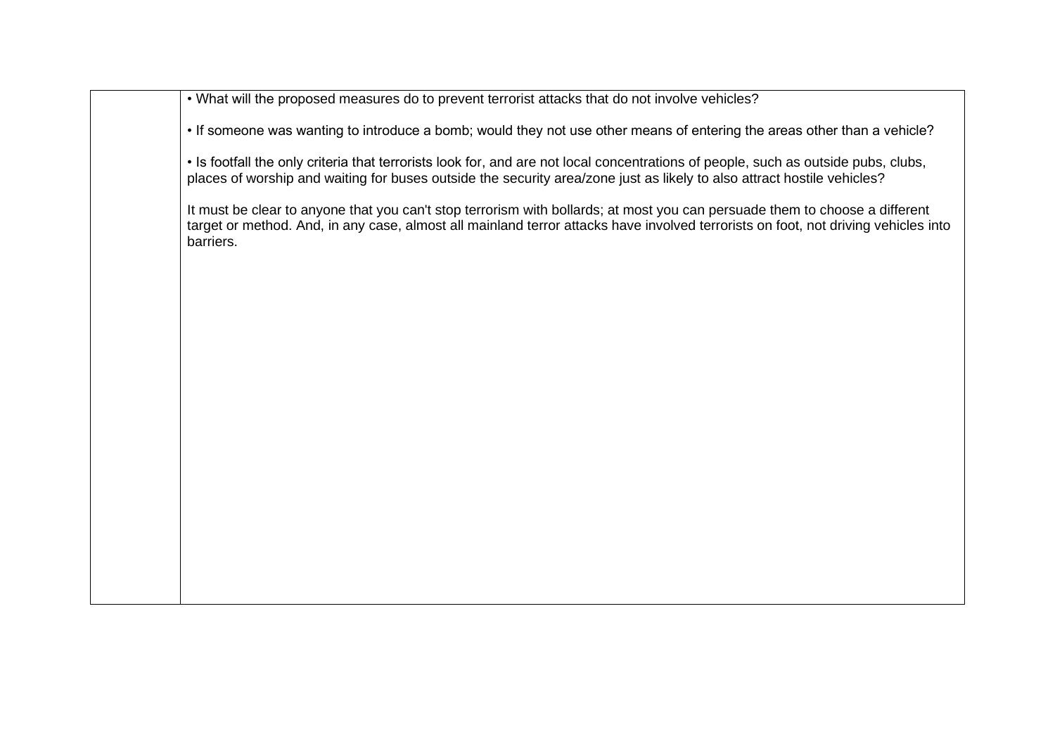| | • What will the proposed measures do to prevent terrorist attacks that do not involve vehicles?<br><br>• If someone was wanting to introduce a bomb; would they not use other means of entering the areas other than a vehicle?<br><br>• Is footfall the only criteria that terrorists look for, and are not local concentrations of people, such as outside pubs, clubs, places of worship and waiting for buses outside the security area/zone just as likely to also attract hostile vehicles?<br><br>It must be clear to anyone that you can't stop terrorism with bollards; at most you can persuade them to choose a different target or method. And, in any case, almost all mainland terror attacks have involved terrorists on foot, not driving vehicles into barriers. |
|---|---|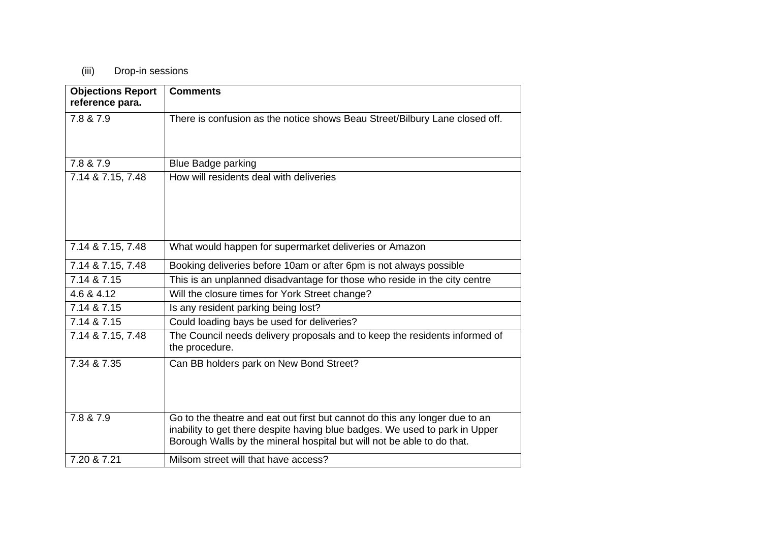(iii) Drop-in sessions

| Objections Report reference para. | Comments |
|---|---|
| 7.8 & 7.9 | There is confusion as the notice shows Beau Street/Bilbury Lane closed off. |
| 7.8 & 7.9 | Blue Badge parking |
| 7.14 & 7.15, 7.48 | How will residents deal with deliveries |
| 7.14 & 7.15, 7.48 | What would happen for supermarket deliveries or Amazon |
| 7.14 & 7.15, 7.48 | Booking deliveries before 10am or after 6pm is not always possible |
| 7.14 & 7.15 | This is an unplanned disadvantage for those who reside in the city centre |
| 4.6 & 4.12 | Will the closure times for York Street change? |
| 7.14 & 7.15 | Is any resident parking being lost? |
| 7.14 & 7.15 | Could loading bays be used for deliveries? |
| 7.14 & 7.15, 7.48 | The Council needs delivery proposals and to keep the residents informed of the procedure. |
| 7.34 & 7.35 | Can BB holders park on New Bond Street? |
| 7.8 & 7.9 | Go to the theatre and eat out first but cannot do this any longer due to an inability to get there despite having blue badges. We used to park in Upper Borough Walls by the mineral hospital but will not be able to do that. |
| 7.20 & 7.21 | Milsom street will that have access? |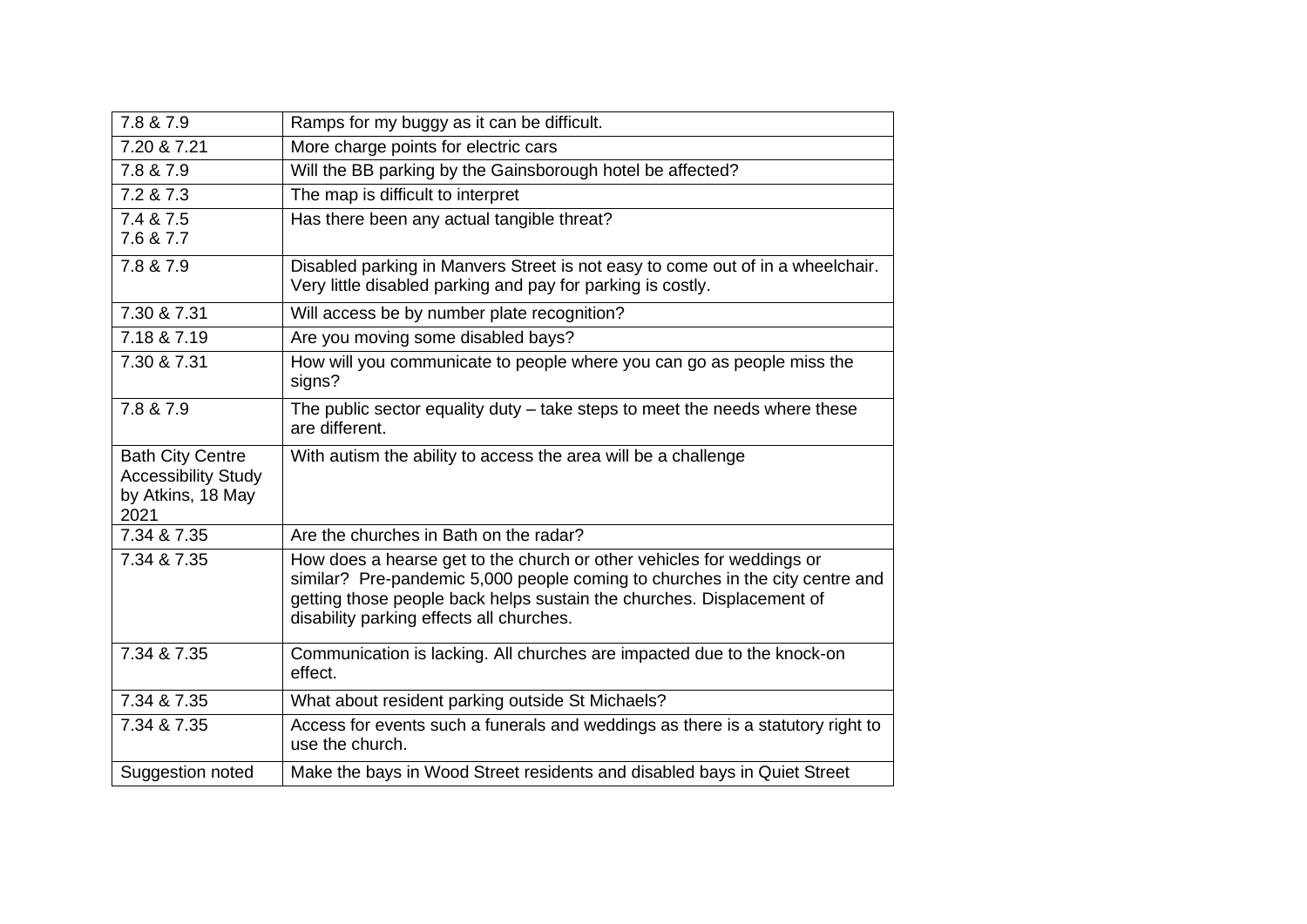| 7.8 & 7.9 | Ramps for my buggy as it can be difficult. |
|---|---|
| 7.20 & 7.21 | More charge points for electric cars |
| 7.8 & 7.9 | Will the BB parking by the Gainsborough hotel be affected? |
| 7.2 & 7.3 | The map is difficult to interpret |
| 7.4 & 7.5<br>7.6 & 7.7 | Has there been any actual tangible threat? |
| 7.8 & 7.9 | Disabled parking in Manvers Street is not easy to come out of in a wheelchair. Very little disabled parking and pay for parking is costly. |
| 7.30 & 7.31 | Will access be by number plate recognition? |
| 7.18 & 7.19 | Are you moving some disabled bays? |
| 7.30 & 7.31 | How will you communicate to people where you can go as people miss the signs? |
| 7.8 & 7.9 | The public sector equality duty – take steps to meet the needs where these are different. |
| Bath City Centre Accessibility Study by Atkins, 18 May 2021 | With autism the ability to access the area will be a challenge |
| 7.34 & 7.35 | Are the churches in Bath on the radar? |
| 7.34 & 7.35 | How does a hearse get to the church or other vehicles for weddings or similar? Pre-pandemic 5,000 people coming to churches in the city centre and getting those people back helps sustain the churches. Displacement of disability parking effects all churches. |
| 7.34 & 7.35 | Communication is lacking. All churches are impacted due to the knock-on effect. |
| 7.34 & 7.35 | What about resident parking outside St Michaels? |
| 7.34 & 7.35 | Access for events such a funerals and weddings as there is a statutory right to use the church. |
| Suggestion noted | Make the bays in Wood Street residents and disabled bays in Quiet Street |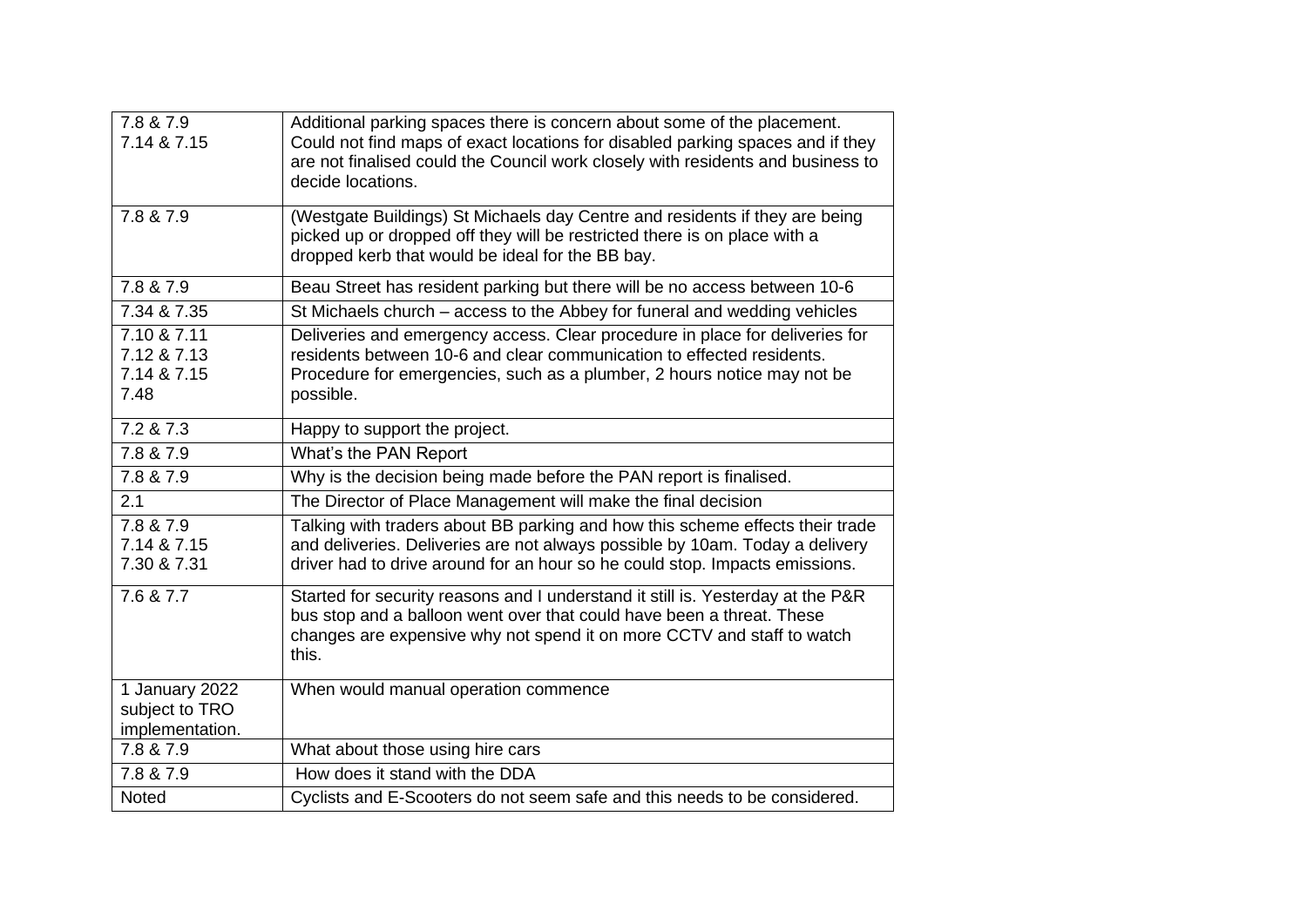| 7.8 & 7.9<br>7.14 & 7.15 | Additional parking spaces there is concern about some of the placement. Could not find maps of exact locations for disabled parking spaces and if they are not finalised could the Council work closely with residents and business to decide locations. |
|---|---|
| 7.8 & 7.9 | (Westgate Buildings) St Michaels day Centre and residents if they are being picked up or dropped off they will be restricted there is on place with a dropped kerb that would be ideal for the BB bay. |
| 7.8 & 7.9 | Beau Street has resident parking but there will be no access between 10-6 |
| 7.34 & 7.35 | St Michaels church – access to the Abbey for funeral and wedding vehicles |
| 7.10 & 7.11<br>7.12 & 7.13<br>7.14 & 7.15<br>7.48 | Deliveries and emergency access. Clear procedure in place for deliveries for residents between 10-6 and clear communication to effected residents. Procedure for emergencies, such as a plumber, 2 hours notice may not be possible. |
| 7.2 & 7.3 | Happy to support the project. |
| 7.8 & 7.9 | What's the PAN Report |
| 7.8 & 7.9 | Why is the decision being made before the PAN report is finalised. |
| 2.1 | The Director of Place Management will make the final decision |
| 7.8 & 7.9<br>7.14 & 7.15<br>7.30 & 7.31 | Talking with traders about BB parking and how this scheme effects their trade and deliveries. Deliveries are not always possible by 10am. Today a delivery driver had to drive around for an hour so he could stop. Impacts emissions. |
| 7.6 & 7.7 | Started for security reasons and I understand it still is. Yesterday at the P&R bus stop and a balloon went over that could have been a threat. These changes are expensive why not spend it on more CCTV and staff to watch this. |
| 1 January 2022 subject to TRO implementation. | When would manual operation commence |
| 7.8 & 7.9 | What about those using hire cars |
| 7.8 & 7.9 | How does it stand with the DDA |
| Noted | Cyclists and E-Scooters do not seem safe and this needs to be considered. |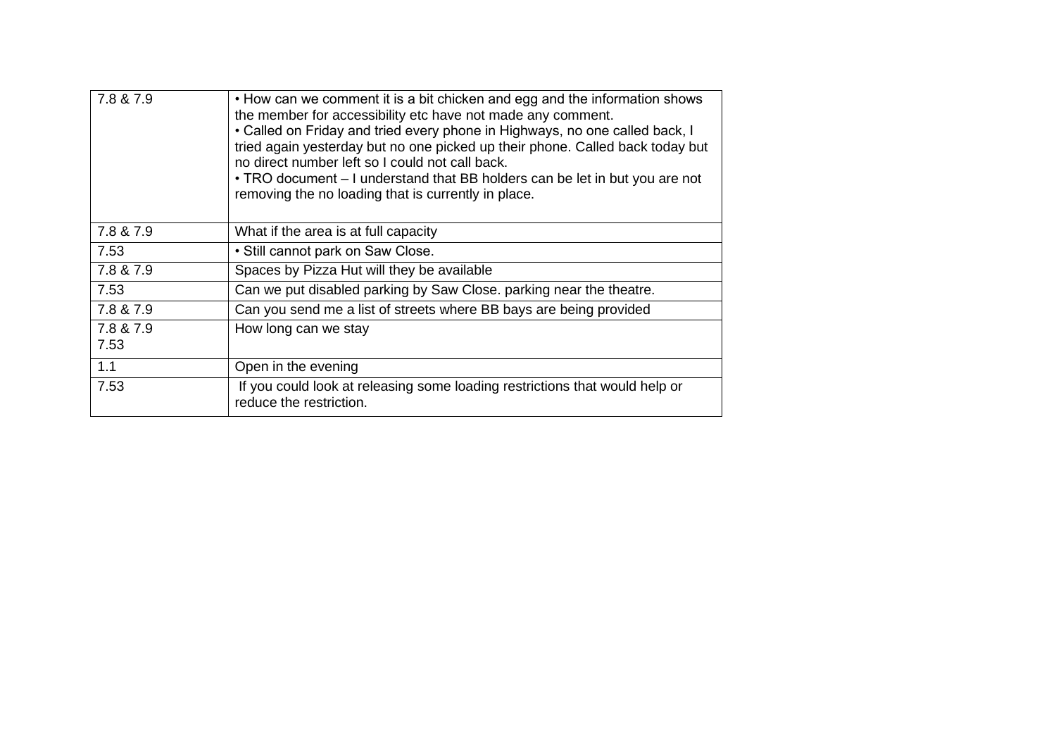| | |
|---|---|
| 7.8 & 7.9 | • How can we comment it is a bit chicken and egg and the information shows the member for accessibility etc have not made any comment.<br>• Called on Friday and tried every phone in Highways, no one called back, I tried again yesterday but no one picked up their phone. Called back today but no direct number left so I could not call back.<br>• TRO document – I understand that BB holders can be let in but you are not removing the no loading that is currently in place. |
| 7.8 & 7.9 | What if the area is at full capacity |
| 7.53 | • Still cannot park on Saw Close. |
| 7.8 & 7.9 | Spaces by Pizza Hut will they be available |
| 7.53 | Can we put disabled parking by Saw Close. parking near the theatre. |
| 7.8 & 7.9 | Can you send me a list of streets where BB bays are being provided |
| 7.8 & 7.9<br>7.53 | How long can we stay |
| 1.1 | Open in the evening |
| 7.53 | If you could look at releasing some loading restrictions that would help or reduce the restriction. |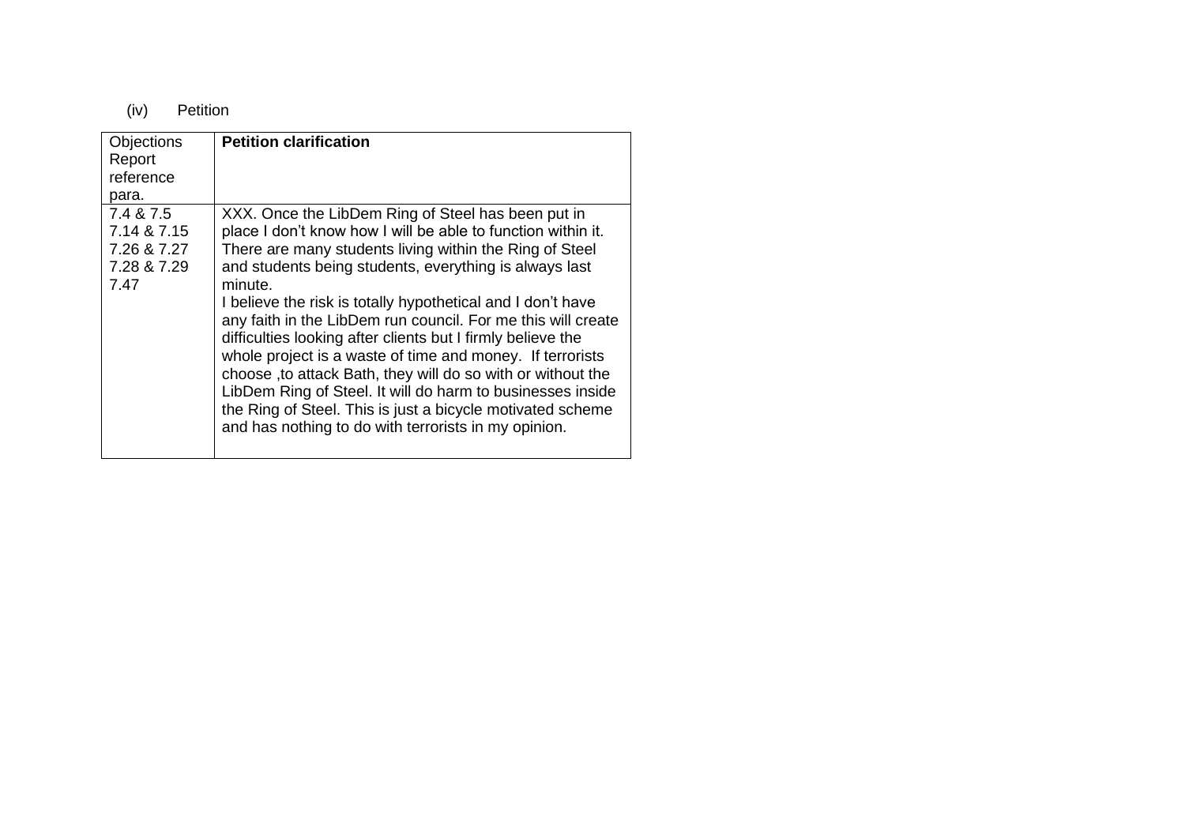(iv) Petition

| Objections Report reference para. | **Petition clarification** |
|---|---|
| 7.4 & 7.5<br>7.14 & 7.15<br>7.26 & 7.27<br>7.28 & 7.29<br>7.47 | XXX. Once the LibDem Ring of Steel has been put in place I don't know how I will be able to function within it. There are many students living within the Ring of Steel and students being students, everything is always last minute.<br>I believe the risk is totally hypothetical and I don't have any faith in the LibDem run council. For me this will create difficulties looking after clients but I firmly believe the whole project is a waste of time and money. If terrorists choose ,to attack Bath, they will do so with or without the LibDem Ring of Steel. It will do harm to businesses inside the Ring of Steel. This is just a bicycle motivated scheme and has nothing to do with terrorists in my opinion. |